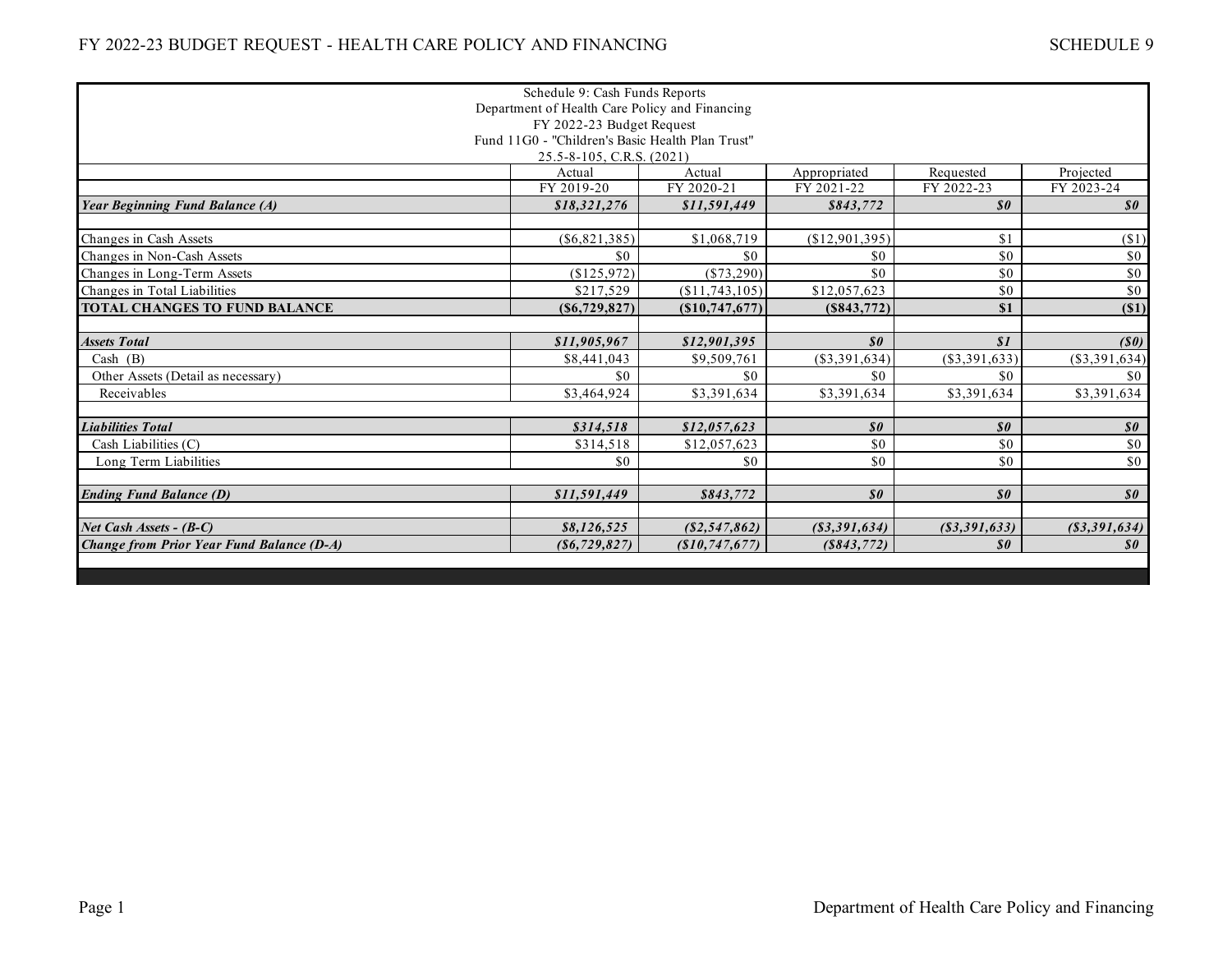Schedule 9: Cash Funds Reports
Department of Health Care Policy and Financing
FY 2022-23 Budget Request
Fund 11G0 - "Children's Basic Health Plan Trust"
25.5-8-105, C.R.S. (2021)

| | Actual | Actual | Appropriated | Requested | Projected |
|---|---|---|---|---|---|
| | FY 2019-20 | FY 2020-21 | FY 2021-22 | FY 2022-23 | FY 2023-24 |
| ***Year Beginning Fund Balance (A)*** | ***$18,321,276*** | ***$11,591,449*** | ***$843,772*** | ***$0*** | ***$0*** |
| | | | | | |
| Changes in Cash Assets | ($6,821,385) | $1,068,719 | ($12,901,395) | $1 | ($1) |
| Changes in Non-Cash Assets | $0 | $0 | $0 | $0 | $0 |
| Changes in Long-Term Assets | ($125,972) | ($73,290) | $0 | $0 | $0 |
| Changes in Total Liabilities | $217,529 | ($11,743,105) | $12,057,623 | $0 | $0 |
| **TOTAL CHANGES TO FUND BALANCE** | **($6,729,827)** | **($10,747,677)** | **($843,772)** | **$1** | **($1)** |
| | | | | | |
| ***Assets Total*** | ***$11,905,967*** | ***$12,901,395*** | ***$0*** | ***$1*** | ***($0)*** |
| Cash (B) | $8,441,043 | $9,509,761 | ($3,391,634) | ($3,391,633) | ($3,391,634) |
| Other Assets (Detail as necessary) | $0 | $0 | $0 | $0 | $0 |
| Receivables | $3,464,924 | $3,391,634 | $3,391,634 | $3,391,634 | $3,391,634 |
| | | | | | |
| ***Liabilities Total*** | ***$314,518*** | ***$12,057,623*** | ***$0*** | ***$0*** | ***$0*** |
| Cash Liabilities (C) | $314,518 | $12,057,623 | $0 | $0 | $0 |
| Long Term Liabilities | $0 | $0 | $0 | $0 | $0 |
| | | | | | |
| ***Ending Fund Balance (D)*** | ***$11,591,449*** | ***$843,772*** | ***$0*** | ***$0*** | ***$0*** |
| | | | | | |
| ***Net Cash Assets - (B-C)*** | ***$8,126,525*** | ***($2,547,862)*** | ***($3,391,634)*** | ***($3,391,633)*** | ***($3,391,634)*** |
| ***Change from Prior Year Fund Balance (D-A)*** | ***($6,729,827)*** | ***($10,747,677)*** | ***($843,772)*** | ***$0*** | ***$0*** |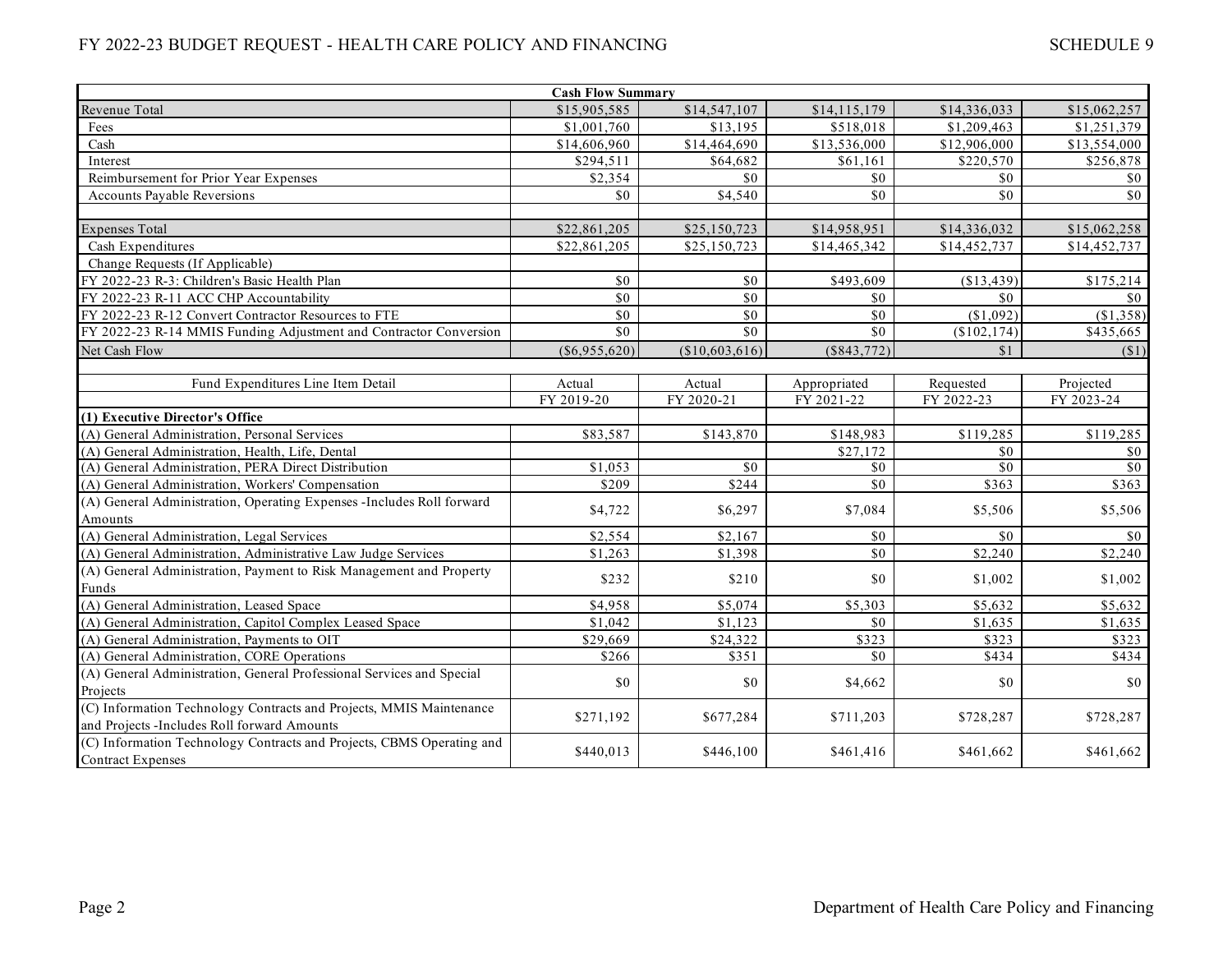| Cash Flow Summary | | | | | |
|---|---|---|---|---|---|
| Revenue Total | $15,905,585 | $14,547,107 | $14,115,179 | $14,336,033 | $15,062,257 |
| Fees | $1,001,760 | $13,195 | $518,018 | $1,209,463 | $1,251,379 |
| Cash | $14,606,960 | $14,464,690 | $13,536,000 | $12,906,000 | $13,554,000 |
| Interest | $294,511 | $64,682 | $61,161 | $220,570 | $256,878 |
| Reimbursement for Prior Year Expenses | $2,354 | $0 | $0 | $0 | $0 |
| Accounts Payable Reversions | $0 | $4,540 | $0 | $0 | $0 |
| | | | | | |
| Expenses Total | $22,861,205 | $25,150,723 | $14,958,951 | $14,336,032 | $15,062,258 |
| Cash Expenditures | $22,861,205 | $25,150,723 | $14,465,342 | $14,452,737 | $14,452,737 |
| Change Requests (If Applicable) | | | | | |
| FY 2022-23 R-3: Children's Basic Health Plan | $0 | $0 | $493,609 | ($13,439) | $175,214 |
| FY 2022-23 R-11 ACC CHP Accountability | $0 | $0 | $0 | $0 | $0 |
| FY 2022-23 R-12 Convert Contractor Resources to FTE | $0 | $0 | $0 | ($1,092) | ($1,358) |
| FY 2022-23 R-14 MMIS Funding Adjustment and Contractor Conversion | $0 | $0 | $0 | ($102,174) | $435,665 |
| Net Cash Flow | ($6,955,620) | ($10,603,616) | ($843,772) | $1 | ($1) |

| Fund Expenditures Line Item Detail | Actual | Actual | Appropriated | Requested | Projected |
|---|---|---|---|---|---|
| | FY 2019-20 | FY 2020-21 | FY 2021-22 | FY 2022-23 | FY 2023-24 |
| **(1) Executive Director's Office** | | | | | |
| (A) General Administration, Personal Services | $83,587 | $143,870 | $148,983 | $119,285 | $119,285 |
| (A) General Administration, Health, Life, Dental | | | $27,172 | $0 | $0 |
| (A) General Administration, PERA Direct Distribution | $1,053 | $0 | $0 | $0 | $0 |
| (A) General Administration, Workers' Compensation | $209 | $244 | $0 | $363 | $363 |
| (A) General Administration, Operating Expenses -Includes Roll forward Amounts | $4,722 | $6,297 | $7,084 | $5,506 | $5,506 |
| (A) General Administration, Legal Services | $2,554 | $2,167 | $0 | $0 | $0 |
| (A) General Administration, Administrative Law Judge Services | $1,263 | $1,398 | $0 | $2,240 | $2,240 |
| (A) General Administration, Payment to Risk Management and Property Funds | $232 | $210 | $0 | $1,002 | $1,002 |
| (A) General Administration, Leased Space | $4,958 | $5,074 | $5,303 | $5,632 | $5,632 |
| (A) General Administration, Capitol Complex Leased Space | $1,042 | $1,123 | $0 | $1,635 | $1,635 |
| (A) General Administration, Payments to OIT | $29,669 | $24,322 | $323 | $323 | $323 |
| (A) General Administration, CORE Operations | $266 | $351 | $0 | $434 | $434 |
| (A) General Administration, General Professional Services and Special Projects | $0 | $0 | $4,662 | $0 | $0 |
| (C) Information Technology Contracts and Projects, MMIS Maintenance and Projects -Includes Roll forward Amounts | $271,192 | $677,284 | $711,203 | $728,287 | $728,287 |
| (C) Information Technology Contracts and Projects, CBMS Operating and Contract Expenses | $440,013 | $446,100 | $461,416 | $461,662 | $461,662 |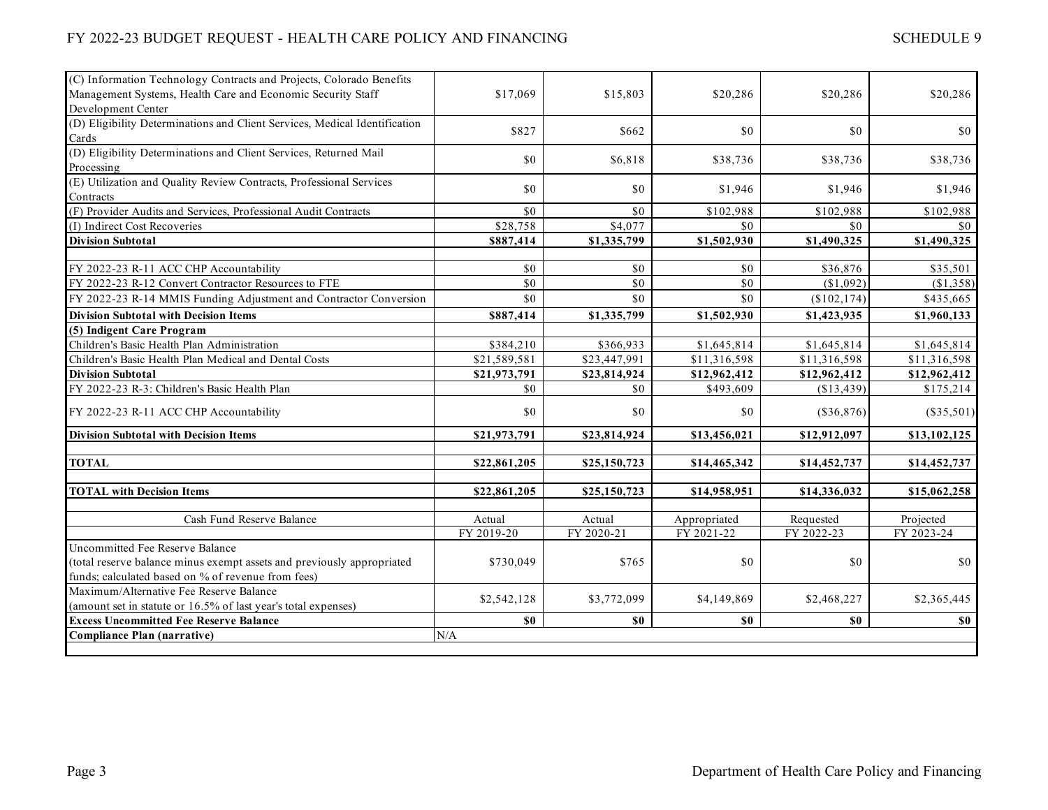| | | | | | |
|---|---|---|---|---|---|
| (C) Information Technology Contracts and Projects, Colorado Benefits Management Systems, Health Care and Economic Security Staff Development Center | $17,069 | $15,803 | $20,286 | $20,286 | $20,286 |
| (D) Eligibility Determinations and Client Services, Medical Identification Cards | $827 | $662 | $0 | $0 | $0 |
| (D) Eligibility Determinations and Client Services, Returned Mail Processing | $0 | $6,818 | $38,736 | $38,736 | $38,736 |
| (E) Utilization and Quality Review Contracts, Professional Services Contracts | $0 | $0 | $1,946 | $1,946 | $1,946 |
| (F) Provider Audits and Services, Professional Audit Contracts | $0 | $0 | $102,988 | $102,988 | $102,988 |
| (I) Indirect Cost Recoveries | $28,758 | $4,077 | $0 | $0 | $0 |
| **Division Subtotal** | **$887,414** | **$1,335,799** | **$1,502,930** | **$1,490,325** | **$1,490,325** |
| | | | | | |
| FY 2022-23 R-11 ACC CHP Accountability | $0 | $0 | $0 | $36,876 | $35,501 |
| FY 2022-23 R-12 Convert Contractor Resources to FTE | $0 | $0 | $0 | ($1,092) | ($1,358) |
| FY 2022-23 R-14 MMIS Funding Adjustment and Contractor Conversion | $0 | $0 | $0 | ($102,174) | $435,665 |
| **Division Subtotal with Decision Items** | **$887,414** | **$1,335,799** | **$1,502,930** | **$1,423,935** | **$1,960,133** |
| **(5) Indigent Care Program** | | | | | |
| Children's Basic Health Plan Administration | $384,210 | $366,933 | $1,645,814 | $1,645,814 | $1,645,814 |
| Children's Basic Health Plan Medical and Dental Costs | $21,589,581 | $23,447,991 | $11,316,598 | $11,316,598 | $11,316,598 |
| **Division Subtotal** | **$21,973,791** | **$23,814,924** | **$12,962,412** | **$12,962,412** | **$12,962,412** |
| FY 2022-23 R-3: Children's Basic Health Plan | $0 | $0 | $493,609 | ($13,439) | $175,214 |
| FY 2022-23 R-11 ACC CHP Accountability | $0 | $0 | $0 | ($36,876) | ($35,501) |
| **Division Subtotal with Decision Items** | **$21,973,791** | **$23,814,924** | **$13,456,021** | **$12,912,097** | **$13,102,125** |
| | | | | | |
| **TOTAL** | **$22,861,205** | **$25,150,723** | **$14,465,342** | **$14,452,737** | **$14,452,737** |
| | | | | | |
| **TOTAL with Decision Items** | **$22,861,205** | **$25,150,723** | **$14,958,951** | **$14,336,032** | **$15,062,258** |
| | | | | | |
| Cash Fund Reserve Balance | Actual FY 2019-20 | Actual FY 2020-21 | Appropriated FY 2021-22 | Requested FY 2022-23 | Projected FY 2023-24 |
| Uncommitted Fee Reserve Balance (total reserve balance minus exempt assets and previously appropriated funds; calculated based on % of revenue from fees) | $730,049 | $765 | $0 | $0 | $0 |
| Maximum/Alternative Fee Reserve Balance (amount set in statute or 16.5% of last year's total expenses) | $2,542,128 | $3,772,099 | $4,149,869 | $2,468,227 | $2,365,445 |
| **Excess Uncommitted Fee Reserve Balance** | **$0** | **$0** | **$0** | **$0** | **$0** |
| **Compliance Plan (narrative)** | N/A | | | | |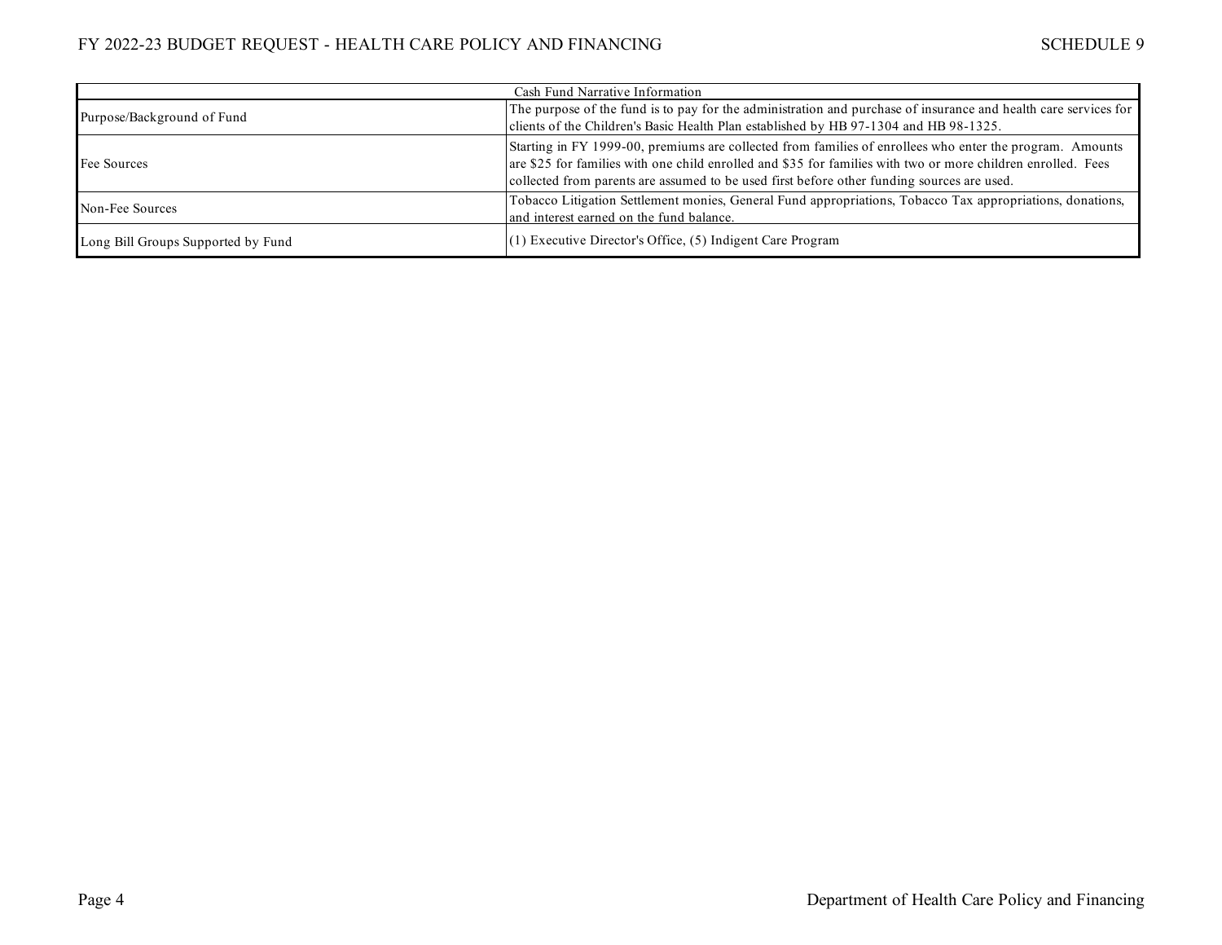| Cash Fund Narrative Information | |
|---|---|
| Purpose/Background of Fund | The purpose of the fund is to pay for the administration and purchase of insurance and health care services for clients of the Children's Basic Health Plan established by HB 97-1304 and HB 98-1325. |
| Fee Sources | Starting in FY 1999-00, premiums are collected from families of enrollees who enter the program. Amounts are $25 for families with one child enrolled and $35 for families with two or more children enrolled. Fees collected from parents are assumed to be used first before other funding sources are used. |
| Non-Fee Sources | Tobacco Litigation Settlement monies, General Fund appropriations, Tobacco Tax appropriations, donations, and interest earned on the fund balance. |
| Long Bill Groups Supported by Fund | (1) Executive Director's Office, (5) Indigent Care Program |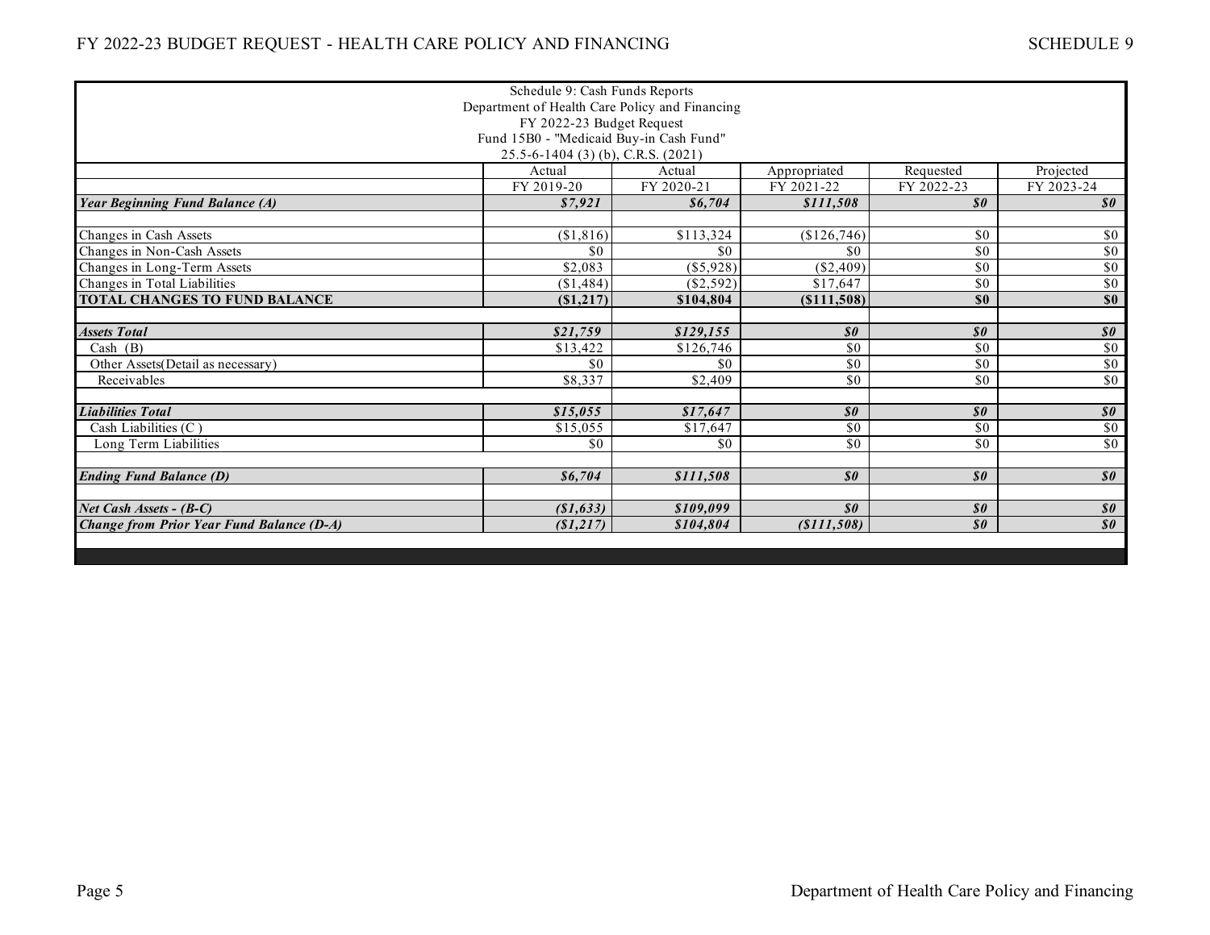| Schedule 9: Cash Funds Reports<br>Department of Health Care Policy and Financing<br>FY 2022-23 Budget Request<br>Fund 15B0 - "Medicaid Buy-in Cash Fund"<br>25.5-6-1404 (3) (b), C.R.S. (2021) | | | | | |
|---|---|---|---|---|---|
| | Actual<br>FY 2019-20 | Actual<br>FY 2020-21 | Appropriated<br>FY 2021-22 | Requested<br>FY 2022-23 | Projected<br>FY 2023-24 |
| ***Year Beginning Fund Balance (A)*** | ***$7,921*** | ***$6,704*** | ***$111,508*** | ***$0*** | ***$0*** |
| | | | | | |
| Changes in Cash Assets | ($1,816) | $113,324 | ($126,746) | $0 | $0 |
| Changes in Non-Cash Assets | $0 | $0 | $0 | $0 | $0 |
| Changes in Long-Term Assets | $2,083 | ($5,928) | ($2,409) | $0 | $0 |
| Changes in Total Liabilities | ($1,484) | ($2,592) | $17,647 | $0 | $0 |
| **TOTAL CHANGES TO FUND BALANCE** | **($1,217)** | **$104,804** | **($111,508)** | **$0** | **$0** |
| | | | | | |
| ***Assets Total*** | ***$21,759*** | ***$129,155*** | ***$0*** | ***$0*** | ***$0*** |
| Cash (B) | $13,422 | $126,746 | $0 | $0 | $0 |
| Other Assets(Detail as necessary) | $0 | $0 | $0 | $0 | $0 |
| Receivables | $8,337 | $2,409 | $0 | $0 | $0 |
| | | | | | |
| ***Liabilities Total*** | ***$15,055*** | ***$17,647*** | ***$0*** | ***$0*** | ***$0*** |
| Cash Liabilities (C ) | $15,055 | $17,647 | $0 | $0 | $0 |
| Long Term Liabilities | $0 | $0 | $0 | $0 | $0 |
| | | | | | |
| ***Ending Fund Balance (D)*** | ***$6,704*** | ***$111,508*** | ***$0*** | ***$0*** | ***$0*** |
| | | | | | |
| ***Net Cash Assets - (B-C)*** | ***($1,633)*** | ***$109,099*** | ***$0*** | ***$0*** | ***$0*** |
| ***Change from Prior Year Fund Balance (D-A)*** | ***($1,217)*** | ***$104,804*** | ***($111,508)*** | ***$0*** | ***$0*** |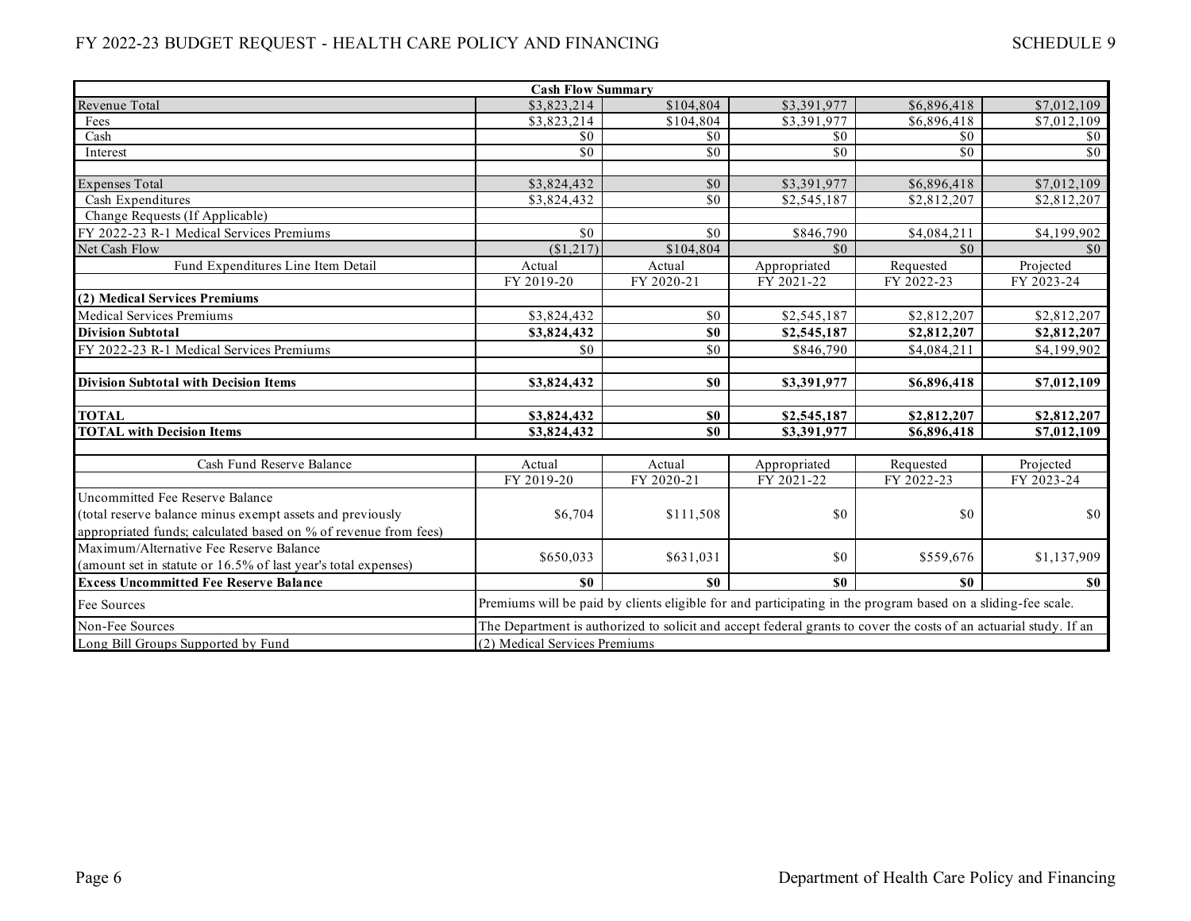| Cash Flow Summary | | | | | |
|---|---|---|---|---|---|
| Revenue Total | $3,823,214 | $104,804 | $3,391,977 | $6,896,418 | $7,012,109 |
| Fees | $3,823,214 | $104,804 | $3,391,977 | $6,896,418 | $7,012,109 |
| Cash | $0 | $0 | $0 | $0 | $0 |
| Interest | $0 | $0 | $0 | $0 | $0 |
| | | | | | |
| Expenses Total | $3,824,432 | $0 | $3,391,977 | $6,896,418 | $7,012,109 |
| Cash Expenditures | $3,824,432 | $0 | $2,545,187 | $2,812,207 | $2,812,207 |
| Change Requests (If Applicable) | | | | | |
| FY 2022-23 R-1 Medical Services Premiums | $0 | $0 | $846,790 | $4,084,211 | $4,199,902 |
| Net Cash Flow | ($1,217) | $104,804 | $0 | $0 | $0 |
| Fund Expenditures Line Item Detail | Actual | Actual | Appropriated | Requested | Projected |
| | FY 2019-20 | FY 2020-21 | FY 2021-22 | FY 2022-23 | FY 2023-24 |
| **(2) Medical Services Premiums** | | | | | |
| Medical Services Premiums | $3,824,432 | $0 | $2,545,187 | $2,812,207 | $2,812,207 |
| **Division Subtotal** | **$3,824,432** | **$0** | **$2,545,187** | **$2,812,207** | **$2,812,207** |
| FY 2022-23 R-1 Medical Services Premiums | $0 | $0 | $846,790 | $4,084,211 | $4,199,902 |
| | | | | | |
| **Division Subtotal with Decision Items** | **$3,824,432** | **$0** | **$3,391,977** | **$6,896,418** | **$7,012,109** |
| | | | | | |
| **TOTAL** | **$3,824,432** | **$0** | **$2,545,187** | **$2,812,207** | **$2,812,207** |
| **TOTAL with Decision Items** | **$3,824,432** | **$0** | **$3,391,977** | **$6,896,418** | **$7,012,109** |
| | | | | | |
| Cash Fund Reserve Balance | Actual | Actual | Appropriated | Requested | Projected |
| | FY 2019-20 | FY 2020-21 | FY 2021-22 | FY 2022-23 | FY 2023-24 |
| Uncommitted Fee Reserve Balance (total reserve balance minus exempt assets and previously appropriated funds; calculated based on % of revenue from fees) | $6,704 | $111,508 | $0 | $0 | $0 |
| Maximum/Alternative Fee Reserve Balance (amount set in statute or 16.5% of last year's total expenses) | $650,033 | $631,031 | $0 | $559,676 | $1,137,909 |
| **Excess Uncommitted Fee Reserve Balance** | **$0** | **$0** | **$0** | **$0** | **$0** |
| Fee Sources | Premiums will be paid by clients eligible for and participating in the program based on a sliding-fee scale. | | | | |
| Non-Fee Sources | The Department is authorized to solicit and accept federal grants to cover the costs of an actuarial study. If an | | | | |
| Long Bill Groups Supported by Fund | (2) Medical Services Premiums | | | | |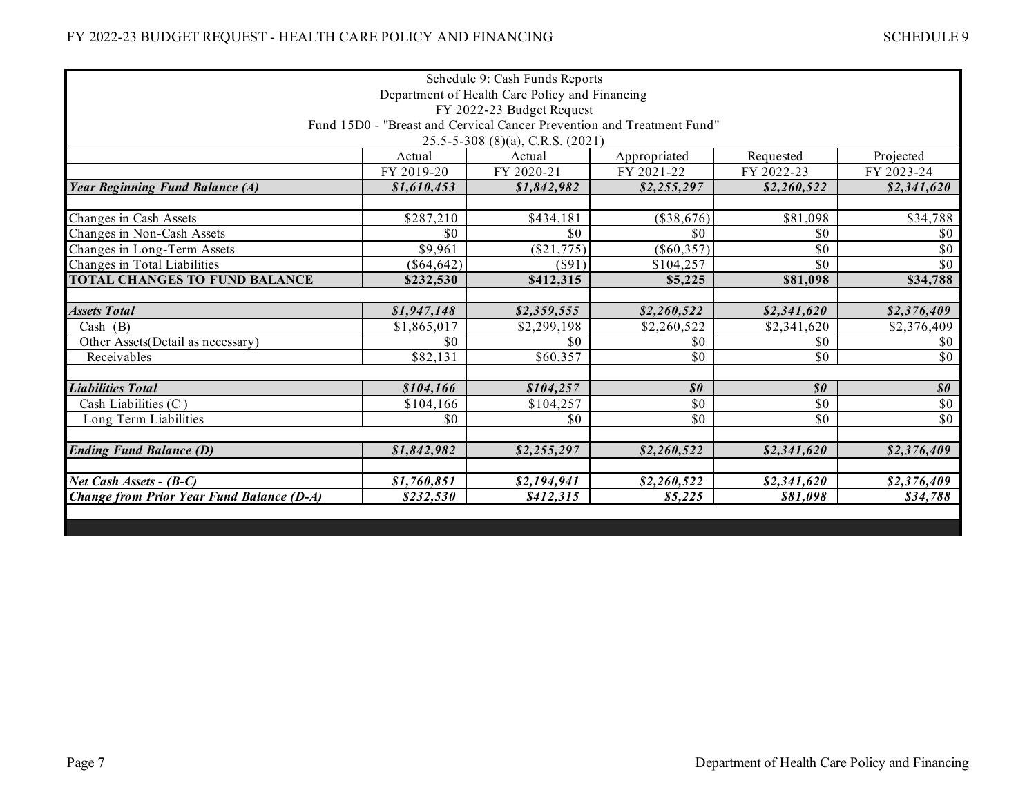Schedule 9: Cash Funds Reports
Department of Health Care Policy and Financing
FY 2022-23 Budget Request
Fund 15D0 - "Breast and Cervical Cancer Prevention and Treatment Fund"
25.5-5-308 (8)(a), C.R.S. (2021)

| | Actual | Actual | Appropriated | Requested | Projected |
|---|---|---|---|---|---|
| | FY 2019-20 | FY 2020-21 | FY 2021-22 | FY 2022-23 | FY 2023-24 |
| ***Year Beginning Fund Balance (A)*** | ***$1,610,453*** | ***$1,842,982*** | ***$2,255,297*** | ***$2,260,522*** | ***$2,341,620*** |
| | | | | | |
| Changes in Cash Assets | $287,210 | $434,181 | ($38,676) | $81,098 | $34,788 |
| Changes in Non-Cash Assets | $0 | $0 | $0 | $0 | $0 |
| Changes in Long-Term Assets | $9,961 | ($21,775) | ($60,357) | $0 | $0 |
| Changes in Total Liabilities | ($64,642) | ($91) | $104,257 | $0 | $0 |
| **TOTAL CHANGES TO FUND BALANCE** | **$232,530** | **$412,315** | **$5,225** | **$81,098** | **$34,788** |
| | | | | | |
| ***Assets Total*** | ***$1,947,148*** | ***$2,359,555*** | ***$2,260,522*** | ***$2,341,620*** | ***$2,376,409*** |
| Cash (B) | $1,865,017 | $2,299,198 | $2,260,522 | $2,341,620 | $2,376,409 |
| Other Assets(Detail as necessary) | $0 | $0 | $0 | $0 | $0 |
| Receivables | $82,131 | $60,357 | $0 | $0 | $0 |
| | | | | | |
| ***Liabilities Total*** | ***$104,166*** | ***$104,257*** | ***$0*** | ***$0*** | ***$0*** |
| Cash Liabilities (C ) | $104,166 | $104,257 | $0 | $0 | $0 |
| Long Term Liabilities | $0 | $0 | $0 | $0 | $0 |
| | | | | | |
| ***Ending Fund Balance (D)*** | ***$1,842,982*** | ***$2,255,297*** | ***$2,260,522*** | ***$2,341,620*** | ***$2,376,409*** |
| | | | | | |
| ***Net Cash Assets - (B-C)*** | ***$1,760,851*** | ***$2,194,941*** | ***$2,260,522*** | ***$2,341,620*** | ***$2,376,409*** |
| ***Change from Prior Year Fund Balance (D-A)*** | ***$232,530*** | ***$412,315*** | ***$5,225*** | ***$81,098*** | ***$34,788*** |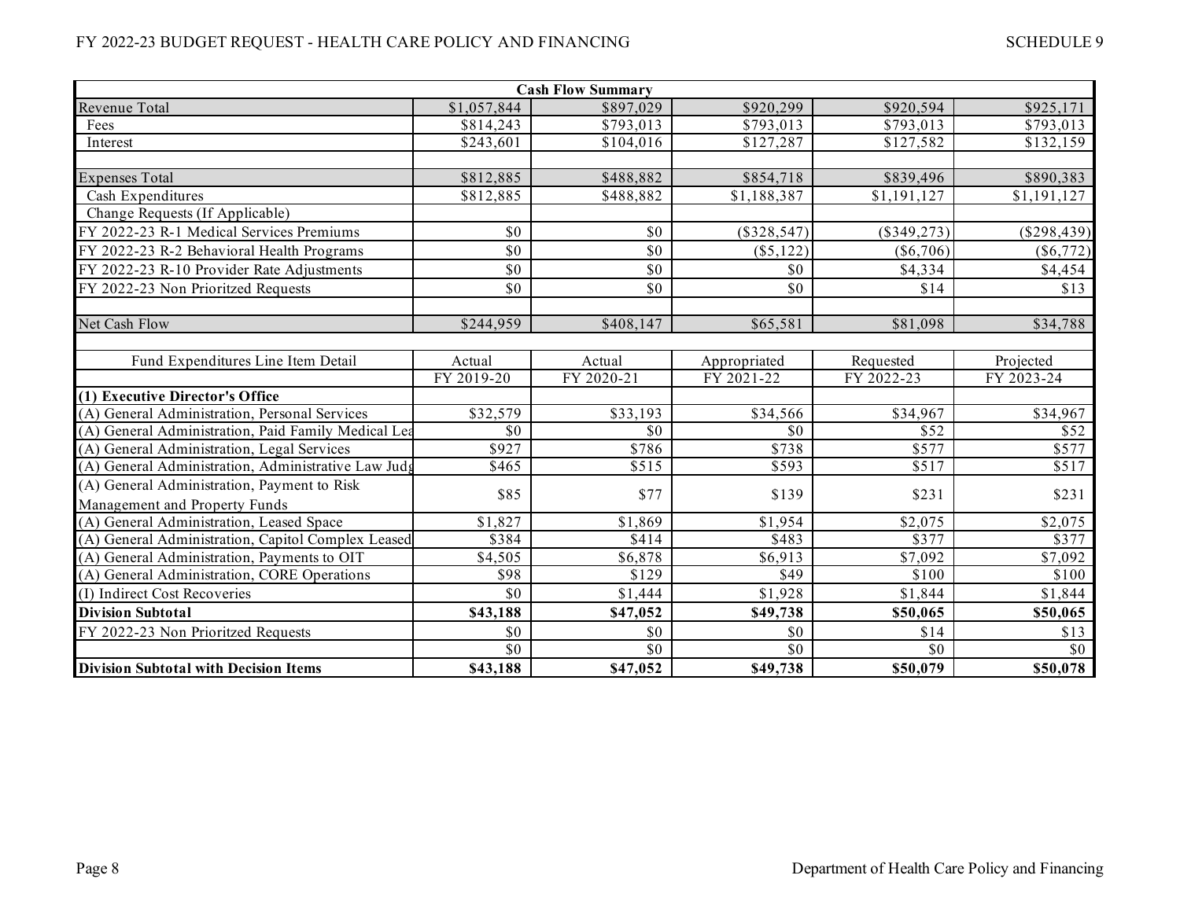| Cash Flow Summary | | | | | |
|---|---|---|---|---|---|
| Revenue Total | $1,057,844 | $897,029 | $920,299 | $920,594 | $925,171 |
| Fees | $814,243 | $793,013 | $793,013 | $793,013 | $793,013 |
| Interest | $243,601 | $104,016 | $127,287 | $127,582 | $132,159 |
| | | | | | |
| Expenses Total | $812,885 | $488,882 | $854,718 | $839,496 | $890,383 |
| Cash Expenditures | $812,885 | $488,882 | $1,188,387 | $1,191,127 | $1,191,127 |
| Change Requests (If Applicable) | | | | | |
| FY 2022-23 R-1 Medical Services Premiums | $0 | $0 | ($328,547) | ($349,273) | ($298,439) |
| FY 2022-23 R-2 Behavioral Health Programs | $0 | $0 | ($5,122) | ($6,706) | ($6,772) |
| FY 2022-23 R-10 Provider Rate Adjustments | $0 | $0 | $0 | $4,334 | $4,454 |
| FY 2022-23 Non Prioritzed Requests | $0 | $0 | $0 | $14 | $13 |
| | | | | | |
| Net Cash Flow | $244,959 | $408,147 | $65,581 | $81,098 | $34,788 |

| Fund Expenditures Line Item Detail | Actual FY 2019-20 | Actual FY 2020-21 | Appropriated FY 2021-22 | Requested FY 2022-23 | Projected FY 2023-24 |
|---|---|---|---|---|---|
| **(1) Executive Director's Office** | | | | | |
| (A) General Administration, Personal Services | $32,579 | $33,193 | $34,566 | $34,967 | $34,967 |
| (A) General Administration, Paid Family Medical Lea | $0 | $0 | $0 | $52 | $52 |
| (A) General Administration, Legal Services | $927 | $786 | $738 | $577 | $577 |
| (A) General Administration, Administrative Law Judg | $465 | $515 | $593 | $517 | $517 |
| (A) General Administration, Payment to Risk Management and Property Funds | $85 | $77 | $139 | $231 | $231 |
| (A) General Administration, Leased Space | $1,827 | $1,869 | $1,954 | $2,075 | $2,075 |
| (A) General Administration, Capitol Complex Leased | $384 | $414 | $483 | $377 | $377 |
| (A) General Administration, Payments to OIT | $4,505 | $6,878 | $6,913 | $7,092 | $7,092 |
| (A) General Administration, CORE Operations | $98 | $129 | $49 | $100 | $100 |
| (I) Indirect Cost Recoveries | $0 | $1,444 | $1,928 | $1,844 | $1,844 |
| **Division Subtotal** | **$43,188** | **$47,052** | **$49,738** | **$50,065** | **$50,065** |
| FY 2022-23 Non Prioritzed Requests | $0 | $0 | $0 | $14 | $13 |
| | $0 | $0 | $0 | $0 | $0 |
| **Division Subtotal with Decision Items** | **$43,188** | **$47,052** | **$49,738** | **$50,079** | **$50,078** |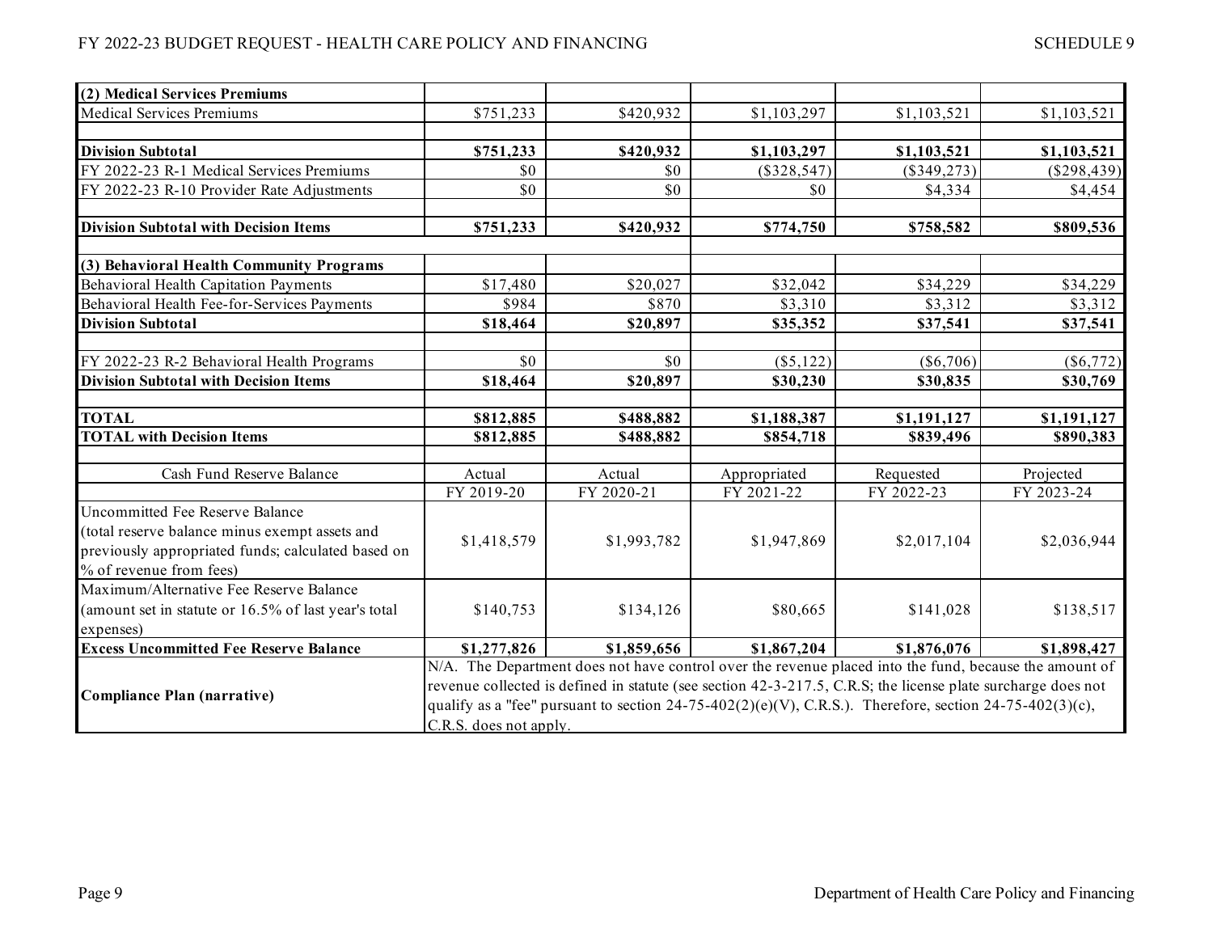| (2) Medical Services Premiums | | | | | |
|---|---|---|---|---|---|
| Medical Services Premiums | $751,233 | $420,932 | $1,103,297 | $1,103,521 | $1,103,521 |
| | | | | | |
| **Division Subtotal** | **$751,233** | **$420,932** | **$1,103,297** | **$1,103,521** | **$1,103,521** |
| FY 2022-23 R-1 Medical Services Premiums | $0 | $0 | ($328,547) | ($349,273) | ($298,439) |
| FY 2022-23 R-10 Provider Rate Adjustments | $0 | $0 | $0 | $4,334 | $4,454 |
| | | | | | |
| **Division Subtotal with Decision Items** | **$751,233** | **$420,932** | **$774,750** | **$758,582** | **$809,536** |
| | | | | | |
| **(3) Behavioral Health Community Programs** | | | | | |
| Behavioral Health Capitation Payments | $17,480 | $20,027 | $32,042 | $34,229 | $34,229 |
| Behavioral Health Fee-for-Services Payments | $984 | $870 | $3,310 | $3,312 | $3,312 |
| **Division Subtotal** | **$18,464** | **$20,897** | **$35,352** | **$37,541** | **$37,541** |
| | | | | | |
| FY 2022-23 R-2 Behavioral Health Programs | $0 | $0 | ($5,122) | ($6,706) | ($6,772) |
| **Division Subtotal with Decision Items** | **$18,464** | **$20,897** | **$30,230** | **$30,835** | **$30,769** |
| | | | | | |
| **TOTAL** | **$812,885** | **$488,882** | **$1,188,387** | **$1,191,127** | **$1,191,127** |
| **TOTAL with Decision Items** | **$812,885** | **$488,882** | **$854,718** | **$839,496** | **$890,383** |

| Cash Fund Reserve Balance | Actual FY 2019-20 | Actual FY 2020-21 | Appropriated FY 2021-22 | Requested FY 2022-23 | Projected FY 2023-24 |
|---|---|---|---|---|---|
| Uncommitted Fee Reserve Balance (total reserve balance minus exempt assets and previously appropriated funds; calculated based on % of revenue from fees) | $1,418,579 | $1,993,782 | $1,947,869 | $2,017,104 | $2,036,944 |
| Maximum/Alternative Fee Reserve Balance (amount set in statute or 16.5% of last year's total expenses) | $140,753 | $134,126 | $80,665 | $141,028 | $138,517 |
| **Excess Uncommitted Fee Reserve Balance** | **$1,277,826** | **$1,859,656** | **$1,867,204** | **$1,876,076** | **$1,898,427** |
| **Compliance Plan (narrative)** | N/A. The Department does not have control over the revenue placed into the fund, because the amount of revenue collected is defined in statute (see section 42-3-217.5, C.R.S; the license plate surcharge does not qualify as a "fee" pursuant to section 24-75-402(2)(e)(V), C.R.S.). Therefore, section 24-75-402(3)(c), C.R.S. does not apply. | | | | |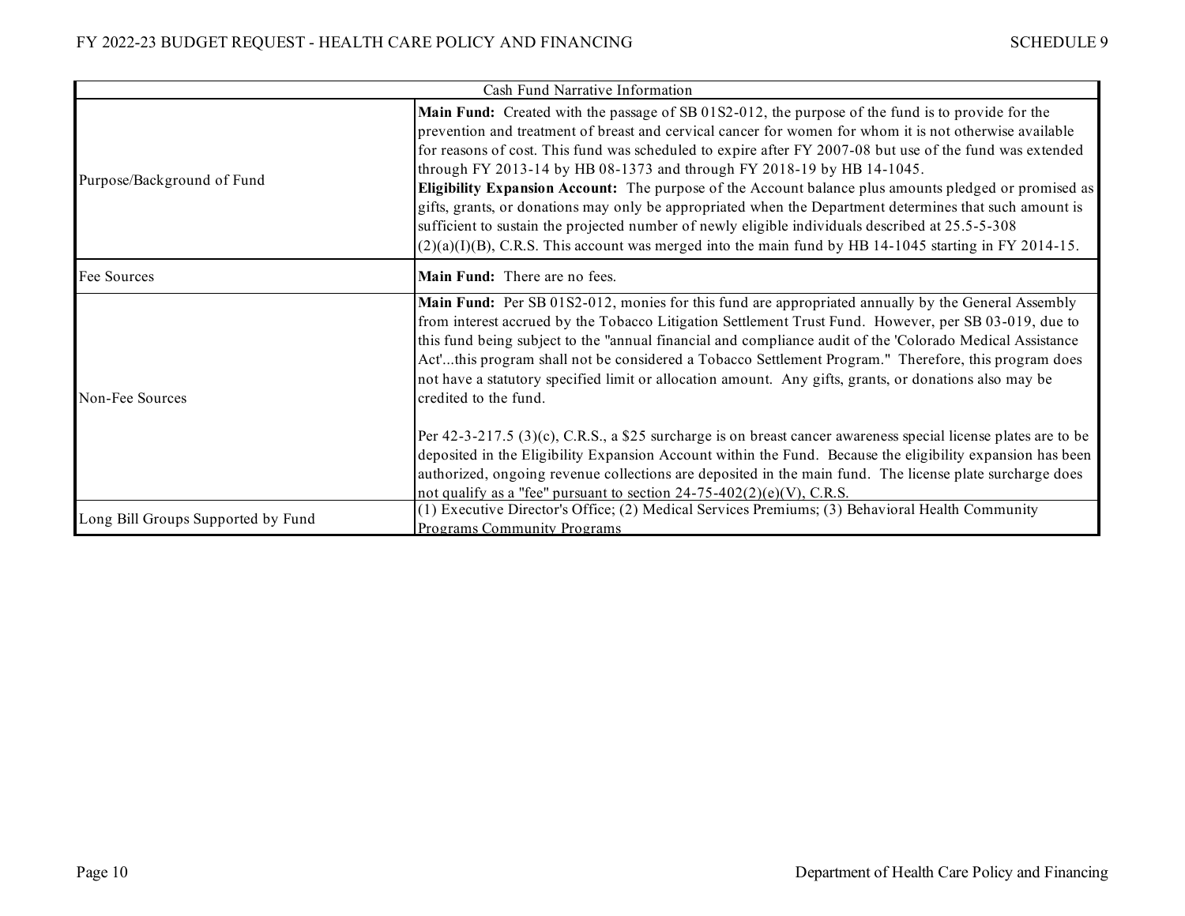| Cash Fund Narrative Information | |
|---|---|
| Purpose/Background of Fund | **Main Fund:** Created with the passage of SB 01S2-012, the purpose of the fund is to provide for the prevention and treatment of breast and cervical cancer for women for whom it is not otherwise available for reasons of cost. This fund was scheduled to expire after FY 2007-08 but use of the fund was extended through FY 2013-14 by HB 08-1373 and through FY 2018-19 by HB 14-1045.<br>**Eligibility Expansion Account:** The purpose of the Account balance plus amounts pledged or promised as gifts, grants, or donations may only be appropriated when the Department determines that such amount is sufficient to sustain the projected number of newly eligible individuals described at 25.5-5-308 (2)(a)(I)(B), C.R.S. This account was merged into the main fund by HB 14-1045 starting in FY 2014-15. |
| Fee Sources | **Main Fund:** There are no fees. |
| Non-Fee Sources | **Main Fund:** Per SB 01S2-012, monies for this fund are appropriated annually by the General Assembly from interest accrued by the Tobacco Litigation Settlement Trust Fund. However, per SB 03-019, due to this fund being subject to the "annual financial and compliance audit of the 'Colorado Medical Assistance Act'...this program shall not be considered a Tobacco Settlement Program." Therefore, this program does not have a statutory specified limit or allocation amount. Any gifts, grants, or donations also may be credited to the fund.<br><br>Per 42-3-217.5 (3)(c), C.R.S., a $25 surcharge is on breast cancer awareness special license plates are to be deposited in the Eligibility Expansion Account within the Fund. Because the eligibility expansion has been authorized, ongoing revenue collections are deposited in the main fund. The license plate surcharge does not qualify as a "fee" pursuant to section 24-75-402(2)(e)(V), C.R.S. |
| Long Bill Groups Supported by Fund | (1) Executive Director's Office; (2) Medical Services Premiums; (3) Behavioral Health Community Programs Community Programs |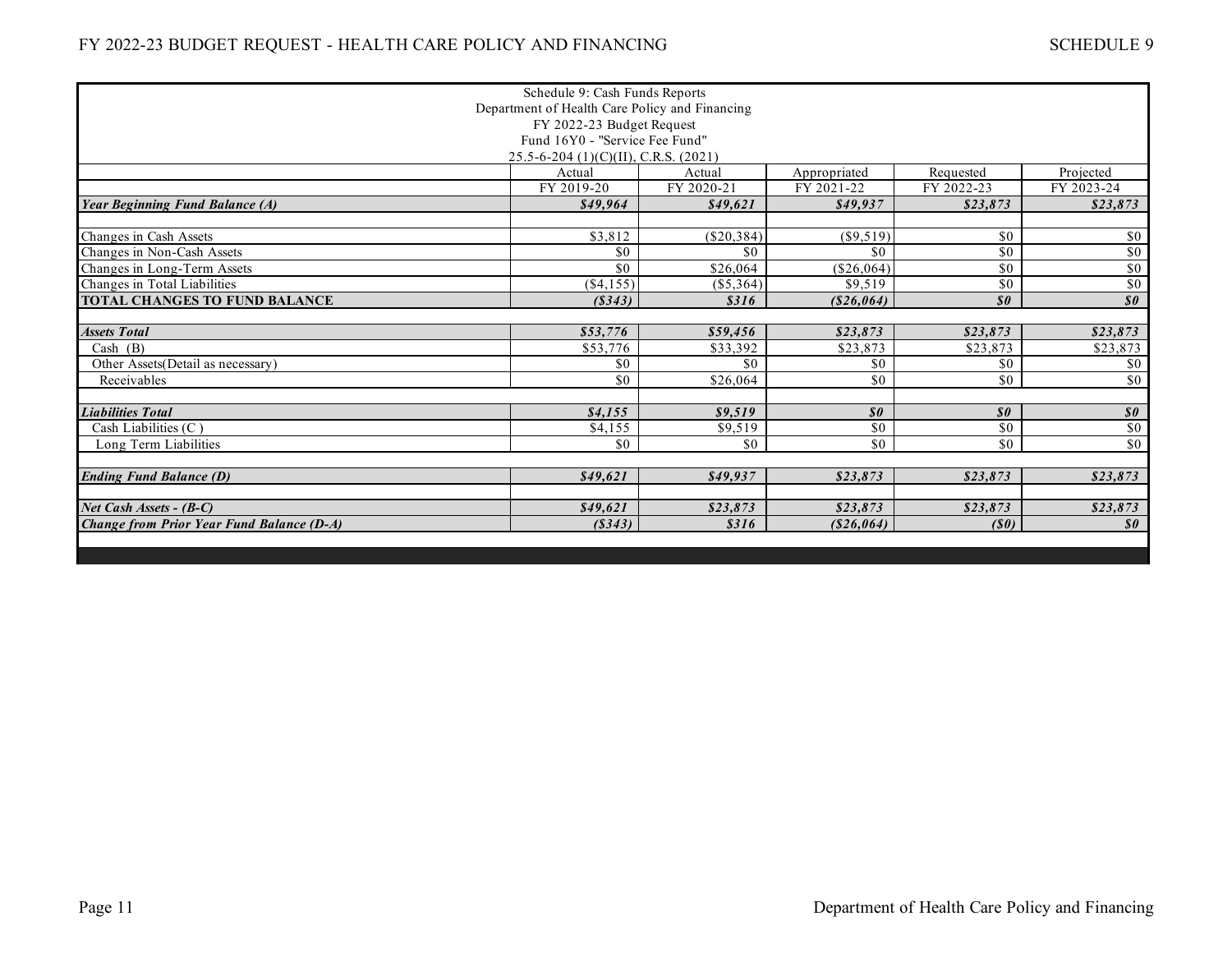Schedule 9: Cash Funds Reports
Department of Health Care Policy and Financing
FY 2022-23 Budget Request
Fund 16Y0 - "Service Fee Fund"
25.5-6-204 (1)(C)(II), C.R.S. (2021)

| | Actual | Actual | Appropriated | Requested | Projected |
|---|---|---|---|---|---|
| | FY 2019-20 | FY 2020-21 | FY 2021-22 | FY 2022-23 | FY 2023-24 |
| ***Year Beginning Fund Balance (A)*** | ***$49,964*** | ***$49,621*** | ***$49,937*** | ***$23,873*** | ***$23,873*** |
| | | | | | |
| Changes in Cash Assets | $3,812 | ($20,384) | ($9,519) | $0 | $0 |
| Changes in Non-Cash Assets | $0 | $0 | $0 | $0 | $0 |
| Changes in Long-Term Assets | $0 | $26,064 | ($26,064) | $0 | $0 |
| Changes in Total Liabilities | ($4,155) | ($5,364) | $9,519 | $0 | $0 |
| **TOTAL CHANGES TO FUND BALANCE** | ***($343)*** | ***$316*** | ***($26,064)*** | ***$0*** | ***$0*** |
| | | | | | |
| ***Assets Total*** | ***$53,776*** | ***$59,456*** | ***$23,873*** | ***$23,873*** | ***$23,873*** |
| Cash (B) | $53,776 | $33,392 | $23,873 | $23,873 | $23,873 |
| Other Assets(Detail as necessary) | $0 | $0 | $0 | $0 | $0 |
| Receivables | $0 | $26,064 | $0 | $0 | $0 |
| | | | | | |
| ***Liabilities Total*** | ***$4,155*** | ***$9,519*** | ***$0*** | ***$0*** | ***$0*** |
| Cash Liabilities (C ) | $4,155 | $9,519 | $0 | $0 | $0 |
| Long Term Liabilities | $0 | $0 | $0 | $0 | $0 |
| | | | | | |
| ***Ending Fund Balance (D)*** | ***$49,621*** | ***$49,937*** | ***$23,873*** | ***$23,873*** | ***$23,873*** |
| | | | | | |
| ***Net Cash Assets - (B-C)*** | ***$49,621*** | ***$23,873*** | ***$23,873*** | ***$23,873*** | ***$23,873*** |
| ***Change from Prior Year Fund Balance (D-A)*** | ***($343)*** | ***$316*** | ***($26,064)*** | ***($0)*** | ***$0*** |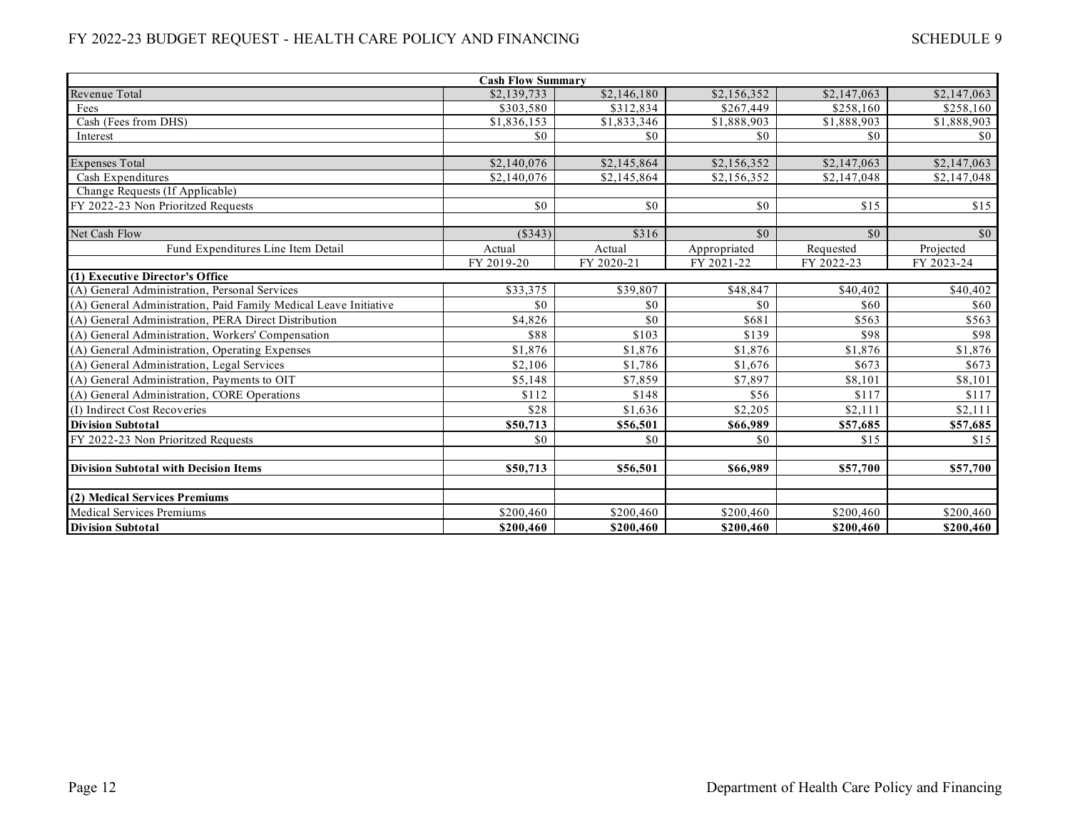| Cash Flow Summary | | | | | |
|---|---|---|---|---|---|
| Revenue Total | $2,139,733 | $2,146,180 | $2,156,352 | $2,147,063 | $2,147,063 |
| Fees | $303,580 | $312,834 | $267,449 | $258,160 | $258,160 |
| Cash (Fees from DHS) | $1,836,153 | $1,833,346 | $1,888,903 | $1,888,903 | $1,888,903 |
| Interest | $0 | $0 | $0 | $0 | $0 |
| | | | | | |
| Expenses Total | $2,140,076 | $2,145,864 | $2,156,352 | $2,147,063 | $2,147,063 |
| Cash Expenditures | $2,140,076 | $2,145,864 | $2,156,352 | $2,147,048 | $2,147,048 |
| Change Requests (If Applicable) | | | | | |
| FY 2022-23 Non Prioritized Requests | $0 | $0 | $0 | $15 | $15 |
| | | | | | |
| Net Cash Flow | ($343) | $316 | $0 | $0 | $0 |
| Fund Expenditures Line Item Detail | Actual | Actual | Appropriated | Requested | Projected |
| | FY 2019-20 | FY 2020-21 | FY 2021-22 | FY 2022-23 | FY 2023-24 |
| **(1) Executive Director's Office** | | | | | |
| (A) General Administration, Personal Services | $33,375 | $39,807 | $48,847 | $40,402 | $40,402 |
| (A) General Administration, Paid Family Medical Leave Initiative | $0 | $0 | $0 | $60 | $60 |
| (A) General Administration, PERA Direct Distribution | $4,826 | $0 | $681 | $563 | $563 |
| (A) General Administration, Workers' Compensation | $88 | $103 | $139 | $98 | $98 |
| (A) General Administration, Operating Expenses | $1,876 | $1,876 | $1,876 | $1,876 | $1,876 |
| (A) General Administration, Legal Services | $2,106 | $1,786 | $1,676 | $673 | $673 |
| (A) General Administration, Payments to OIT | $5,148 | $7,859 | $7,897 | $8,101 | $8,101 |
| (A) General Administration, CORE Operations | $112 | $148 | $56 | $117 | $117 |
| (I) Indirect Cost Recoveries | $28 | $1,636 | $2,205 | $2,111 | $2,111 |
| **Division Subtotal** | **$50,713** | **$56,501** | **$66,989** | **$57,685** | **$57,685** |
| FY 2022-23 Non Prioritzed Requests | $0 | $0 | $0 | $15 | $15 |
| | | | | | |
| **Division Subtotal with Decision Items** | **$50,713** | **$56,501** | **$66,989** | **$57,700** | **$57,700** |
| | | | | | |
| **(2) Medical Services Premiums** | | | | | |
| Medical Services Premiums | $200,460 | $200,460 | $200,460 | $200,460 | $200,460 |
| **Division Subtotal** | **$200,460** | **$200,460** | **$200,460** | **$200,460** | **$200,460** |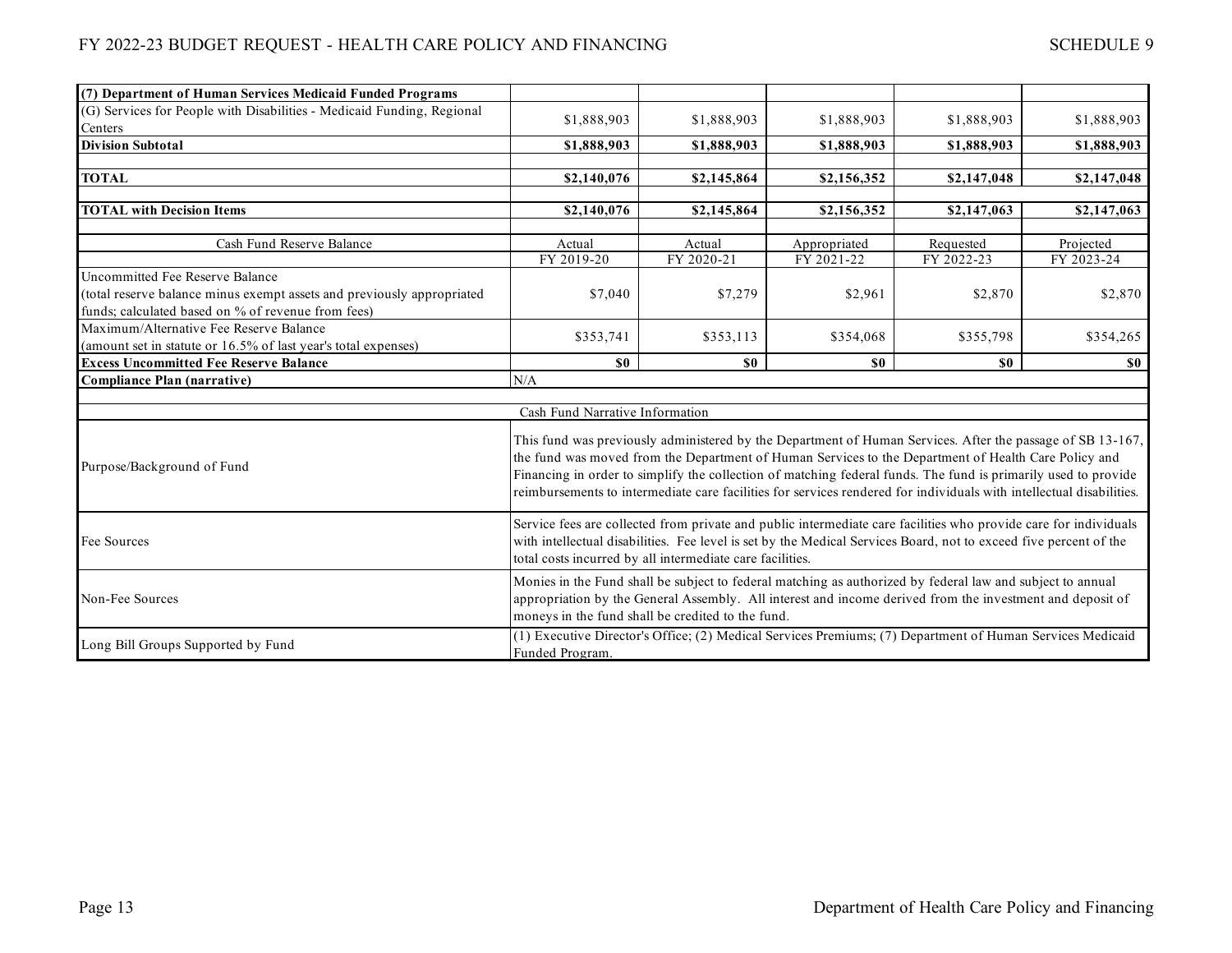| (7) Department of Human Services Medicaid Funded Programs | | | | | |
|---|---|---|---|---|---|
| (G) Services for People with Disabilities - Medicaid Funding, Regional Centers | $1,888,903 | $1,888,903 | $1,888,903 | $1,888,903 | $1,888,903 |
| **Division Subtotal** | **$1,888,903** | **$1,888,903** | **$1,888,903** | **$1,888,903** | **$1,888,903** |
| | | | | | |
| **TOTAL** | **$2,140,076** | **$2,145,864** | **$2,156,352** | **$2,147,048** | **$2,147,048** |
| | | | | | |
| **TOTAL with Decision Items** | **$2,140,076** | **$2,145,864** | **$2,156,352** | **$2,147,063** | **$2,147,063** |

| Cash Fund Reserve Balance | Actual FY 2019-20 | Actual FY 2020-21 | Appropriated FY 2021-22 | Requested FY 2022-23 | Projected FY 2023-24 |
|---|---|---|---|---|---|
| Uncommitted Fee Reserve Balance (total reserve balance minus exempt assets and previously appropriated funds; calculated based on % of revenue from fees) | $7,040 | $7,279 | $2,961 | $2,870 | $2,870 |
| Maximum/Alternative Fee Reserve Balance (amount set in statute or 16.5% of last year's total expenses) | $353,741 | $353,113 | $354,068 | $355,798 | $354,265 |
| **Excess Uncommitted Fee Reserve Balance** | **$0** | **$0** | **$0** | **$0** | **$0** |
| **Compliance Plan (narrative)** | N/A | | | | |

| | Cash Fund Narrative Information |
|---|---|
| Purpose/Background of Fund | This fund was previously administered by the Department of Human Services. After the passage of SB 13-167, the fund was moved from the Department of Human Services to the Department of Health Care Policy and Financing in order to simplify the collection of matching federal funds. The fund is primarily used to provide reimbursements to intermediate care facilities for services rendered for individuals with intellectual disabilities. |
| Fee Sources | Service fees are collected from private and public intermediate care facilities who provide care for individuals with intellectual disabilities. Fee level is set by the Medical Services Board, not to exceed five percent of the total costs incurred by all intermediate care facilities. |
| Non-Fee Sources | Monies in the Fund shall be subject to federal matching as authorized by federal law and subject to annual appropriation by the General Assembly. All interest and income derived from the investment and deposit of moneys in the fund shall be credited to the fund. |
| Long Bill Groups Supported by Fund | (1) Executive Director's Office; (2) Medical Services Premiums; (7) Department of Human Services Medicaid Funded Program. |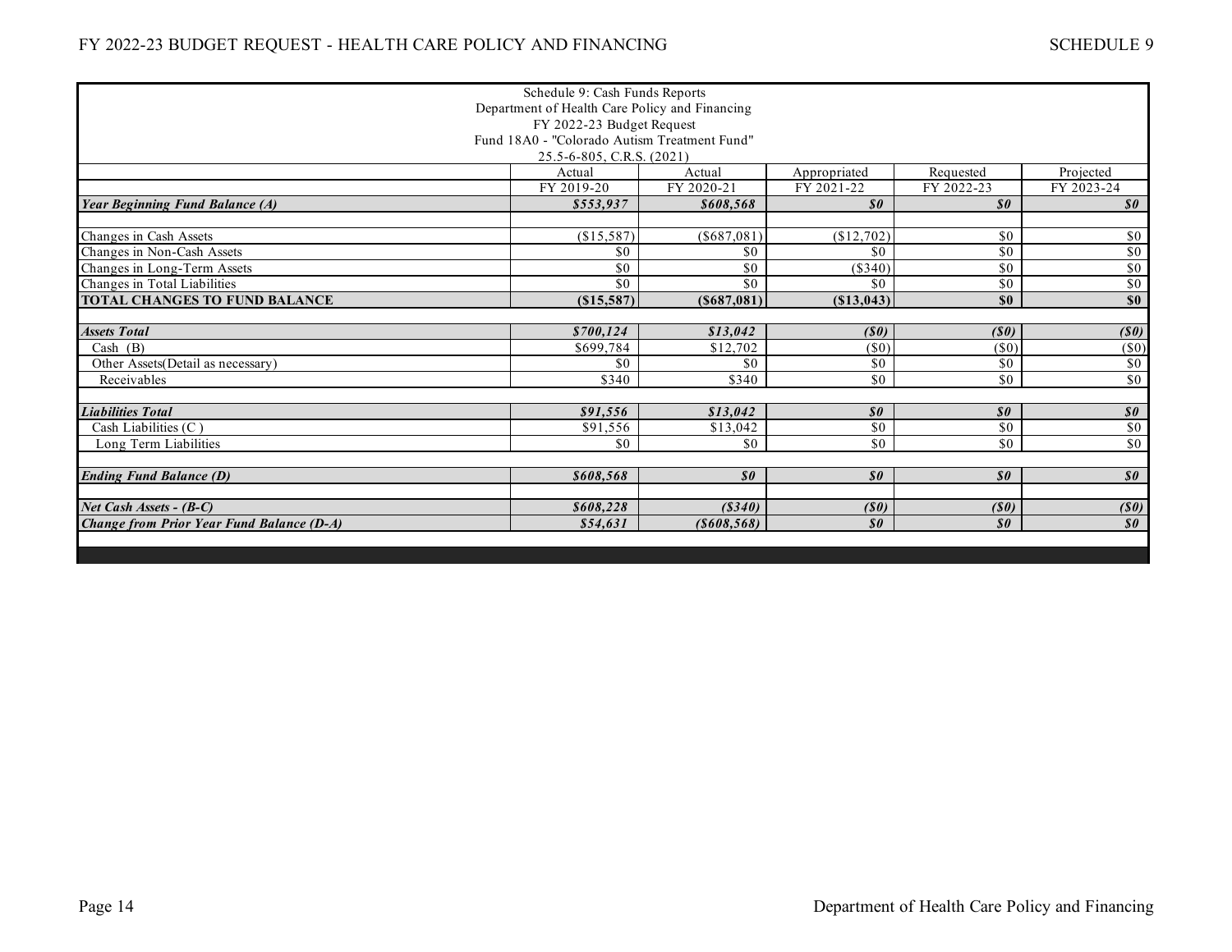Schedule 9: Cash Funds Reports
Department of Health Care Policy and Financing
FY 2022-23 Budget Request
Fund 18A0 - "Colorado Autism Treatment Fund"
25.5-6-805, C.R.S. (2021)

| | Actual | Actual | Appropriated | Requested | Projected |
|---|---|---|---|---|---|
| | FY 2019-20 | FY 2020-21 | FY 2021-22 | FY 2022-23 | FY 2023-24 |
| ***Year Beginning Fund Balance (A)*** | ***$553,937*** | ***$608,568*** | ***$0*** | ***$0*** | ***$0*** |
| | | | | | |
| Changes in Cash Assets | ($15,587) | ($687,081) | ($12,702) | $0 | $0 |
| Changes in Non-Cash Assets | $0 | $0 | $0 | $0 | $0 |
| Changes in Long-Term Assets | $0 | $0 | ($340) | $0 | $0 |
| Changes in Total Liabilities | $0 | $0 | $0 | $0 | $0 |
| **TOTAL CHANGES TO FUND BALANCE** | **($15,587)** | **($687,081)** | **($13,043)** | **$0** | **$0** |
| | | | | | |
| ***Assets Total*** | ***$700,124*** | ***$13,042*** | ***($0)*** | ***($0)*** | ***($0)*** |
| Cash (B) | $699,784 | $12,702 | ($0) | ($0) | ($0) |
| Other Assets(Detail as necessary) | $0 | $0 | $0 | $0 | $0 |
| Receivables | $340 | $340 | $0 | $0 | $0 |
| | | | | | |
| ***Liabilities Total*** | ***$91,556*** | ***$13,042*** | ***$0*** | ***$0*** | ***$0*** |
| Cash Liabilities (C ) | $91,556 | $13,042 | $0 | $0 | $0 |
| Long Term Liabilities | $0 | $0 | $0 | $0 | $0 |
| | | | | | |
| ***Ending Fund Balance (D)*** | ***$608,568*** | ***$0*** | ***$0*** | ***$0*** | ***$0*** |
| | | | | | |
| ***Net Cash Assets - (B-C)*** | ***$608,228*** | ***($340)*** | ***($0)*** | ***($0)*** | ***($0)*** |
| ***Change from Prior Year Fund Balance (D-A)*** | ***$54,631*** | ***($608,568)*** | ***$0*** | ***$0*** | ***$0*** |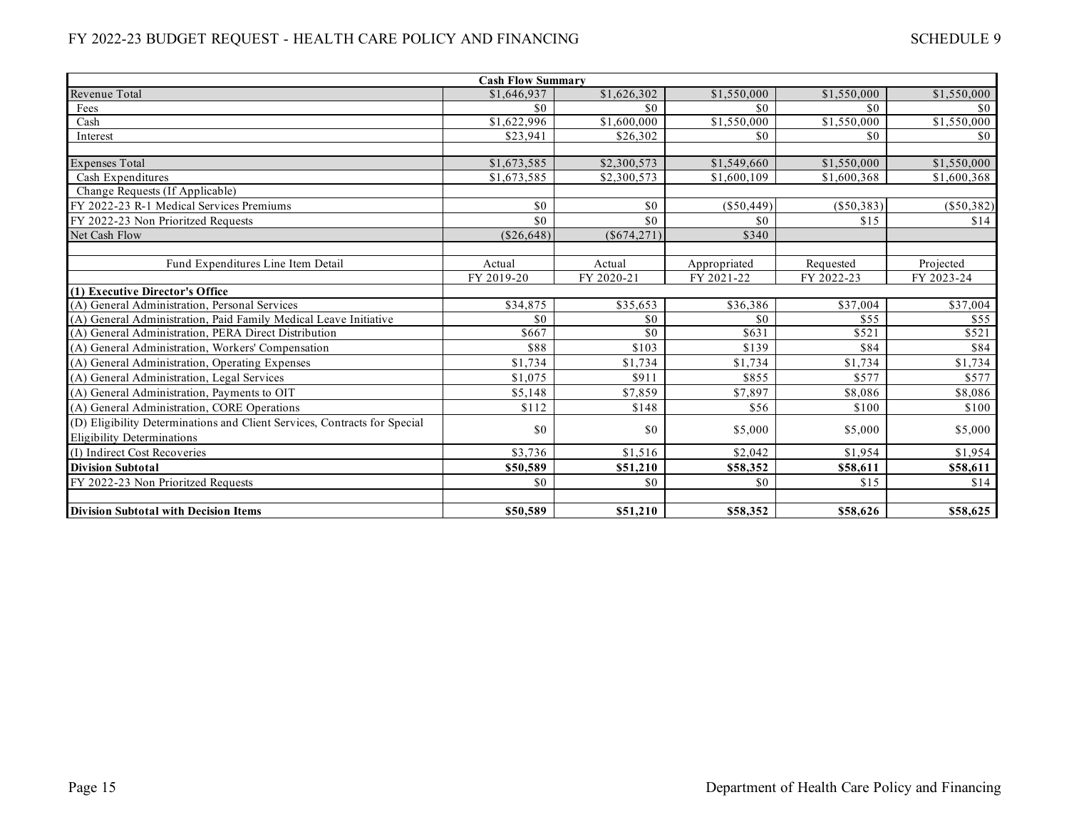| Cash Flow Summary | | | | | |
|---|---|---|---|---|---|
| Revenue Total | $1,646,937 | $1,626,302 | $1,550,000 | $1,550,000 | $1,550,000 |
| Fees | $0 | $0 | $0 | $0 | $0 |
| Cash | $1,622,996 | $1,600,000 | $1,550,000 | $1,550,000 | $1,550,000 |
| Interest | $23,941 | $26,302 | $0 | $0 | $0 |
| | | | | | |
| Expenses Total | $1,673,585 | $2,300,573 | $1,549,660 | $1,550,000 | $1,550,000 |
| Cash Expenditures | $1,673,585 | $2,300,573 | $1,600,109 | $1,600,368 | $1,600,368 |
| Change Requests (If Applicable) | | | | | |
| FY 2022-23 R-1 Medical Services Premiums | $0 | $0 | ($50,449) | ($50,383) | ($50,382) |
| FY 2022-23 Non Prioritzed Requests | $0 | $0 | $0 | $15 | $14 |
| Net Cash Flow | ($26,648) | ($674,271) | $340 | | |
| | | | | | |
| Fund Expenditures Line Item Detail | Actual | Actual | Appropriated | Requested | Projected |
| | FY 2019-20 | FY 2020-21 | FY 2021-22 | FY 2022-23 | FY 2023-24 |
| **(1) Executive Director's Office** | | | | | |
| (A) General Administration, Personal Services | $34,875 | $35,653 | $36,386 | $37,004 | $37,004 |
| (A) General Administration, Paid Family Medical Leave Initiative | $0 | $0 | $0 | $55 | $55 |
| (A) General Administration, PERA Direct Distribution | $667 | $0 | $631 | $521 | $521 |
| (A) General Administration, Workers' Compensation | $88 | $103 | $139 | $84 | $84 |
| (A) General Administration, Operating Expenses | $1,734 | $1,734 | $1,734 | $1,734 | $1,734 |
| (A) General Administration, Legal Services | $1,075 | $911 | $855 | $577 | $577 |
| (A) General Administration, Payments to OIT | $5,148 | $7,859 | $7,897 | $8,086 | $8,086 |
| (A) General Administration, CORE Operations | $112 | $148 | $56 | $100 | $100 |
| (D) Eligibility Determinations and Client Services, Contracts for Special Eligibility Determinations | $0 | $0 | $5,000 | $5,000 | $5,000 |
| (I) Indirect Cost Recoveries | $3,736 | $1,516 | $2,042 | $1,954 | $1,954 |
| **Division Subtotal** | **$50,589** | **$51,210** | **$58,352** | **$58,611** | **$58,611** |
| FY 2022-23 Non Prioritzed Requests | $0 | $0 | $0 | $15 | $14 |
| | | | | | |
| **Division Subtotal with Decision Items** | **$50,589** | **$51,210** | **$58,352** | **$58,626** | **$58,625** |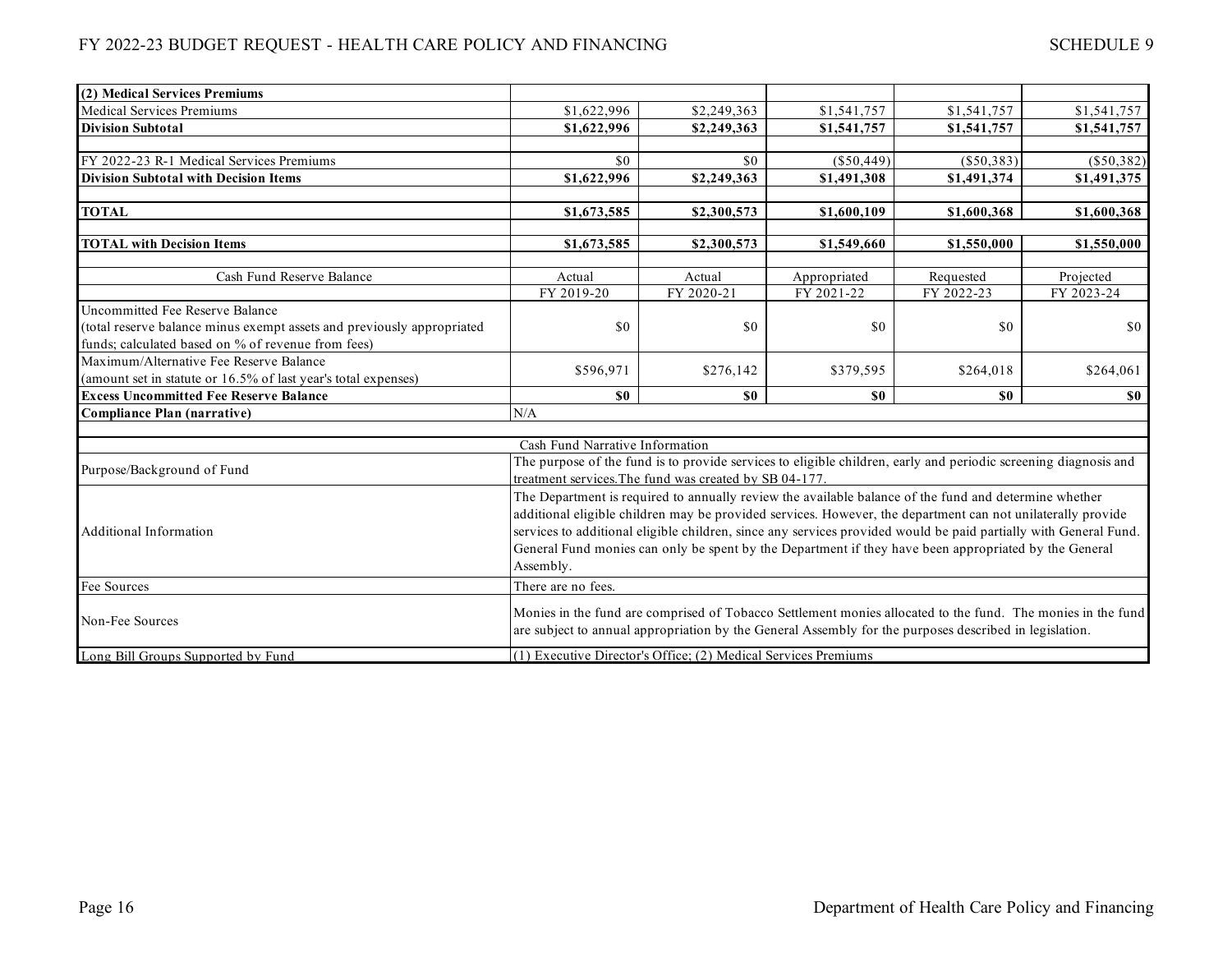| (2) Medical Services Premiums | | | | | |
|---|---|---|---|---|---|
| Medical Services Premiums | $1,622,996 | $2,249,363 | $1,541,757 | $1,541,757 | $1,541,757 |
| **Division Subtotal** | **$1,622,996** | **$2,249,363** | **$1,541,757** | **$1,541,757** | **$1,541,757** |
| | | | | | |
| FY 2022-23 R-1 Medical Services Premiums | $0 | $0 | ($50,449) | ($50,383) | ($50,382) |
| **Division Subtotal with Decision Items** | **$1,622,996** | **$2,249,363** | **$1,491,308** | **$1,491,374** | **$1,491,375** |
| | | | | | |
| **TOTAL** | **$1,673,585** | **$2,300,573** | **$1,600,109** | **$1,600,368** | **$1,600,368** |
| | | | | | |
| **TOTAL with Decision Items** | **$1,673,585** | **$2,300,573** | **$1,549,660** | **$1,550,000** | **$1,550,000** |

| Cash Fund Reserve Balance | Actual FY 2019-20 | Actual FY 2020-21 | Appropriated FY 2021-22 | Requested FY 2022-23 | Projected FY 2023-24 |
|---|---|---|---|---|---|
| Uncommitted Fee Reserve Balance (total reserve balance minus exempt assets and previously appropriated funds; calculated based on % of revenue from fees) | $0 | $0 | $0 | $0 | $0 |
| Maximum/Alternative Fee Reserve Balance (amount set in statute or 16.5% of last year's total expenses) | $596,971 | $276,142 | $379,595 | $264,018 | $264,061 |
| **Excess Uncommitted Fee Reserve Balance** | **$0** | **$0** | **$0** | **$0** | **$0** |
| **Compliance Plan (narrative)** | N/A | | | | |

| | Cash Fund Narrative Information |
|---|---|
| Purpose/Background of Fund | The purpose of the fund is to provide services to eligible children, early and periodic screening diagnosis and treatment services.The fund was created by SB 04-177. |
| Additional Information | The Department is required to annually review the available balance of the fund and determine whether additional eligible children may be provided services. However, the department can not unilaterally provide services to additional eligible children, since any services provided would be paid partially with General Fund. General Fund monies can only be spent by the Department if they have been appropriated by the General Assembly. |
| Fee Sources | There are no fees. |
| Non-Fee Sources | Monies in the fund are comprised of Tobacco Settlement monies allocated to the fund. The monies in the fund are subject to annual appropriation by the General Assembly for the purposes described in legislation. |
| Long Bill Groups Supported by Fund | (1) Executive Director's Office; (2) Medical Services Premiums |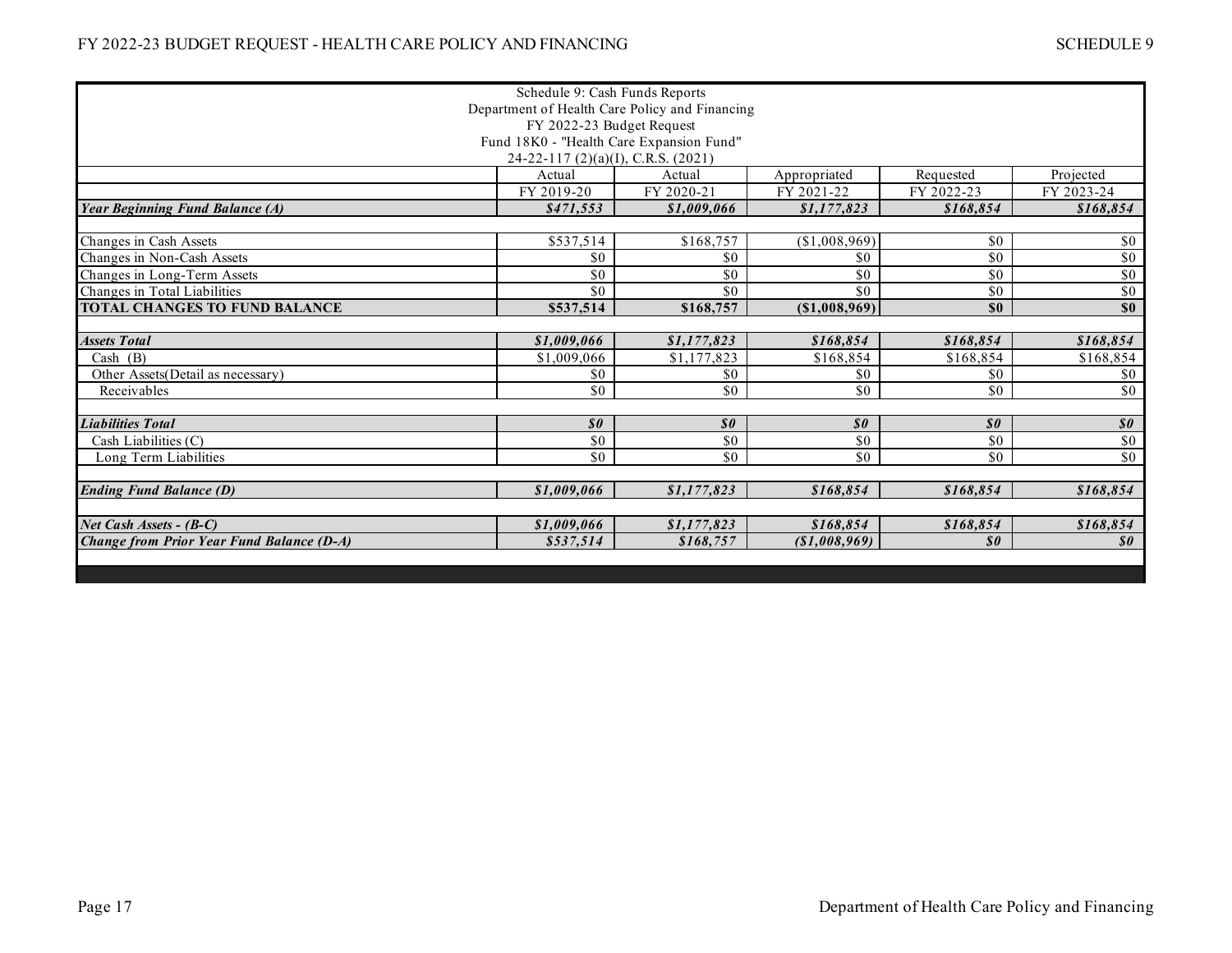| Schedule 9: Cash Funds Reports<br>Department of Health Care Policy and Financing<br>FY 2022-23 Budget Request<br>Fund 18K0 - "Health Care Expansion Fund"<br>24-22-117 (2)(a)(I), C.R.S. (2021) | Actual | Actual | Appropriated | Requested | Projected |
|---|---|---|---|---|---|
| | FY 2019-20 | FY 2020-21 | FY 2021-22 | FY 2022-23 | FY 2023-24 |
| ***Year Beginning Fund Balance (A)*** | ***$471,553*** | ***$1,009,066*** | ***$1,177,823*** | ***$168,854*** | ***$168,854*** |
| | | | | | |
| Changes in Cash Assets | $537,514 | $168,757 | ($1,008,969) | $0 | $0 |
| Changes in Non-Cash Assets | $0 | $0 | $0 | $0 | $0 |
| Changes in Long-Term Assets | $0 | $0 | $0 | $0 | $0 |
| Changes in Total Liabilities | $0 | $0 | $0 | $0 | $0 |
| **TOTAL CHANGES TO FUND BALANCE** | **$537,514** | **$168,757** | **($1,008,969)** | **$0** | **$0** |
| | | | | | |
| ***Assets Total*** | ***$1,009,066*** | ***$1,177,823*** | ***$168,854*** | ***$168,854*** | ***$168,854*** |
| Cash (B) | $1,009,066 | $1,177,823 | $168,854 | $168,854 | $168,854 |
| Other Assets(Detail as necessary) | $0 | $0 | $0 | $0 | $0 |
| Receivables | $0 | $0 | $0 | $0 | $0 |
| | | | | | |
| ***Liabilities Total*** | ***$0*** | ***$0*** | ***$0*** | ***$0*** | ***$0*** |
| Cash Liabilities (C) | $0 | $0 | $0 | $0 | $0 |
| Long Term Liabilities | $0 | $0 | $0 | $0 | $0 |
| | | | | | |
| ***Ending Fund Balance (D)*** | ***$1,009,066*** | ***$1,177,823*** | ***$168,854*** | ***$168,854*** | ***$168,854*** |
| | | | | | |
| ***Net Cash Assets - (B-C)*** | ***$1,009,066*** | ***$1,177,823*** | ***$168,854*** | ***$168,854*** | ***$168,854*** |
| ***Change from Prior Year Fund Balance (D-A)*** | ***$537,514*** | ***$168,757*** | ***($1,008,969)*** | ***$0*** | ***$0*** |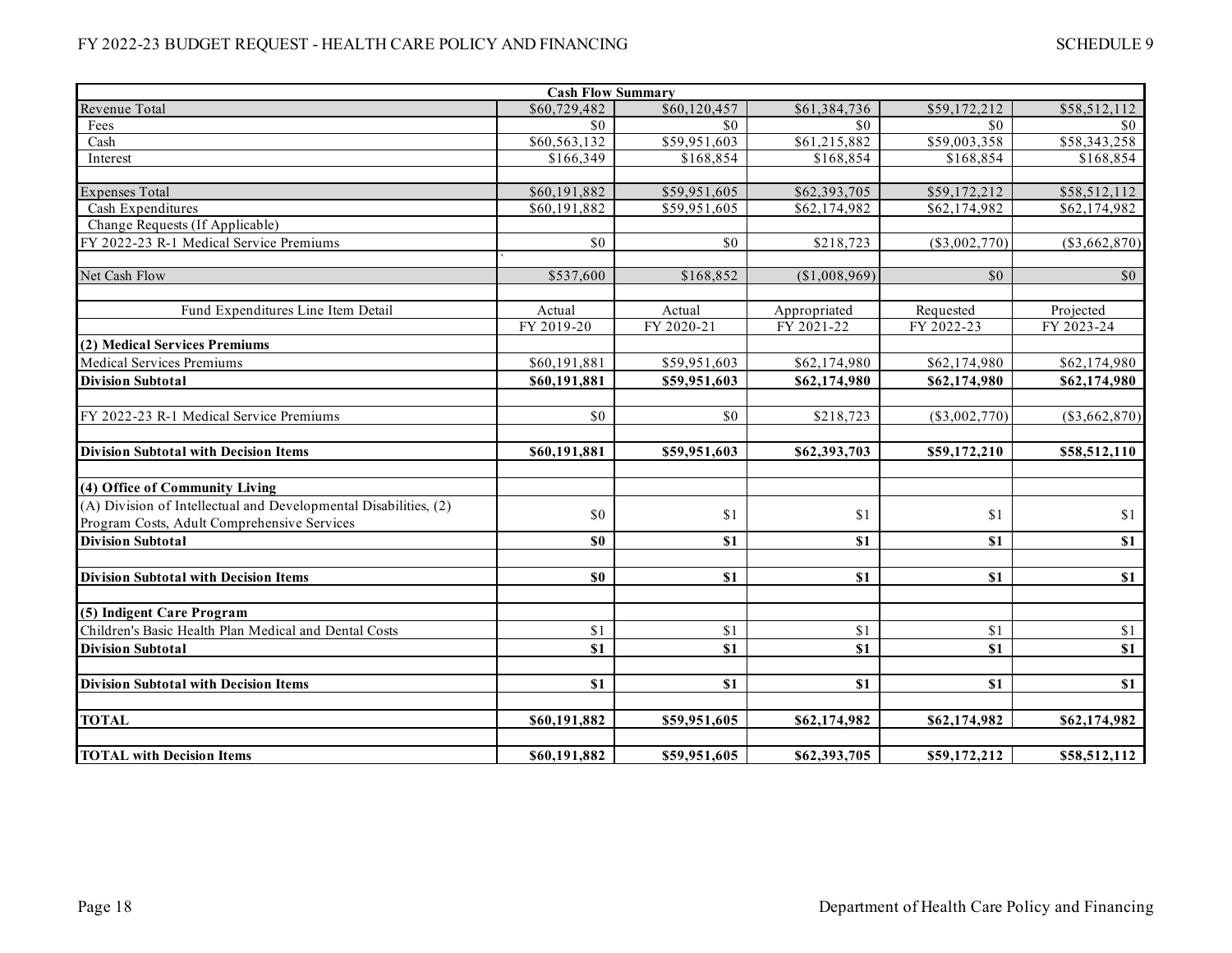| Cash Flow Summary | | | | | |
|---|---|---|---|---|---|
| Revenue Total | $60,729,482 | $60,120,457 | $61,384,736 | $59,172,212 | $58,512,112 |
| Fees | $0 | $0 | $0 | $0 | $0 |
| Cash | $60,563,132 | $59,951,603 | $61,215,882 | $59,003,358 | $58,343,258 |
| Interest | $166,349 | $168,854 | $168,854 | $168,854 | $168,854 |
| | | | | | |
| Expenses Total | $60,191,882 | $59,951,605 | $62,393,705 | $59,172,212 | $58,512,112 |
| Cash Expenditures | $60,191,882 | $59,951,605 | $62,174,982 | $62,174,982 | $62,174,982 |
| Change Requests (If Applicable) | | | | | |
| FY 2022-23 R-1 Medical Service Premiums | $0 | $0 | $218,723 | ($3,002,770) | ($3,662,870) |
| | ` | | | | |
| Net Cash Flow | $537,600 | $168,852 | ($1,008,969) | $0 | $0 |
| | | | | | |
| Fund Expenditures Line Item Detail | Actual | Actual | Appropriated | Requested | Projected |
| | FY 2019-20 | FY 2020-21 | FY 2021-22 | FY 2022-23 | FY 2023-24 |
| **(2) Medical Services Premiums** | | | | | |
| Medical Services Premiums | $60,191,881 | $59,951,603 | $62,174,980 | $62,174,980 | $62,174,980 |
| **Division Subtotal** | **$60,191,881** | **$59,951,603** | **$62,174,980** | **$62,174,980** | **$62,174,980** |
| | | | | | |
| FY 2022-23 R-1 Medical Service Premiums | $0 | $0 | $218,723 | ($3,002,770) | ($3,662,870) |
| | | | | | |
| **Division Subtotal with Decision Items** | **$60,191,881** | **$59,951,603** | **$62,393,703** | **$59,172,210** | **$58,512,110** |
| | | | | | |
| **(4) Office of Community Living** | | | | | |
| (A) Division of Intellectual and Developmental Disabilities, (2) Program Costs, Adult Comprehensive Services | $0 | $1 | $1 | $1 | $1 |
| **Division Subtotal** | **$0** | **$1** | **$1** | **$1** | **$1** |
| | | | | | |
| **Division Subtotal with Decision Items** | **$0** | **$1** | **$1** | **$1** | **$1** |
| | | | | | |
| **(5) Indigent Care Program** | | | | | |
| Children's Basic Health Plan Medical and Dental Costs | $1 | $1 | $1 | $1 | $1 |
| **Division Subtotal** | **$1** | **$1** | **$1** | **$1** | **$1** |
| | | | | | |
| **Division Subtotal with Decision Items** | **$1** | **$1** | **$1** | **$1** | **$1** |
| | | | | | |
| **TOTAL** | **$60,191,882** | **$59,951,605** | **$62,174,982** | **$62,174,982** | **$62,174,982** |
| | | | | | |
| **TOTAL with Decision Items** | **$60,191,882** | **$59,951,605** | **$62,393,705** | **$59,172,212** | **$58,512,112** |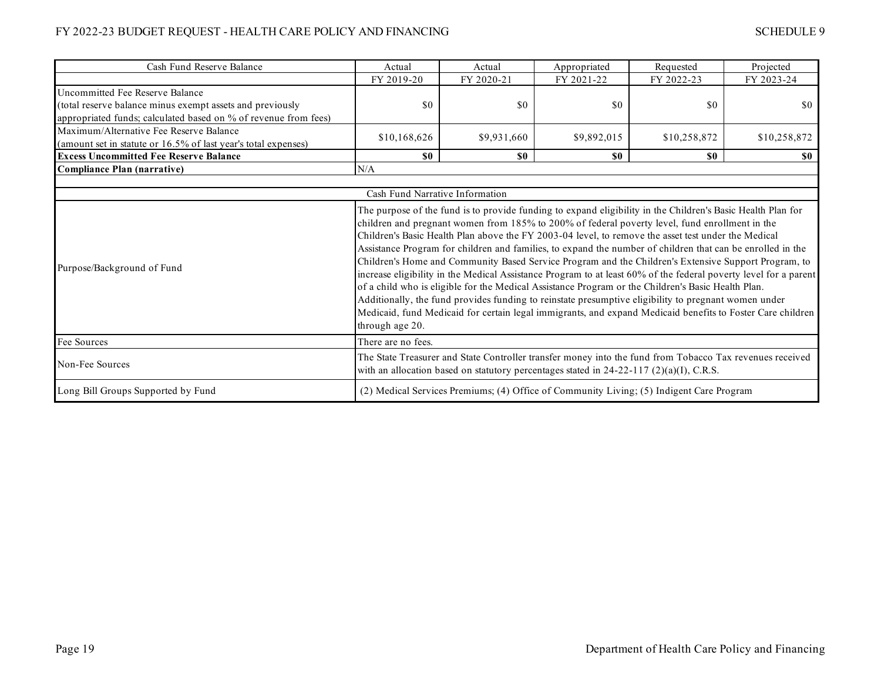| Cash Fund Reserve Balance | Actual | Actual | Appropriated | Requested | Projected |
|---|---|---|---|---|---|
| | FY 2019-20 | FY 2020-21 | FY 2021-22 | FY 2022-23 | FY 2023-24 |
| Uncommitted Fee Reserve Balance (total reserve balance minus exempt assets and previously appropriated funds; calculated based on % of revenue from fees) | $0 | $0 | $0 | $0 | $0 |
| Maximum/Alternative Fee Reserve Balance (amount set in statute or 16.5% of last year's total expenses) | $10,168,626 | $9,931,660 | $9,892,015 | $10,258,872 | $10,258,872 |
| **Excess Uncommitted Fee Reserve Balance** | **$0** | **$0** | **$0** | **$0** | **$0** |
| **Compliance Plan (narrative)** | N/A | | | | |

| | Cash Fund Narrative Information |
|---|---|
| Purpose/Background of Fund | The purpose of the fund is to provide funding to expand eligibility in the Children's Basic Health Plan for children and pregnant women from 185% to 200% of federal poverty level, fund enrollment in the Children's Basic Health Plan above the FY 2003-04 level, to remove the asset test under the Medical Assistance Program for children and families, to expand the number of children that can be enrolled in the Children's Home and Community Based Service Program and the Children's Extensive Support Program, to increase eligibility in the Medical Assistance Program to at least 60% of the federal poverty level for a parent of a child who is eligible for the Medical Assistance Program or the Children's Basic Health Plan. Additionally, the fund provides funding to reinstate presumptive eligibility to pregnant women under Medicaid, fund Medicaid for certain legal immigrants, and expand Medicaid benefits to Foster Care children through age 20. |
| Fee Sources | There are no fees. |
| Non-Fee Sources | The State Treasurer and State Controller transfer money into the fund from Tobacco Tax revenues received with an allocation based on statutory percentages stated in 24-22-117 (2)(a)(I), C.R.S. |
| Long Bill Groups Supported by Fund | (2) Medical Services Premiums; (4) Office of Community Living; (5) Indigent Care Program |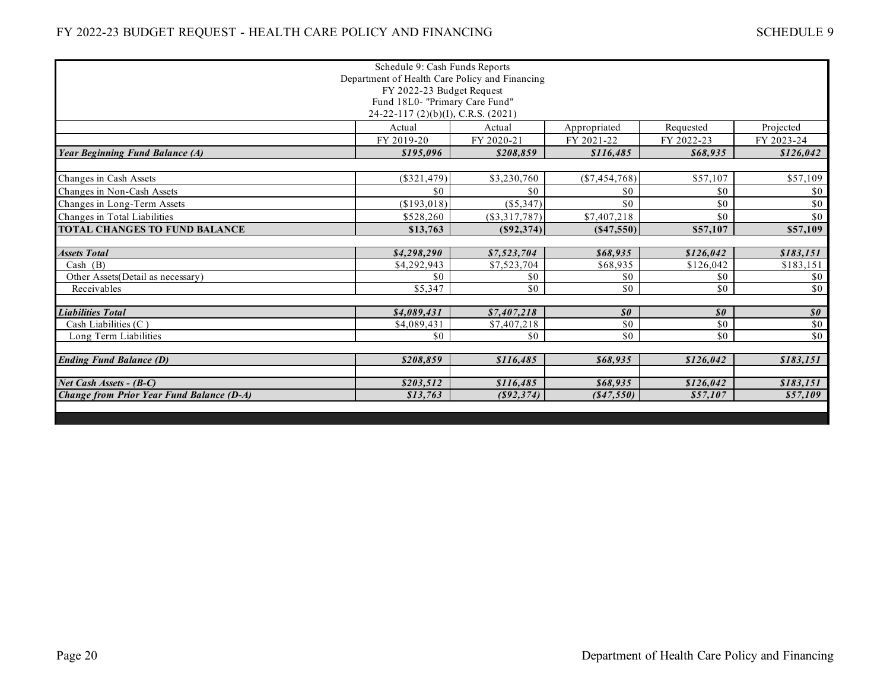Schedule 9: Cash Funds Reports
Department of Health Care Policy and Financing
FY 2022-23 Budget Request
Fund 18L0- "Primary Care Fund"
24-22-117 (2)(b)(I), C.R.S. (2021)

| | Actual | Actual | Appropriated | Requested | Projected |
|---|---|---|---|---|---|
| | FY 2019-20 | FY 2020-21 | FY 2021-22 | FY 2022-23 | FY 2023-24 |
| ***Year Beginning Fund Balance (A)*** | ***$195,096*** | ***$208,859*** | ***$116,485*** | ***$68,935*** | ***$126,042*** |
| | | | | | |
| Changes in Cash Assets | ($321,479) | $3,230,760 | ($7,454,768) | $57,107 | $57,109 |
| Changes in Non-Cash Assets | $0 | $0 | $0 | $0 | $0 |
| Changes in Long-Term Assets | ($193,018) | ($5,347) | $0 | $0 | $0 |
| Changes in Total Liabilities | $528,260 | ($3,317,787) | $7,407,218 | $0 | $0 |
| **TOTAL CHANGES TO FUND BALANCE** | **$13,763** | **($92,374)** | **($47,550)** | **$57,107** | **$57,109** |
| | | | | | |
| ***Assets Total*** | ***$4,298,290*** | ***$7,523,704*** | ***$68,935*** | ***$126,042*** | ***$183,151*** |
| Cash (B) | $4,292,943 | $7,523,704 | $68,935 | $126,042 | $183,151 |
| Other Assets(Detail as necessary) | $0 | $0 | $0 | $0 | $0 |
| Receivables | $5,347 | $0 | $0 | $0 | $0 |
| | | | | | |
| ***Liabilities Total*** | ***$4,089,431*** | ***$7,407,218*** | ***$0*** | ***$0*** | ***$0*** |
| Cash Liabilities (C ) | $4,089,431 | $7,407,218 | $0 | $0 | $0 |
| Long Term Liabilities | $0 | $0 | $0 | $0 | $0 |
| | | | | | |
| ***Ending Fund Balance (D)*** | ***$208,859*** | ***$116,485*** | ***$68,935*** | ***$126,042*** | ***$183,151*** |
| | | | | | |
| ***Net Cash Assets - (B-C)*** | ***$203,512*** | ***$116,485*** | ***$68,935*** | ***$126,042*** | ***$183,151*** |
| ***Change from Prior Year Fund Balance (D-A)*** | ***$13,763*** | ***($92,374)*** | ***($47,550)*** | ***$57,107*** | ***$57,109*** |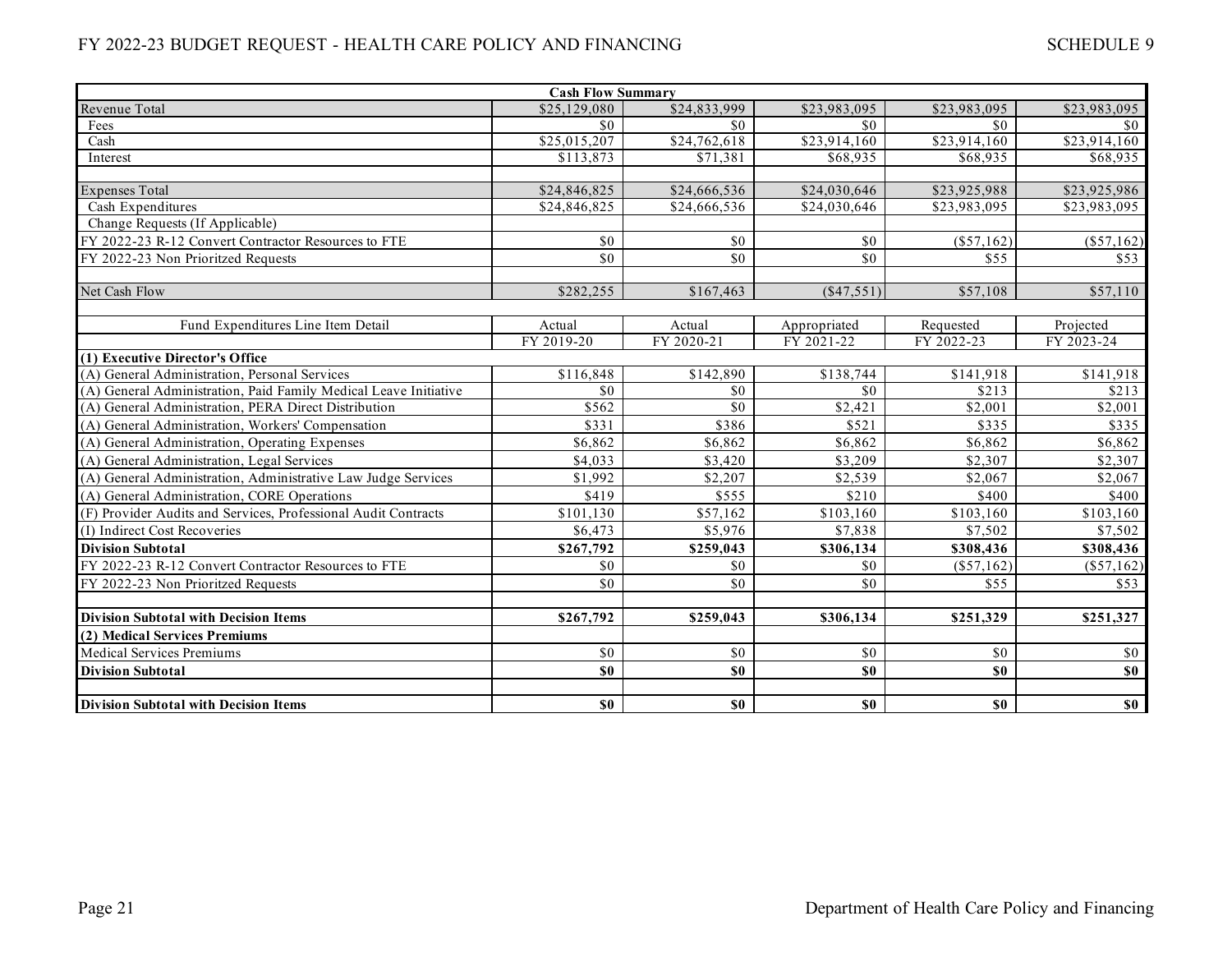| Cash Flow Summary | | | | | |
|---|---|---|---|---|---|
| Revenue Total | $25,129,080 | $24,833,999 | $23,983,095 | $23,983,095 | $23,983,095 |
| Fees | $0 | $0 | $0 | $0 | $0 |
| Cash | $25,015,207 | $24,762,618 | $23,914,160 | $23,914,160 | $23,914,160 |
| Interest | $113,873 | $71,381 | $68,935 | $68,935 | $68,935 |
| | | | | | |
| Expenses Total | $24,846,825 | $24,666,536 | $24,030,646 | $23,925,988 | $23,925,986 |
| Cash Expenditures | $24,846,825 | $24,666,536 | $24,030,646 | $23,983,095 | $23,983,095 |
| Change Requests (If Applicable) | | | | | |
| FY 2022-23 R-12 Convert Contractor Resources to FTE | $0 | $0 | $0 | ($57,162) | ($57,162) |
| FY 2022-23 Non Prioritzed Requests | $0 | $0 | $0 | $55 | $53 |
| | | | | | |
| Net Cash Flow | $282,255 | $167,463 | ($47,551) | $57,108 | $57,110 |
| | | | | | |
| Fund Expenditures Line Item Detail | Actual | Actual | Appropriated | Requested | Projected |
| | FY 2019-20 | FY 2020-21 | FY 2021-22 | FY 2022-23 | FY 2023-24 |
| **(1) Executive Director's Office** | | | | | |
| (A) General Administration, Personal Services | $116,848 | $142,890 | $138,744 | $141,918 | $141,918 |
| (A) General Administration, Paid Family Medical Leave Initiative | $0 | $0 | $0 | $213 | $213 |
| (A) General Administration, PERA Direct Distribution | $562 | $0 | $2,421 | $2,001 | $2,001 |
| (A) General Administration, Workers' Compensation | $331 | $386 | $521 | $335 | $335 |
| (A) General Administration, Operating Expenses | $6,862 | $6,862 | $6,862 | $6,862 | $6,862 |
| (A) General Administration, Legal Services | $4,033 | $3,420 | $3,209 | $2,307 | $2,307 |
| (A) General Administration, Administrative Law Judge Services | $1,992 | $2,207 | $2,539 | $2,067 | $2,067 |
| (A) General Administration, CORE Operations | $419 | $555 | $210 | $400 | $400 |
| (F) Provider Audits and Services, Professional Audit Contracts | $101,130 | $57,162 | $103,160 | $103,160 | $103,160 |
| (I) Indirect Cost Recoveries | $6,473 | $5,976 | $7,838 | $7,502 | $7,502 |
| **Division Subtotal** | **$267,792** | **$259,043** | **$306,134** | **$308,436** | **$308,436** |
| FY 2022-23 R-12 Convert Contractor Resources to FTE | $0 | $0 | $0 | ($57,162) | ($57,162) |
| FY 2022-23 Non Prioritzed Requests | $0 | $0 | $0 | $55 | $53 |
| | | | | | |
| **Division Subtotal with Decision Items** | **$267,792** | **$259,043** | **$306,134** | **$251,329** | **$251,327** |
| **(2) Medical Services Premiums** | | | | | |
| Medical Services Premiums | $0 | $0 | $0 | $0 | $0 |
| **Division Subtotal** | **$0** | **$0** | **$0** | **$0** | **$0** |
| | | | | | |
| **Division Subtotal with Decision Items** | **$0** | **$0** | **$0** | **$0** | **$0** |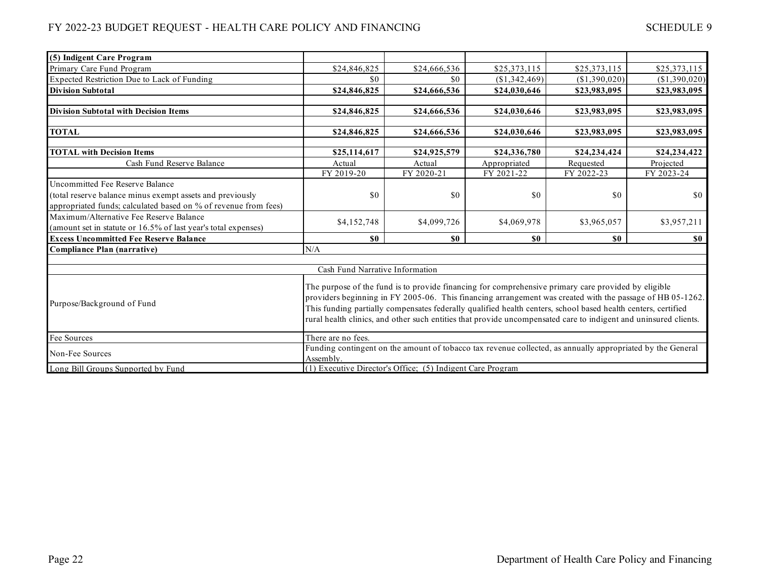| (5) Indigent Care Program | | | | | |
|---|---|---|---|---|---|
| Primary Care Fund Program | $24,846,825 | $24,666,536 | $25,373,115 | $25,373,115 | $25,373,115 |
| Expected Restriction Due to Lack of Funding | $0 | $0 | ($1,342,469) | ($1,390,020) | ($1,390,020) |
| **Division Subtotal** | **$24,846,825** | **$24,666,536** | **$24,030,646** | **$23,983,095** | **$23,983,095** |
| | | | | | |
| **Division Subtotal with Decision Items** | **$24,846,825** | **$24,666,536** | **$24,030,646** | **$23,983,095** | **$23,983,095** |
| | | | | | |
| **TOTAL** | **$24,846,825** | **$24,666,536** | **$24,030,646** | **$23,983,095** | **$23,983,095** |
| | | | | | |
| **TOTAL with Decision Items** | **$25,114,617** | **$24,925,579** | **$24,336,780** | **$24,234,424** | **$24,234,422** |
| Cash Fund Reserve Balance | Actual | Actual | Appropriated | Requested | Projected |
| | FY 2019-20 | FY 2020-21 | FY 2021-22 | FY 2022-23 | FY 2023-24 |
| Uncommitted Fee Reserve Balance (total reserve balance minus exempt assets and previously appropriated funds; calculated based on % of revenue from fees) | $0 | $0 | $0 | $0 | $0 |
| Maximum/Alternative Fee Reserve Balance (amount set in statute or 16.5% of last year's total expenses) | $4,152,748 | $4,099,726 | $4,069,978 | $3,965,057 | $3,957,211 |
| **Excess Uncommitted Fee Reserve Balance** | **$0** | **$0** | **$0** | **$0** | **$0** |
| **Compliance Plan (narrative)** | N/A | | | | |

| Cash Fund Narrative Information | |
|---|---|
| Purpose/Background of Fund | The purpose of the fund is to provide financing for comprehensive primary care provided by eligible providers beginning in FY 2005-06. This financing arrangement was created with the passage of HB 05-1262. This funding partially compensates federally qualified health centers, school based health centers, certified rural health clinics, and other such entities that provide uncompensated care to indigent and uninsured clients. |
| Fee Sources | There are no fees. |
| Non-Fee Sources | Funding contingent on the amount of tobacco tax revenue collected, as annually appropriated by the General Assembly. |
| Long Bill Groups Supported by Fund | (1) Executive Director's Office; (5) Indigent Care Program |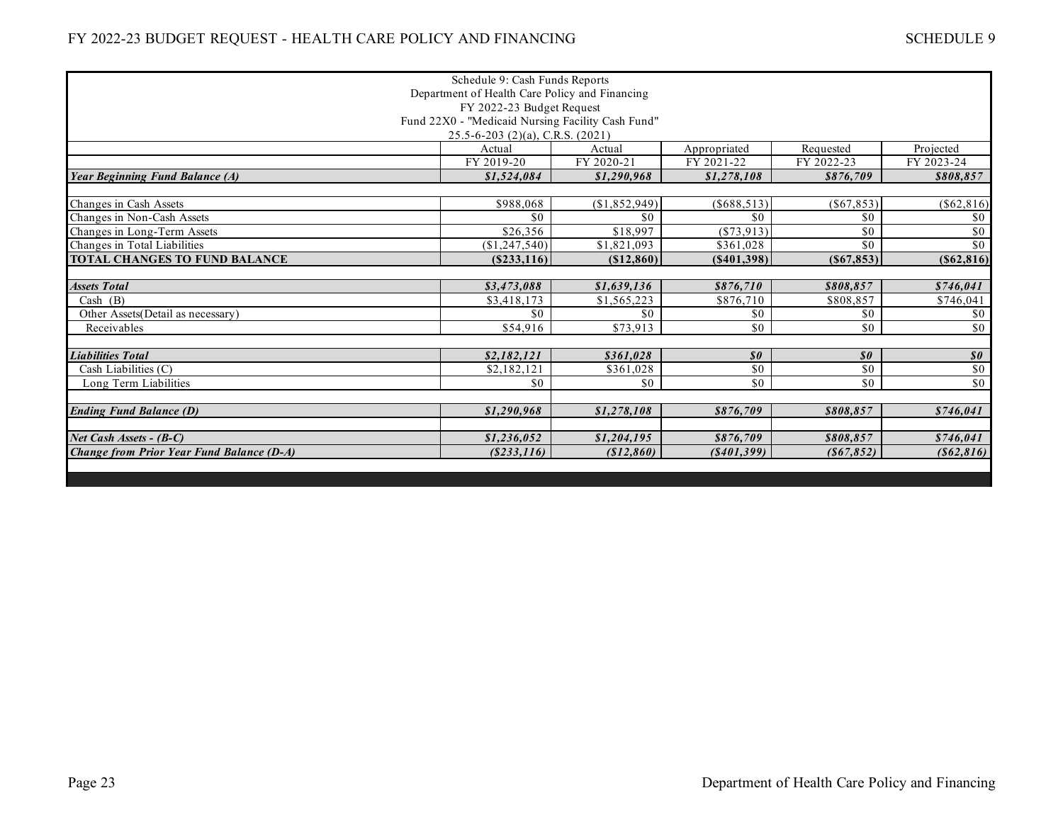Schedule 9: Cash Funds Reports
Department of Health Care Policy and Financing
FY 2022-23 Budget Request
Fund 22X0 - "Medicaid Nursing Facility Cash Fund"
25.5-6-203 (2)(a), C.R.S. (2021)

| | Actual | Actual | Appropriated | Requested | Projected |
|---|---|---|---|---|---|
| | FY 2019-20 | FY 2020-21 | FY 2021-22 | FY 2022-23 | FY 2023-24 |
| ***Year Beginning Fund Balance (A)*** | ***$1,524,084*** | ***$1,290,968*** | ***$1,278,108*** | ***$876,709*** | ***$808,857*** |
| | | | | | |
| Changes in Cash Assets | $988,068 | ($1,852,949) | ($688,513) | ($67,853) | ($62,816) |
| Changes in Non-Cash Assets | $0 | $0 | $0 | $0 | $0 |
| Changes in Long-Term Assets | $26,356 | $18,997 | ($73,913) | $0 | $0 |
| Changes in Total Liabilities | ($1,247,540) | $1,821,093 | $361,028 | $0 | $0 |
| **TOTAL CHANGES TO FUND BALANCE** | **($233,116)** | **($12,860)** | **($401,398)** | **($67,853)** | **($62,816)** |
| | | | | | |
| ***Assets Total*** | ***$3,473,088*** | ***$1,639,136*** | ***$876,710*** | ***$808,857*** | ***$746,041*** |
| Cash (B) | $3,418,173 | $1,565,223 | $876,710 | $808,857 | $746,041 |
| Other Assets(Detail as necessary) | $0 | $0 | $0 | $0 | $0 |
| Receivables | $54,916 | $73,913 | $0 | $0 | $0 |
| | | | | | |
| ***Liabilities Total*** | ***$2,182,121*** | ***$361,028*** | ***$0*** | ***$0*** | ***$0*** |
| Cash Liabilities (C) | $2,182,121 | $361,028 | $0 | $0 | $0 |
| Long Term Liabilities | $0 | $0 | $0 | $0 | $0 |
| | | | | | |
| ***Ending Fund Balance (D)*** | ***$1,290,968*** | ***$1,278,108*** | ***$876,709*** | ***$808,857*** | ***$746,041*** |
| | | | | | |
| ***Net Cash Assets - (B-C)*** | ***$1,236,052*** | ***$1,204,195*** | ***$876,709*** | ***$808,857*** | ***$746,041*** |
| ***Change from Prior Year Fund Balance (D-A)*** | ***($233,116)*** | ***($12,860)*** | ***($401,399)*** | ***($67,852)*** | ***($62,816)*** |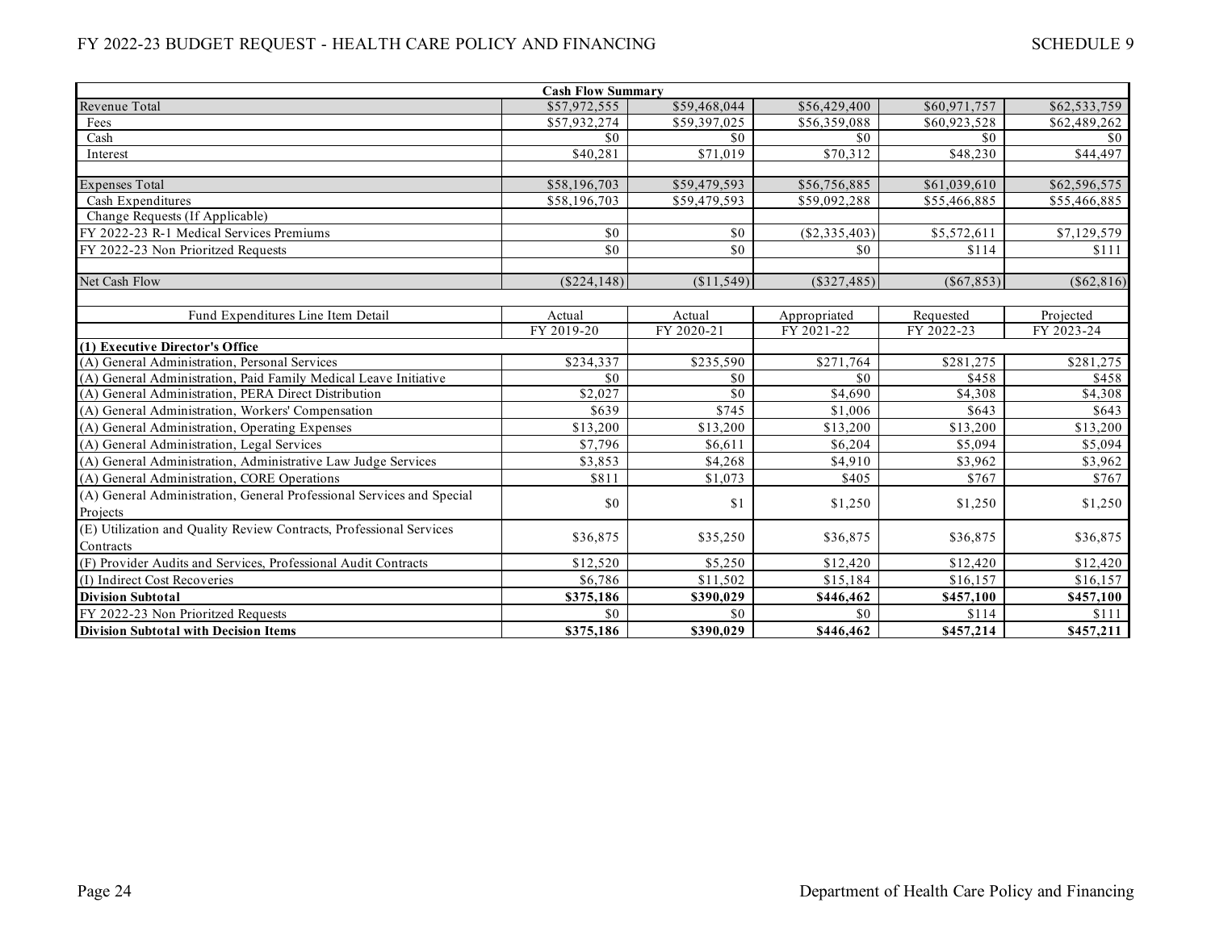| Cash Flow Summary | | | | | |
|---|---|---|---|---|---|
| Revenue Total | $57,972,555 | $59,468,044 | $56,429,400 | $60,971,757 | $62,533,759 |
| Fees | $57,932,274 | $59,397,025 | $56,359,088 | $60,923,528 | $62,489,262 |
| Cash | $0 | $0 | $0 | $0 | $0 |
| Interest | $40,281 | $71,019 | $70,312 | $48,230 | $44,497 |
| | | | | | |
| Expenses Total | $58,196,703 | $59,479,593 | $56,756,885 | $61,039,610 | $62,596,575 |
| Cash Expenditures | $58,196,703 | $59,479,593 | $59,092,288 | $55,466,885 | $55,466,885 |
| Change Requests (If Applicable) | | | | | |
| FY 2022-23 R-1 Medical Services Premiums | $0 | $0 | ($2,335,403) | $5,572,611 | $7,129,579 |
| FY 2022-23 Non Prioritzed Requests | $0 | $0 | $0 | $114 | $111 |
| | | | | | |
| Net Cash Flow | ($224,148) | ($11,549) | ($327,485) | ($67,853) | ($62,816) |

| Fund Expenditures Line Item Detail | Actual | Actual | Appropriated | Requested | Projected |
|---|---|---|---|---|---|
| | FY 2019-20 | FY 2020-21 | FY 2021-22 | FY 2022-23 | FY 2023-24 |
| **(1) Executive Director's Office** | | | | | |
| (A) General Administration, Personal Services | $234,337 | $235,590 | $271,764 | $281,275 | $281,275 |
| (A) General Administration, Paid Family Medical Leave Initiative | $0 | $0 | $0 | $458 | $458 |
| (A) General Administration, PERA Direct Distribution | $2,027 | $0 | $4,690 | $4,308 | $4,308 |
| (A) General Administration, Workers' Compensation | $639 | $745 | $1,006 | $643 | $643 |
| (A) General Administration, Operating Expenses | $13,200 | $13,200 | $13,200 | $13,200 | $13,200 |
| (A) General Administration, Legal Services | $7,796 | $6,611 | $6,204 | $5,094 | $5,094 |
| (A) General Administration, Administrative Law Judge Services | $3,853 | $4,268 | $4,910 | $3,962 | $3,962 |
| (A) General Administration, CORE Operations | $811 | $1,073 | $405 | $767 | $767 |
| (A) General Administration, General Professional Services and Special Projects | $0 | $1 | $1,250 | $1,250 | $1,250 |
| (E) Utilization and Quality Review Contracts, Professional Services Contracts | $36,875 | $35,250 | $36,875 | $36,875 | $36,875 |
| (F) Provider Audits and Services, Professional Audit Contracts | $12,520 | $5,250 | $12,420 | $12,420 | $12,420 |
| (I) Indirect Cost Recoveries | $6,786 | $11,502 | $15,184 | $16,157 | $16,157 |
| **Division Subtotal** | **$375,186** | **$390,029** | **$446,462** | **$457,100** | **$457,100** |
| FY 2022-23 Non Prioritzed Requests | $0 | $0 | $0 | $114 | $111 |
| **Division Subtotal with Decision Items** | **$375,186** | **$390,029** | **$446,462** | **$457,214** | **$457,211** |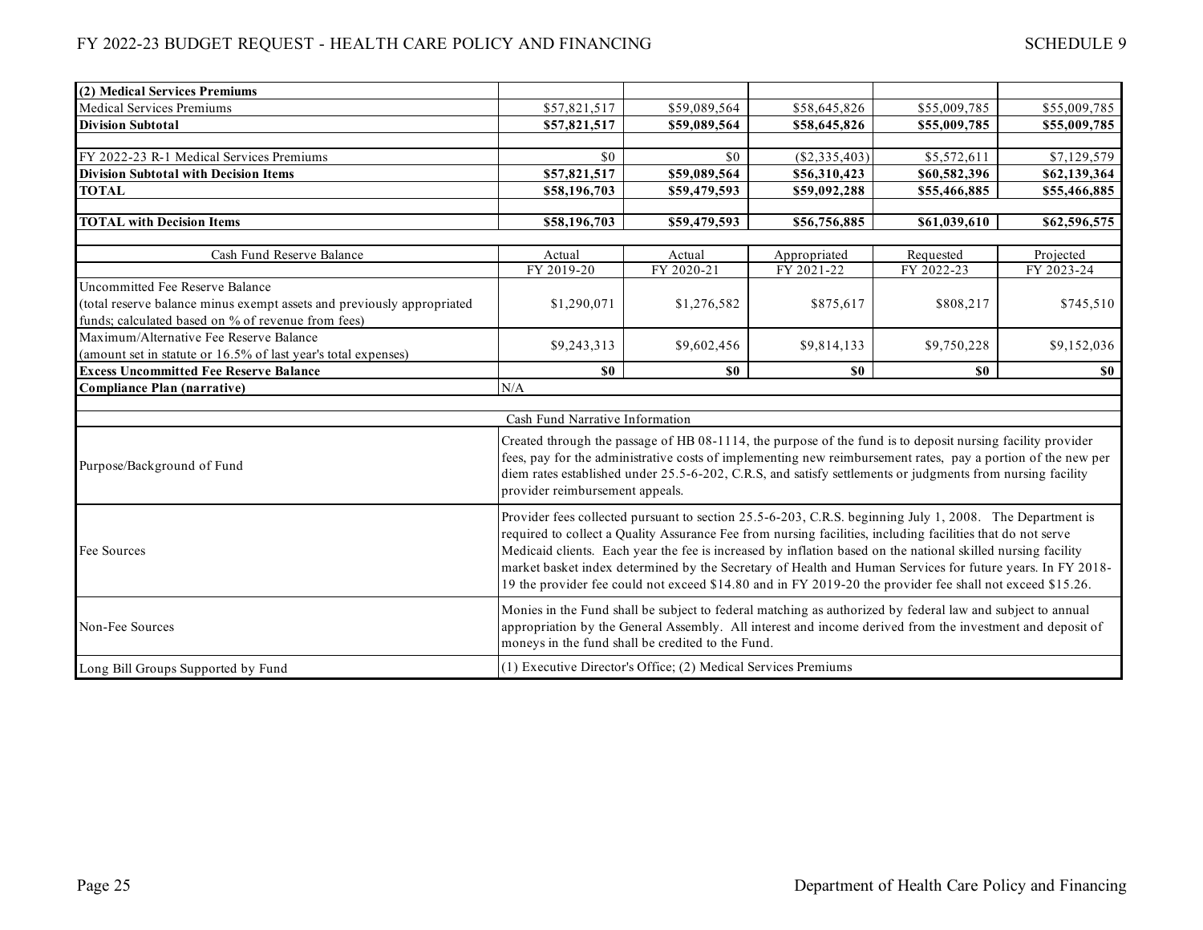| (2) Medical Services Premiums | | | | | |
|---|---|---|---|---|---|
| Medical Services Premiums | $57,821,517 | $59,089,564 | $58,645,826 | $55,009,785 | $55,009,785 |
| **Division Subtotal** | **$57,821,517** | **$59,089,564** | **$58,645,826** | **$55,009,785** | **$55,009,785** |
| | | | | | |
| FY 2022-23 R-1 Medical Services Premiums | $0 | $0 | ($2,335,403) | $5,572,611 | $7,129,579 |
| **Division Subtotal with Decision Items** | **$57,821,517** | **$59,089,564** | **$56,310,423** | **$60,582,396** | **$62,139,364** |
| **TOTAL** | **$58,196,703** | **$59,479,593** | **$59,092,288** | **$55,466,885** | **$55,466,885** |
| | | | | | |
| **TOTAL with Decision Items** | **$58,196,703** | **$59,479,593** | **$56,756,885** | **$61,039,610** | **$62,596,575** |

| Cash Fund Reserve Balance | Actual FY 2019-20 | Actual FY 2020-21 | Appropriated FY 2021-22 | Requested FY 2022-23 | Projected FY 2023-24 |
|---|---|---|---|---|---|
| Uncommitted Fee Reserve Balance (total reserve balance minus exempt assets and previously appropriated funds; calculated based on % of revenue from fees) | $1,290,071 | $1,276,582 | $875,617 | $808,217 | $745,510 |
| Maximum/Alternative Fee Reserve Balance (amount set in statute or 16.5% of last year's total expenses) | $9,243,313 | $9,602,456 | $9,814,133 | $9,750,228 | $9,152,036 |
| **Excess Uncommitted Fee Reserve Balance** | **$0** | **$0** | **$0** | **$0** | **$0** |
| **Compliance Plan (narrative)** | N/A | | | | |

| | Cash Fund Narrative Information |
|---|---|
| Purpose/Background of Fund | Created through the passage of HB 08-1114, the purpose of the fund is to deposit nursing facility provider fees, pay for the administrative costs of implementing new reimbursement rates, pay a portion of the new per diem rates established under 25.5-6-202, C.R.S, and satisfy settlements or judgments from nursing facility provider reimbursement appeals. |
| Fee Sources | Provider fees collected pursuant to section 25.5-6-203, C.R.S. beginning July 1, 2008. The Department is required to collect a Quality Assurance Fee from nursing facilities, including facilities that do not serve Medicaid clients. Each year the fee is increased by inflation based on the national skilled nursing facility market basket index determined by the Secretary of Health and Human Services for future years. In FY 2018-19 the provider fee could not exceed $14.80 and in FY 2019-20 the provider fee shall not exceed $15.26. |
| Non-Fee Sources | Monies in the Fund shall be subject to federal matching as authorized by federal law and subject to annual appropriation by the General Assembly. All interest and income derived from the investment and deposit of moneys in the fund shall be credited to the Fund. |
| Long Bill Groups Supported by Fund | (1) Executive Director's Office; (2) Medical Services Premiums |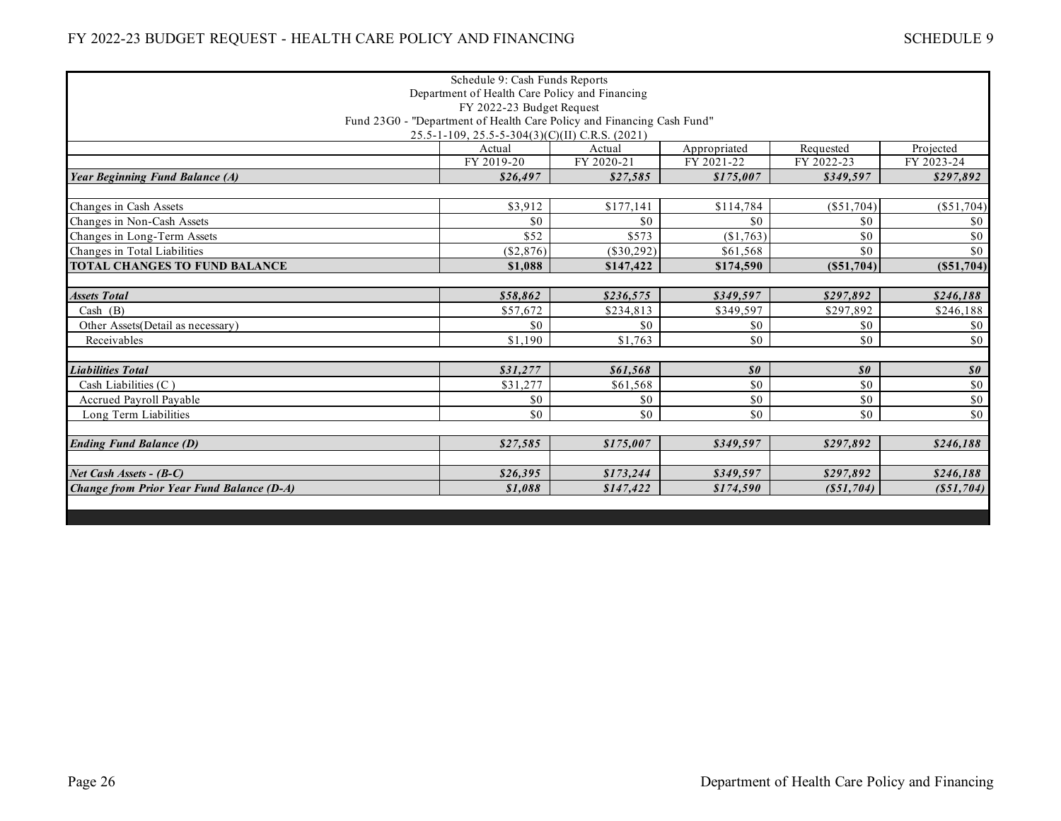Schedule 9: Cash Funds Reports
Department of Health Care Policy and Financing
FY 2022-23 Budget Request
Fund 23G0 - "Department of Health Care Policy and Financing Cash Fund"
25.5-1-109, 25.5-5-304(3)(C)(II) C.R.S. (2021)

| | Actual | Actual | Appropriated | Requested | Projected |
|---|---|---|---|---|---|
| | FY 2019-20 | FY 2020-21 | FY 2021-22 | FY 2022-23 | FY 2023-24 |
| ***Year Beginning Fund Balance (A)*** | ***$26,497*** | ***$27,585*** | ***$175,007*** | ***$349,597*** | ***$297,892*** |
| | | | | | |
| Changes in Cash Assets | $3,912 | $177,141 | $114,784 | ($51,704) | ($51,704) |
| Changes in Non-Cash Assets | $0 | $0 | $0 | $0 | $0 |
| Changes in Long-Term Assets | $52 | $573 | ($1,763) | $0 | $0 |
| Changes in Total Liabilities | ($2,876) | ($30,292) | $61,568 | $0 | $0 |
| **TOTAL CHANGES TO FUND BALANCE** | **$1,088** | **$147,422** | **$174,590** | **($51,704)** | **($51,704)** |
| | | | | | |
| ***Assets Total*** | ***$58,862*** | ***$236,575*** | ***$349,597*** | ***$297,892*** | ***$246,188*** |
| Cash (B) | $57,672 | $234,813 | $349,597 | $297,892 | $246,188 |
| Other Assets(Detail as necessary) | $0 | $0 | $0 | $0 | $0 |
| Receivables | $1,190 | $1,763 | $0 | $0 | $0 |
| | | | | | |
| ***Liabilities Total*** | ***$31,277*** | ***$61,568*** | ***$0*** | ***$0*** | ***$0*** |
| Cash Liabilities (C ) | $31,277 | $61,568 | $0 | $0 | $0 |
| Accrued Payroll Payable | $0 | $0 | $0 | $0 | $0 |
| Long Term Liabilities | $0 | $0 | $0 | $0 | $0 |
| | | | | | |
| ***Ending Fund Balance (D)*** | ***$27,585*** | ***$175,007*** | ***$349,597*** | ***$297,892*** | ***$246,188*** |
| | | | | | |
| ***Net Cash Assets - (B-C)*** | ***$26,395*** | ***$173,244*** | ***$349,597*** | ***$297,892*** | ***$246,188*** |
| ***Change from Prior Year Fund Balance (D-A)*** | ***$1,088*** | ***$147,422*** | ***$174,590*** | ***($51,704)*** | ***($51,704)*** |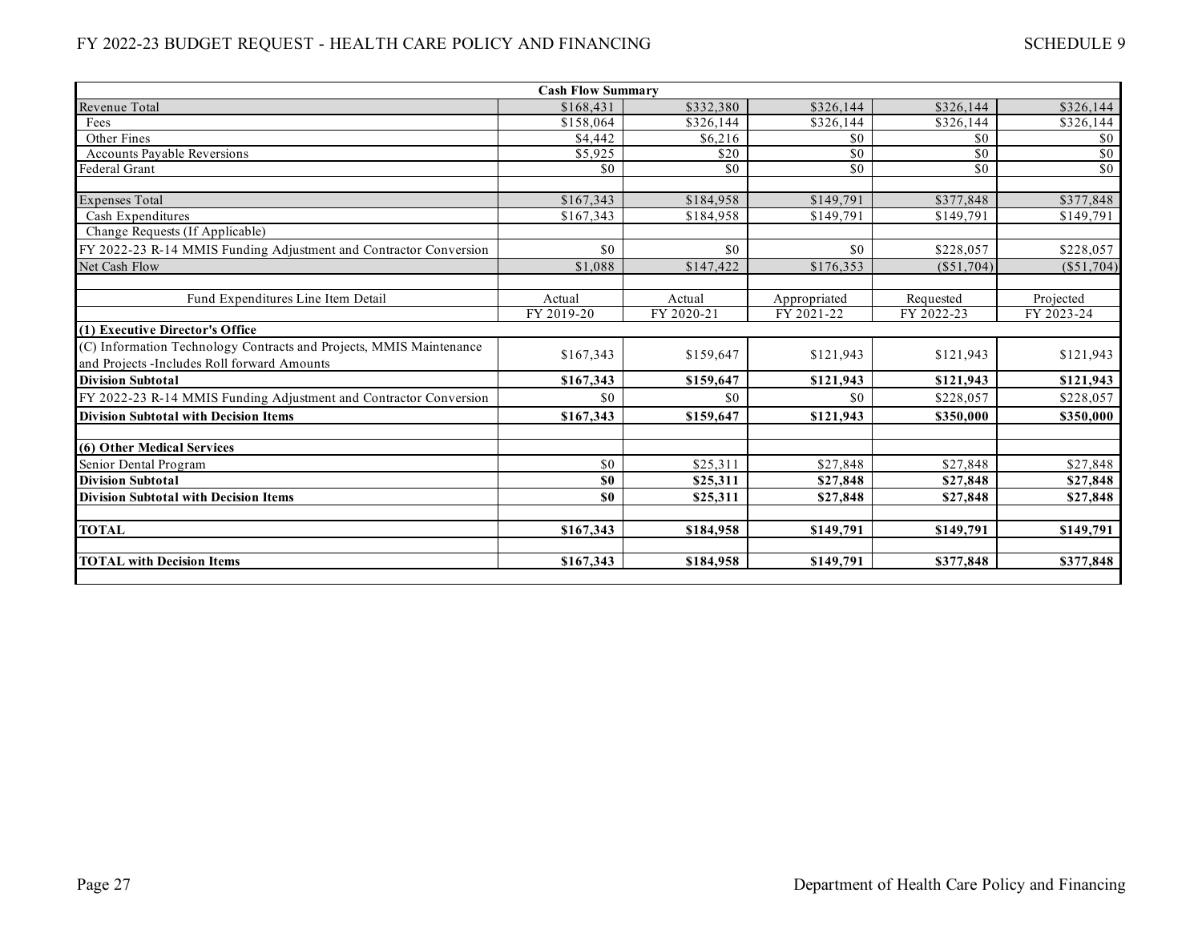| Cash Flow Summary | | | | | |
|---|---|---|---|---|---|
| Revenue Total | $168,431 | $332,380 | $326,144 | $326,144 | $326,144 |
| Fees | $158,064 | $326,144 | $326,144 | $326,144 | $326,144 |
| Other Fines | $4,442 | $6,216 | $0 | $0 | $0 |
| Accounts Payable Reversions | $5,925 | $20 | $0 | $0 | $0 |
| Federal Grant | $0 | $0 | $0 | $0 | $0 |
| | | | | | |
| Expenses Total | $167,343 | $184,958 | $149,791 | $377,848 | $377,848 |
| Cash Expenditures | $167,343 | $184,958 | $149,791 | $149,791 | $149,791 |
| Change Requests (If Applicable) | | | | | |
| FY 2022-23 R-14 MMIS Funding Adjustment and Contractor Conversion | $0 | $0 | $0 | $228,057 | $228,057 |
| Net Cash Flow | $1,088 | $147,422 | $176,353 | ($51,704) | ($51,704) |
| | | | | | |
| Fund Expenditures Line Item Detail | Actual | Actual | Appropriated | Requested | Projected |
| | FY 2019-20 | FY 2020-21 | FY 2021-22 | FY 2022-23 | FY 2023-24 |
| **(1) Executive Director's Office** | | | | | |
| (C) Information Technology Contracts and Projects, MMIS Maintenance and Projects -Includes Roll forward Amounts | $167,343 | $159,647 | $121,943 | $121,943 | $121,943 |
| **Division Subtotal** | **$167,343** | **$159,647** | **$121,943** | **$121,943** | **$121,943** |
| FY 2022-23 R-14 MMIS Funding Adjustment and Contractor Conversion | $0 | $0 | $0 | $228,057 | $228,057 |
| **Division Subtotal with Decision Items** | **$167,343** | **$159,647** | **$121,943** | **$350,000** | **$350,000** |
| | | | | | |
| **(6) Other Medical Services** | | | | | |
| Senior Dental Program | $0 | $25,311 | $27,848 | $27,848 | $27,848 |
| **Division Subtotal** | **$0** | **$25,311** | **$27,848** | **$27,848** | **$27,848** |
| **Division Subtotal with Decision Items** | **$0** | **$25,311** | **$27,848** | **$27,848** | **$27,848** |
| | | | | | |
| **TOTAL** | **$167,343** | **$184,958** | **$149,791** | **$149,791** | **$149,791** |
| | | | | | |
| **TOTAL with Decision Items** | **$167,343** | **$184,958** | **$149,791** | **$377,848** | **$377,848** |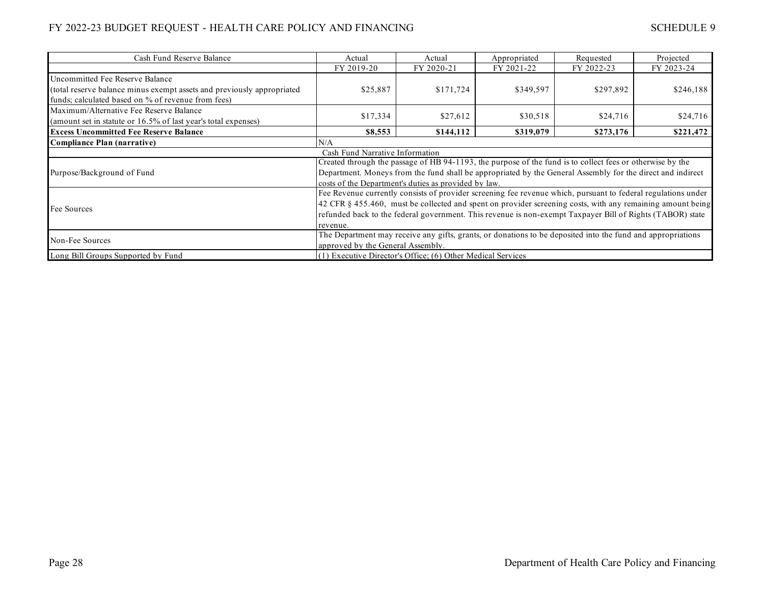| Cash Fund Reserve Balance | Actual FY 2019-20 | Actual FY 2020-21 | Appropriated FY 2021-22 | Requested FY 2022-23 | Projected FY 2023-24 |
|---|---|---|---|---|---|
| Uncommitted Fee Reserve Balance (total reserve balance minus exempt assets and previously appropriated funds; calculated based on % of revenue from fees) | $25,887 | $171,724 | $349,597 | $297,892 | $246,188 |
| Maximum/Alternative Fee Reserve Balance (amount set in statute or 16.5% of last year's total expenses) | $17,334 | $27,612 | $30,518 | $24,716 | $24,716 |
| **Excess Uncommitted Fee Reserve Balance** | **$8,553** | **$144,112** | **$319,079** | **$273,176** | **$221,472** |
| **Compliance Plan (narrative)** | N/A | | | | |
| | Cash Fund Narrative Information | | | | |
| Purpose/Background of Fund | Created through the passage of HB 94-1193, the purpose of the fund is to collect fees or otherwise by the Department. Moneys from the fund shall be appropriated by the General Assembly for the direct and indirect costs of the Department's duties as provided by law. | | | | |
| Fee Sources | Fee Revenue currently consists of provider screening fee revenue which, pursuant to federal regulations under 42 CFR § 455.460, must be collected and spent on provider screening costs, with any remaining amount being refunded back to the federal government. This revenue is non-exempt Taxpayer Bill of Rights (TABOR) state revenue. | | | | |
| Non-Fee Sources | The Department may receive any gifts, grants, or donations to be deposited into the fund and appropriations approved by the General Assembly. | | | | |
| Long Bill Groups Supported by Fund | (1) Executive Director's Office; (6) Other Medical Services | | | | |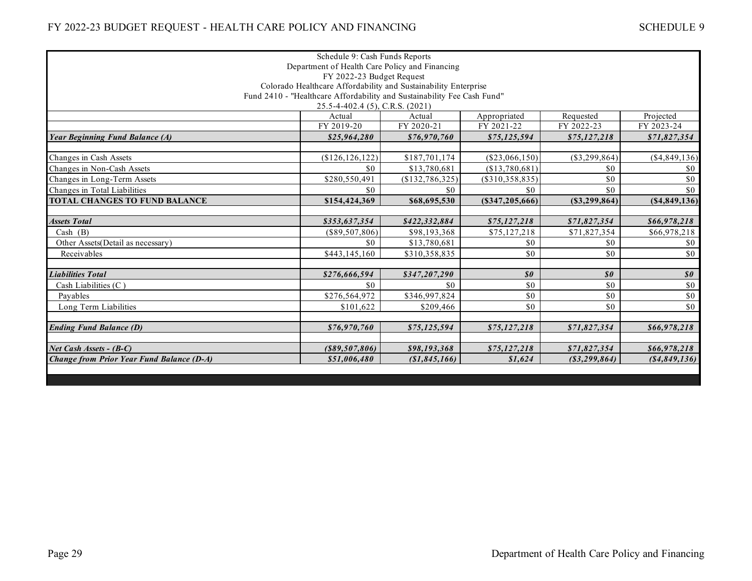Schedule 9: Cash Funds Reports
Department of Health Care Policy and Financing
FY 2022-23 Budget Request
Colorado Healthcare Affordability and Sustainability Enterprise
Fund 2410 - "Healthcare Affordability and Sustainability Fee Cash Fund"
25.5-4-402.4 (5), C.R.S. (2021)

| | Actual | Actual | Appropriated | Requested | Projected |
|---|---|---|---|---|---|
| | FY 2019-20 | FY 2020-21 | FY 2021-22 | FY 2022-23 | FY 2023-24 |
| ***Year Beginning Fund Balance (A)*** | ***$25,964,280*** | ***$76,970,760*** | ***$75,125,594*** | ***$75,127,218*** | ***$71,827,354*** |
| | | | | | |
| Changes in Cash Assets | ($126,126,122) | $187,701,174 | ($23,066,150) | ($3,299,864) | ($4,849,136) |
| Changes in Non-Cash Assets | $0 | $13,780,681 | ($13,780,681) | $0 | $0 |
| Changes in Long-Term Assets | $280,550,491 | ($132,786,325) | ($310,358,835) | $0 | $0 |
| Changes in Total Liabilities | $0 | $0 | $0 | $0 | $0 |
| **TOTAL CHANGES TO FUND BALANCE** | **$154,424,369** | **$68,695,530** | **($347,205,666)** | **($3,299,864)** | **($4,849,136)** |
| | | | | | |
| ***Assets Total*** | ***$353,637,354*** | ***$422,332,884*** | ***$75,127,218*** | ***$71,827,354*** | ***$66,978,218*** |
| Cash (B) | ($89,507,806) | $98,193,368 | $75,127,218 | $71,827,354 | $66,978,218 |
| Other Assets(Detail as necessary) | $0 | $13,780,681 | $0 | $0 | $0 |
| Receivables | $443,145,160 | $310,358,835 | $0 | $0 | $0 |
| | | | | | |
| ***Liabilities Total*** | ***$276,666,594*** | ***$347,207,290*** | ***$0*** | ***$0*** | ***$0*** |
| Cash Liabilities (C ) | $0 | $0 | $0 | $0 | $0 |
| Payables | $276,564,972 | $346,997,824 | $0 | $0 | $0 |
| Long Term Liabilities | $101,622 | $209,466 | $0 | $0 | $0 |
| | | | | | |
| ***Ending Fund Balance (D)*** | ***$76,970,760*** | ***$75,125,594*** | ***$75,127,218*** | ***$71,827,354*** | ***$66,978,218*** |
| | | | | | |
| ***Net Cash Assets - (B-C)*** | ***($89,507,806)*** | ***$98,193,368*** | ***$75,127,218*** | ***$71,827,354*** | ***$66,978,218*** |
| ***Change from Prior Year Fund Balance (D-A)*** | ***$51,006,480*** | ***($1,845,166)*** | ***$1,624*** | ***($3,299,864)*** | ***($4,849,136)*** |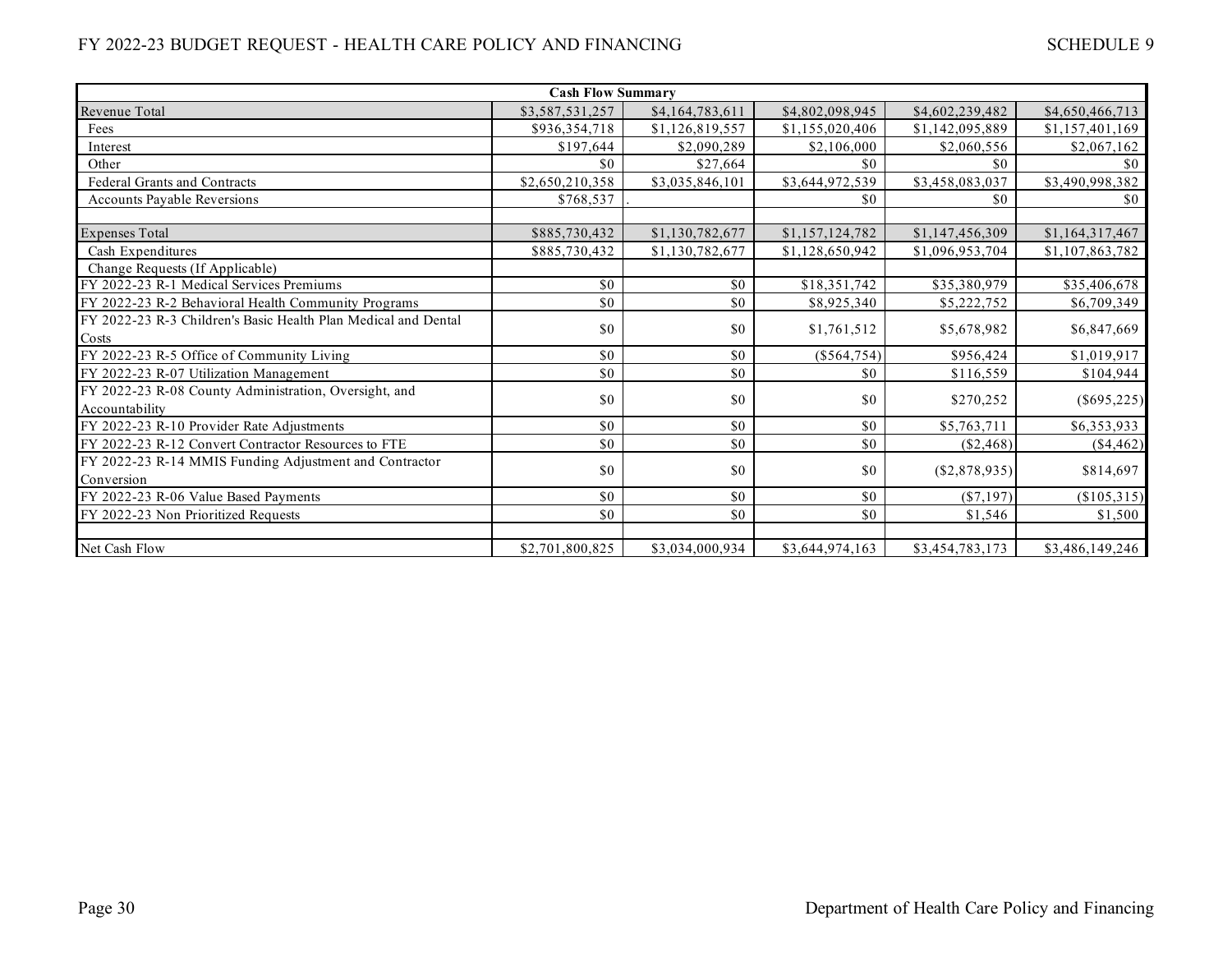| Cash Flow Summary | | | | | |
|---|---|---|---|---|---|
| Revenue Total | $3,587,531,257 | $4,164,783,611 | $4,802,098,945 | $4,602,239,482 | $4,650,466,713 |
| Fees | $936,354,718 | $1,126,819,557 | $1,155,020,406 | $1,142,095,889 | $1,157,401,169 |
| Interest | $197,644 | $2,090,289 | $2,106,000 | $2,060,556 | $2,067,162 |
| Other | $0 | $27,664 | $0 | $0 | $0 |
| Federal Grants and Contracts | $2,650,210,358 | $3,035,846,101 | $3,644,972,539 | $3,458,083,037 | $3,490,998,382 |
| Accounts Payable Reversions | $768,537 | . | $0 | $0 | $0 |
| | | | | | |
| Expenses Total | $885,730,432 | $1,130,782,677 | $1,157,124,782 | $1,147,456,309 | $1,164,317,467 |
| Cash Expenditures | $885,730,432 | $1,130,782,677 | $1,128,650,942 | $1,096,953,704 | $1,107,863,782 |
| Change Requests (If Applicable) | | | | | |
| FY 2022-23 R-1 Medical Services Premiums | $0 | $0 | $18,351,742 | $35,380,979 | $35,406,678 |
| FY 2022-23 R-2 Behavioral Health Community Programs | $0 | $0 | $8,925,340 | $5,222,752 | $6,709,349 |
| FY 2022-23 R-3 Children's Basic Health Plan Medical and Dental Costs | $0 | $0 | $1,761,512 | $5,678,982 | $6,847,669 |
| FY 2022-23 R-5 Office of Community Living | $0 | $0 | ($564,754) | $956,424 | $1,019,917 |
| FY 2022-23 R-07 Utilization Management | $0 | $0 | $0 | $116,559 | $104,944 |
| FY 2022-23 R-08 County Administration, Oversight, and Accountability | $0 | $0 | $0 | $270,252 | ($695,225) |
| FY 2022-23 R-10 Provider Rate Adjustments | $0 | $0 | $0 | $5,763,711 | $6,353,933 |
| FY 2022-23 R-12 Convert Contractor Resources to FTE | $0 | $0 | $0 | ($2,468) | ($4,462) |
| FY 2022-23 R-14 MMIS Funding Adjustment and Contractor Conversion | $0 | $0 | $0 | ($2,878,935) | $814,697 |
| FY 2022-23 R-06 Value Based Payments | $0 | $0 | $0 | ($7,197) | ($105,315) |
| FY 2022-23 Non Prioritized Requests | $0 | $0 | $0 | $1,546 | $1,500 |
| | | | | | |
| Net Cash Flow | $2,701,800,825 | $3,034,000,934 | $3,644,974,163 | $3,454,783,173 | $3,486,149,246 |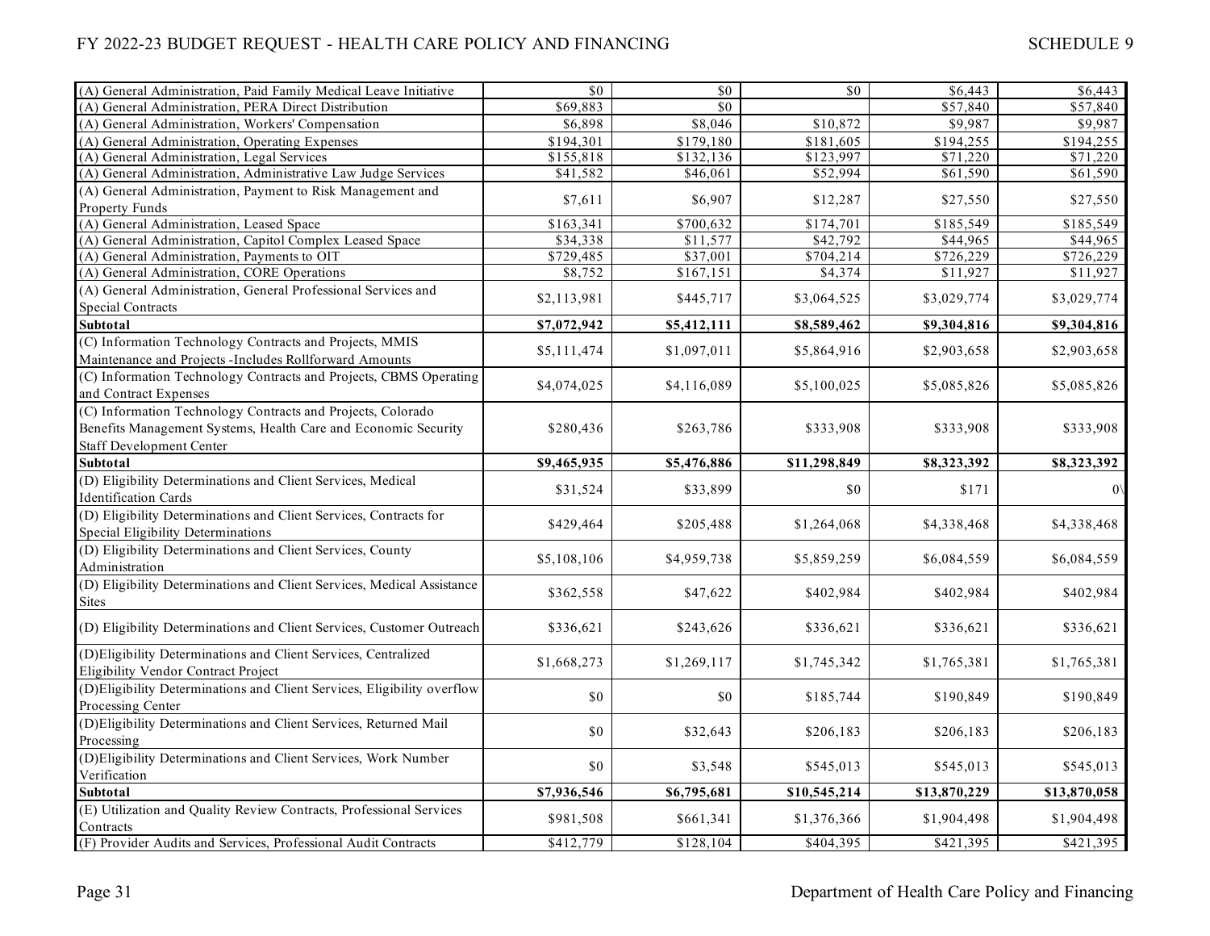| | | | | | |
|---|---|---|---|---|---|
| (A) General Administration, Paid Family Medical Leave Initiative | $0 | $0 | $0 | $6,443 | $6,443 |
| (A) General Administration, PERA Direct Distribution | $69,883 | $0 | | $57,840 | $57,840 |
| (A) General Administration, Workers' Compensation | $6,898 | $8,046 | $10,872 | $9,987 | $9,987 |
| (A) General Administration, Operating Expenses | $194,301 | $179,180 | $181,605 | $194,255 | $194,255 |
| (A) General Administration, Legal Services | $155,818 | $132,136 | $123,997 | $71,220 | $71,220 |
| (A) General Administration, Administrative Law Judge Services | $41,582 | $46,061 | $52,994 | $61,590 | $61,590 |
| (A) General Administration, Payment to Risk Management and Property Funds | $7,611 | $6,907 | $12,287 | $27,550 | $27,550 |
| (A) General Administration, Leased Space | $163,341 | $700,632 | $174,701 | $185,549 | $185,549 |
| (A) General Administration, Capitol Complex Leased Space | $34,338 | $11,577 | $42,792 | $44,965 | $44,965 |
| (A) General Administration, Payments to OIT | $729,485 | $37,001 | $704,214 | $726,229 | $726,229 |
| (A) General Administration, CORE Operations | $8,752 | $167,151 | $4,374 | $11,927 | $11,927 |
| (A) General Administration, General Professional Services and Special Contracts | $2,113,981 | $445,717 | $3,064,525 | $3,029,774 | $3,029,774 |
| **Subtotal** | **$7,072,942** | **$5,412,111** | **$8,589,462** | **$9,304,816** | **$9,304,816** |
| (C) Information Technology Contracts and Projects, MMIS Maintenance and Projects -Includes Rollforward Amounts | $5,111,474 | $1,097,011 | $5,864,916 | $2,903,658 | $2,903,658 |
| (C) Information Technology Contracts and Projects, CBMS Operating and Contract Expenses | $4,074,025 | $4,116,089 | $5,100,025 | $5,085,826 | $5,085,826 |
| (C) Information Technology Contracts and Projects, Colorado Benefits Management Systems, Health Care and Economic Security Staff Development Center | $280,436 | $263,786 | $333,908 | $333,908 | $333,908 |
| **Subtotal** | **$9,465,935** | **$5,476,886** | **$11,298,849** | **$8,323,392** | **$8,323,392** |
| (D) Eligibility Determinations and Client Services, Medical Identification Cards | $31,524 | $33,899 | $0 | $171 | 0\ |
| (D) Eligibility Determinations and Client Services, Contracts for Special Eligibility Determinations | $429,464 | $205,488 | $1,264,068 | $4,338,468 | $4,338,468 |
| (D) Eligibility Determinations and Client Services, County Administration | $5,108,106 | $4,959,738 | $5,859,259 | $6,084,559 | $6,084,559 |
| (D) Eligibility Determinations and Client Services, Medical Assistance Sites | $362,558 | $47,622 | $402,984 | $402,984 | $402,984 |
| (D) Eligibility Determinations and Client Services, Customer Outreach | $336,621 | $243,626 | $336,621 | $336,621 | $336,621 |
| (D)Eligibility Determinations and Client Services, Centralized Eligibility Vendor Contract Project | $1,668,273 | $1,269,117 | $1,745,342 | $1,765,381 | $1,765,381 |
| (D)Eligibility Determinations and Client Services, Eligibility overflow Processing Center | $0 | $0 | $185,744 | $190,849 | $190,849 |
| (D)Eligibility Determinations and Client Services, Returned Mail Processing | $0 | $32,643 | $206,183 | $206,183 | $206,183 |
| (D)Eligibility Determinations and Client Services, Work Number Verification | $0 | $3,548 | $545,013 | $545,013 | $545,013 |
| **Subtotal** | **$7,936,546** | **$6,795,681** | **$10,545,214** | **$13,870,229** | **$13,870,058** |
| (E) Utilization and Quality Review Contracts, Professional Services Contracts | $981,508 | $661,341 | $1,376,366 | $1,904,498 | $1,904,498 |
| (F) Provider Audits and Services, Professional Audit Contracts | $412,779 | $128,104 | $404,395 | $421,395 | $421,395 |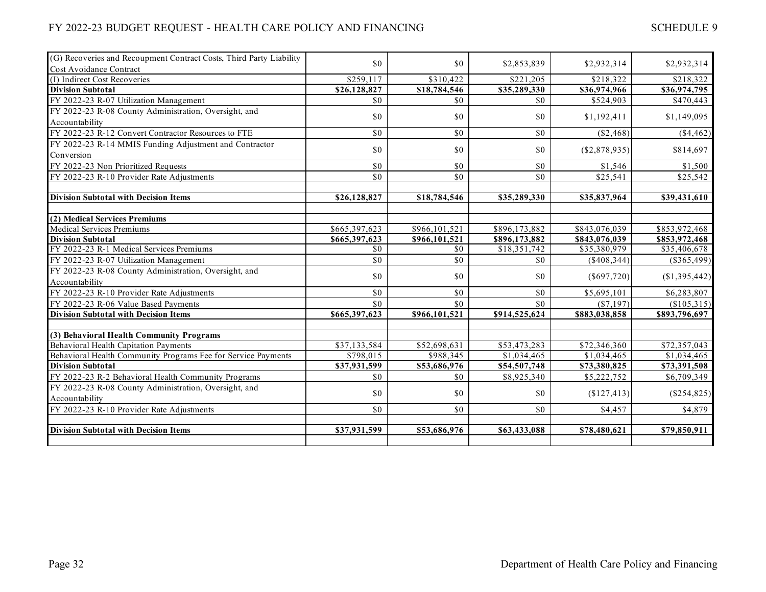| | | | | | |
|---|---|---|---|---|---|
| (G) Recoveries and Recoupment Contract Costs, Third Party Liability Cost Avoidance Contract | $0 | $0 | $2,853,839 | $2,932,314 | $2,932,314 |
| (I) Indirect Cost Recoveries | $259,117 | $310,422 | $221,205 | $218,322 | $218,322 |
| **Division Subtotal** | **$26,128,827** | **$18,784,546** | **$35,289,330** | **$36,974,966** | **$36,974,795** |
| FY 2022-23 R-07 Utilization Management | $0 | $0 | $0 | $524,903 | $470,443 |
| FY 2022-23 R-08 County Administration, Oversight, and Accountability | $0 | $0 | $0 | $1,192,411 | $1,149,095 |
| FY 2022-23 R-12 Convert Contractor Resources to FTE | $0 | $0 | $0 | ($2,468) | ($4,462) |
| FY 2022-23 R-14 MMIS Funding Adjustment and Contractor Conversion | $0 | $0 | $0 | ($2,878,935) | $814,697 |
| FY 2022-23 Non Prioritized Requests | $0 | $0 | $0 | $1,546 | $1,500 |
| FY 2022-23 R-10 Provider Rate Adjustments | $0 | $0 | $0 | $25,541 | $25,542 |
| | | | | | |
| **Division Subtotal with Decision Items** | **$26,128,827** | **$18,784,546** | **$35,289,330** | **$35,837,964** | **$39,431,610** |
| | | | | | |
| **(2) Medical Services Premiums** | | | | | |
| Medical Services Premiums | $665,397,623 | $966,101,521 | $896,173,882 | $843,076,039 | $853,972,468 |
| **Division Subtotal** | **$665,397,623** | **$966,101,521** | **$896,173,882** | **$843,076,039** | **$853,972,468** |
| FY 2022-23 R-1 Medical Services Premiums | $0 | $0 | $18,351,742 | $35,380,979 | $35,406,678 |
| FY 2022-23 R-07 Utilization Management | $0 | $0 | $0 | ($408,344) | ($365,499) |
| FY 2022-23 R-08 County Administration, Oversight, and Accountability | $0 | $0 | $0 | ($697,720) | ($1,395,442) |
| FY 2022-23 R-10 Provider Rate Adjustments | $0 | $0 | $0 | $5,695,101 | $6,283,807 |
| FY 2022-23 R-06 Value Based Payments | $0 | $0 | $0 | ($7,197) | ($105,315) |
| **Division Subtotal with Decision Items** | **$665,397,623** | **$966,101,521** | **$914,525,624** | **$883,038,858** | **$893,796,697** |
| | | | | | |
| **(3) Behavioral Health Community Programs** | | | | | |
| Behavioral Health Capitation Payments | $37,133,584 | $52,698,631 | $53,473,283 | $72,346,360 | $72,357,043 |
| Behavioral Health Community Programs Fee for Service Payments | $798,015 | $988,345 | $1,034,465 | $1,034,465 | $1,034,465 |
| **Division Subtotal** | **$37,931,599** | **$53,686,976** | **$54,507,748** | **$73,380,825** | **$73,391,508** |
| FY 2022-23 R-2 Behavioral Health Community Programs | $0 | $0 | $8,925,340 | $5,222,752 | $6,709,349 |
| FY 2022-23 R-08 County Administration, Oversight, and Accountability | $0 | $0 | $0 | ($127,413) | ($254,825) |
| FY 2022-23 R-10 Provider Rate Adjustments | $0 | $0 | $0 | $4,457 | $4,879 |
| | | | | | |
| **Division Subtotal with Decision Items** | **$37,931,599** | **$53,686,976** | **$63,433,088** | **$78,480,621** | **$79,850,911** |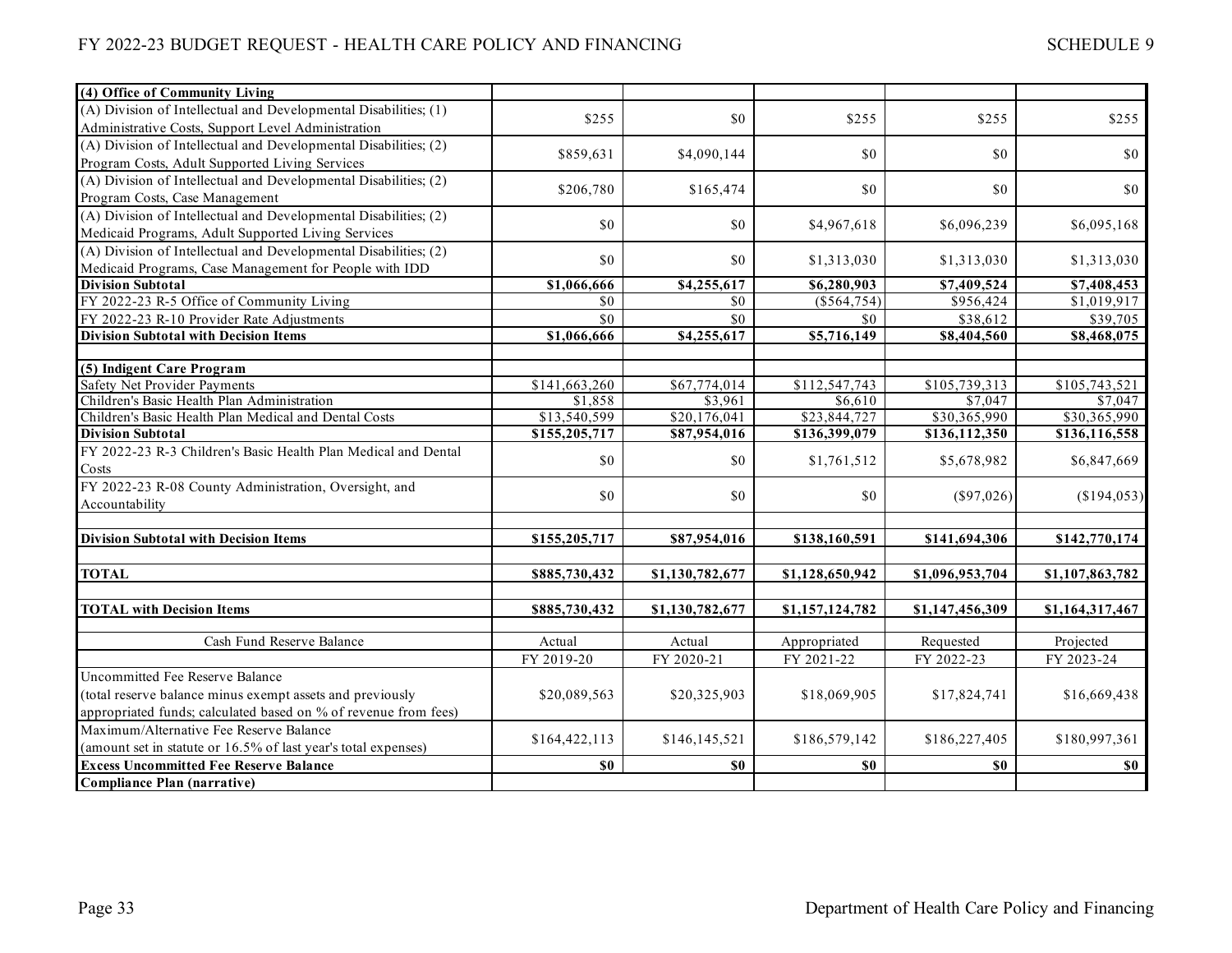| (4) Office of Community Living | | | | | |
|---|---|---|---|---|---|
| (A) Division of Intellectual and Developmental Disabilities; (1) Administrative Costs, Support Level Administration | $255 | $0 | $255 | $255 | $255 |
| (A) Division of Intellectual and Developmental Disabilities; (2) Program Costs, Adult Supported Living Services | $859,631 | $4,090,144 | $0 | $0 | $0 |
| (A) Division of Intellectual and Developmental Disabilities; (2) Program Costs, Case Management | $206,780 | $165,474 | $0 | $0 | $0 |
| (A) Division of Intellectual and Developmental Disabilities; (2) Medicaid Programs, Adult Supported Living Services | $0 | $0 | $4,967,618 | $6,096,239 | $6,095,168 |
| (A) Division of Intellectual and Developmental Disabilities; (2) Medicaid Programs, Case Management for People with IDD | $0 | $0 | $1,313,030 | $1,313,030 | $1,313,030 |
| **Division Subtotal** | **$1,066,666** | **$4,255,617** | **$6,280,903** | **$7,409,524** | **$7,408,453** |
| FY 2022-23 R-5 Office of Community Living | $0 | $0 | ($564,754) | $956,424 | $1,019,917 |
| FY 2022-23 R-10 Provider Rate Adjustments | $0 | $0 | $0 | $38,612 | $39,705 |
| **Division Subtotal with Decision Items** | **$1,066,666** | **$4,255,617** | **$5,716,149** | **$8,404,560** | **$8,468,075** |
| | | | | | |
| **(5) Indigent Care Program** | | | | | |
| Safety Net Provider Payments | $141,663,260 | $67,774,014 | $112,547,743 | $105,739,313 | $105,743,521 |
| Children's Basic Health Plan Administration | $1,858 | $3,961 | $6,610 | $7,047 | $7,047 |
| Children's Basic Health Plan Medical and Dental Costs | $13,540,599 | $20,176,041 | $23,844,727 | $30,365,990 | $30,365,990 |
| **Division Subtotal** | **$155,205,717** | **$87,954,016** | **$136,399,079** | **$136,112,350** | **$136,116,558** |
| FY 2022-23 R-3 Children's Basic Health Plan Medical and Dental Costs | $0 | $0 | $1,761,512 | $5,678,982 | $6,847,669 |
| FY 2022-23 R-08 County Administration, Oversight, and Accountability | $0 | $0 | $0 | ($97,026) | ($194,053) |
| | | | | | |
| **Division Subtotal with Decision Items** | **$155,205,717** | **$87,954,016** | **$138,160,591** | **$141,694,306** | **$142,770,174** |
| | | | | | |
| **TOTAL** | **$885,730,432** | **$1,130,782,677** | **$1,128,650,942** | **$1,096,953,704** | **$1,107,863,782** |
| | | | | | |
| **TOTAL with Decision Items** | **$885,730,432** | **$1,130,782,677** | **$1,157,124,782** | **$1,147,456,309** | **$1,164,317,467** |

| Cash Fund Reserve Balance | Actual | Actual | Appropriated | Requested | Projected |
|---|---|---|---|---|---|
| | FY 2019-20 | FY 2020-21 | FY 2021-22 | FY 2022-23 | FY 2023-24 |
| Uncommitted Fee Reserve Balance (total reserve balance minus exempt assets and previously appropriated funds; calculated based on % of revenue from fees) | $20,089,563 | $20,325,903 | $18,069,905 | $17,824,741 | $16,669,438 |
| Maximum/Alternative Fee Reserve Balance (amount set in statute or 16.5% of last year's total expenses) | $164,422,113 | $146,145,521 | $186,579,142 | $186,227,405 | $180,997,361 |
| **Excess Uncommitted Fee Reserve Balance** | **$0** | **$0** | **$0** | **$0** | **$0** |
| **Compliance Plan (narrative)** | | | | | |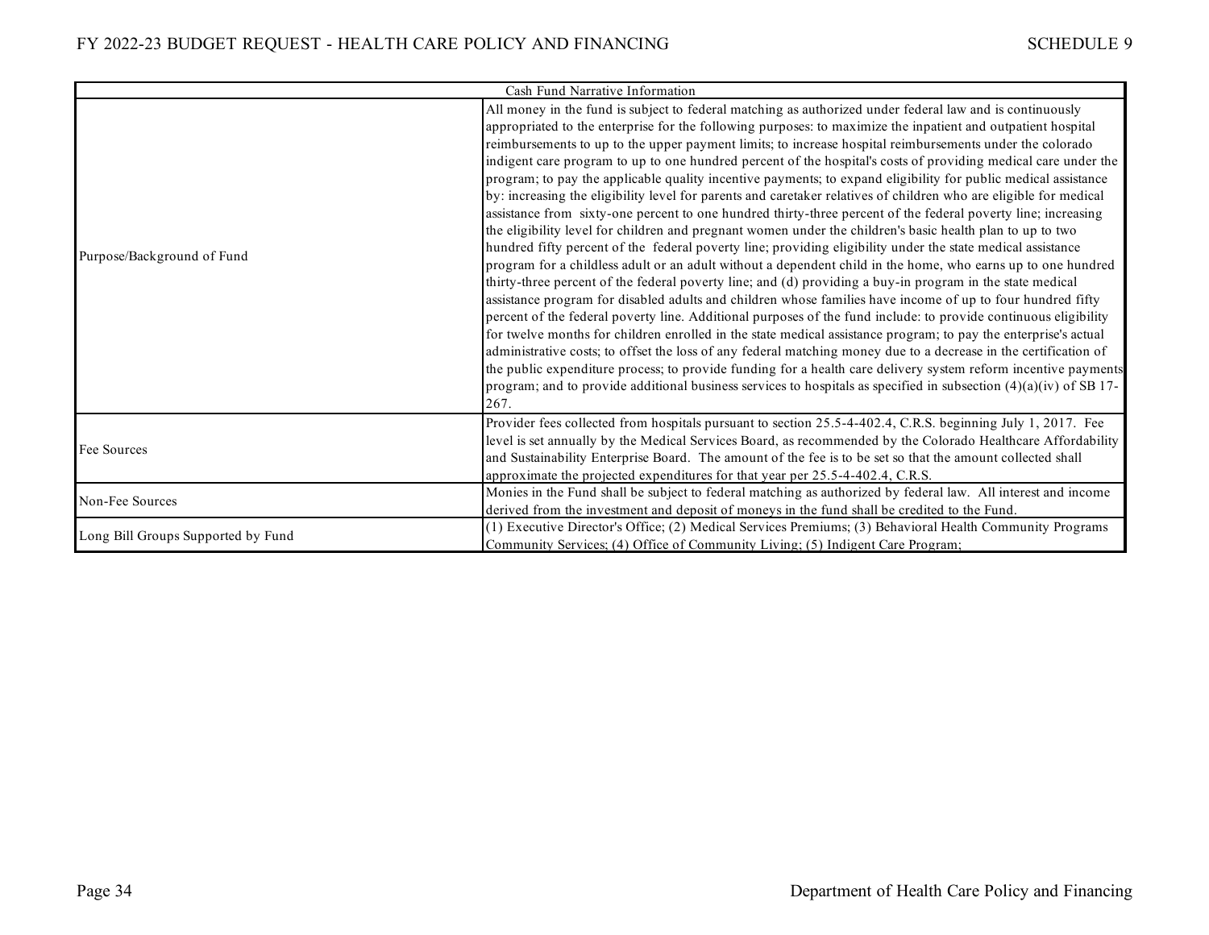| Cash Fund Narrative Information | |
|---|---|
| Purpose/Background of Fund | All money in the fund is subject to federal matching as authorized under federal law and is continuously appropriated to the enterprise for the following purposes: to maximize the inpatient and outpatient hospital reimbursements to up to the upper payment limits; to increase hospital reimbursements under the colorado indigent care program to up to one hundred percent of the hospital's costs of providing medical care under the program; to pay the applicable quality incentive payments; to expand eligibility for public medical assistance by: increasing the eligibility level for parents and caretaker relatives of children who are eligible for medical assistance from sixty-one percent to one hundred thirty-three percent of the federal poverty line; increasing the eligibility level for children and pregnant women under the children's basic health plan to up to two hundred fifty percent of the federal poverty line; providing eligibility under the state medical assistance program for a childless adult or an adult without a dependent child in the home, who earns up to one hundred thirty-three percent of the federal poverty line; and (d) providing a buy-in program in the state medical assistance program for disabled adults and children whose families have income of up to four hundred fifty percent of the federal poverty line. Additional purposes of the fund include: to provide continuous eligibility for twelve months for children enrolled in the state medical assistance program; to pay the enterprise's actual administrative costs; to offset the loss of any federal matching money due to a decrease in the certification of the public expenditure process; to provide funding for a health care delivery system reform incentive payments program; and to provide additional business services to hospitals as specified in subsection (4)(a)(iv) of SB 17-267. |
| Fee Sources | Provider fees collected from hospitals pursuant to section 25.5-4-402.4, C.R.S. beginning July 1, 2017. Fee level is set annually by the Medical Services Board, as recommended by the Colorado Healthcare Affordability and Sustainability Enterprise Board. The amount of the fee is to be set so that the amount collected shall approximate the projected expenditures for that year per 25.5-4-402.4, C.R.S. |
| Non-Fee Sources | Monies in the Fund shall be subject to federal matching as authorized by federal law. All interest and income derived from the investment and deposit of moneys in the fund shall be credited to the Fund. |
| Long Bill Groups Supported by Fund | (1) Executive Director's Office; (2) Medical Services Premiums; (3) Behavioral Health Community Programs Community Services; (4) Office of Community Living; (5) Indigent Care Program; |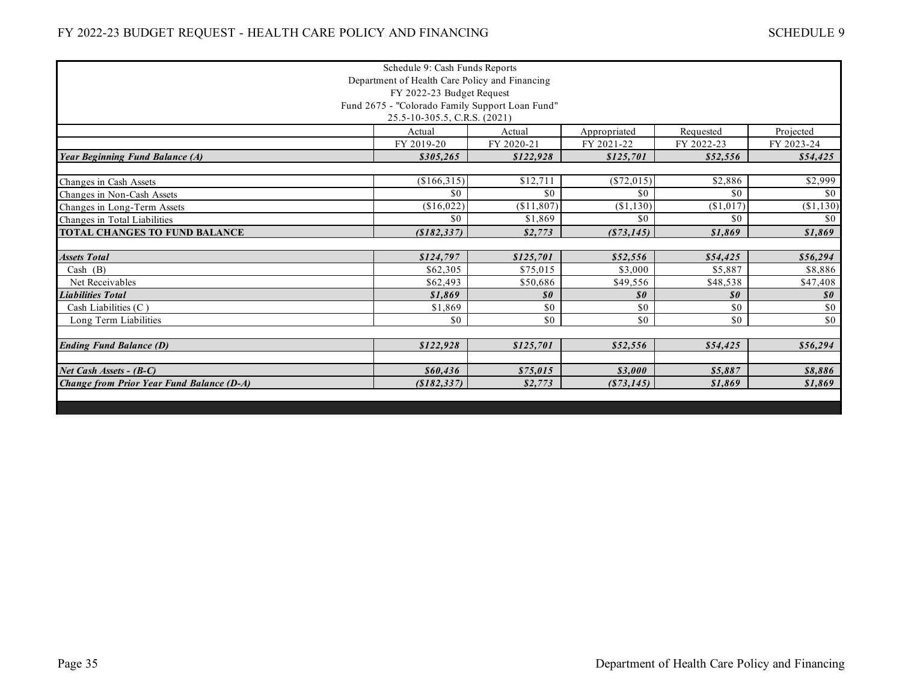Schedule 9: Cash Funds Reports
Department of Health Care Policy and Financing
FY 2022-23 Budget Request
Fund 2675 - "Colorado Family Support Loan Fund"
25.5-10-305.5, C.R.S. (2021)

| | Actual | Actual | Appropriated | Requested | Projected |
|---|---|---|---|---|---|
| | FY 2019-20 | FY 2020-21 | FY 2021-22 | FY 2022-23 | FY 2023-24 |
| ***Year Beginning Fund Balance (A)*** | ***$305,265*** | ***$122,928*** | ***$125,701*** | ***$52,556*** | ***$54,425*** |
| | | | | | |
| Changes in Cash Assets | ($166,315) | $12,711 | ($72,015) | $2,886 | $2,999 |
| Changes in Non-Cash Assets | $0 | $0 | $0 | $0 | $0 |
| Changes in Long-Term Assets | ($16,022) | ($11,807) | ($1,130) | ($1,017) | ($1,130) |
| Changes in Total Liabilities | $0 | $1,869 | $0 | $0 | $0 |
| **TOTAL CHANGES TO FUND BALANCE** | ***($182,337)*** | ***$2,773*** | ***($73,145)*** | ***$1,869*** | ***$1,869*** |
| | | | | | |
| ***Assets Total*** | ***$124,797*** | ***$125,701*** | ***$52,556*** | ***$54,425*** | ***$56,294*** |
| Cash (B) | $62,305 | $75,015 | $3,000 | $5,887 | $8,886 |
| Net Receivables | $62,493 | $50,686 | $49,556 | $48,538 | $47,408 |
| ***Liabilities Total*** | ***$1,869*** | ***$0*** | ***$0*** | ***$0*** | ***$0*** |
| Cash Liabilities (C ) | $1,869 | $0 | $0 | $0 | $0 |
| Long Term Liabilities | $0 | $0 | $0 | $0 | $0 |
| | | | | | |
| ***Ending Fund Balance (D)*** | ***$122,928*** | ***$125,701*** | ***$52,556*** | ***$54,425*** | ***$56,294*** |
| | | | | | |
| ***Net Cash Assets - (B-C)*** | ***$60,436*** | ***$75,015*** | ***$3,000*** | ***$5,887*** | ***$8,886*** |
| ***Change from Prior Year Fund Balance (D-A)*** | ***($182,337)*** | ***$2,773*** | ***($73,145)*** | ***$1,869*** | ***$1,869*** |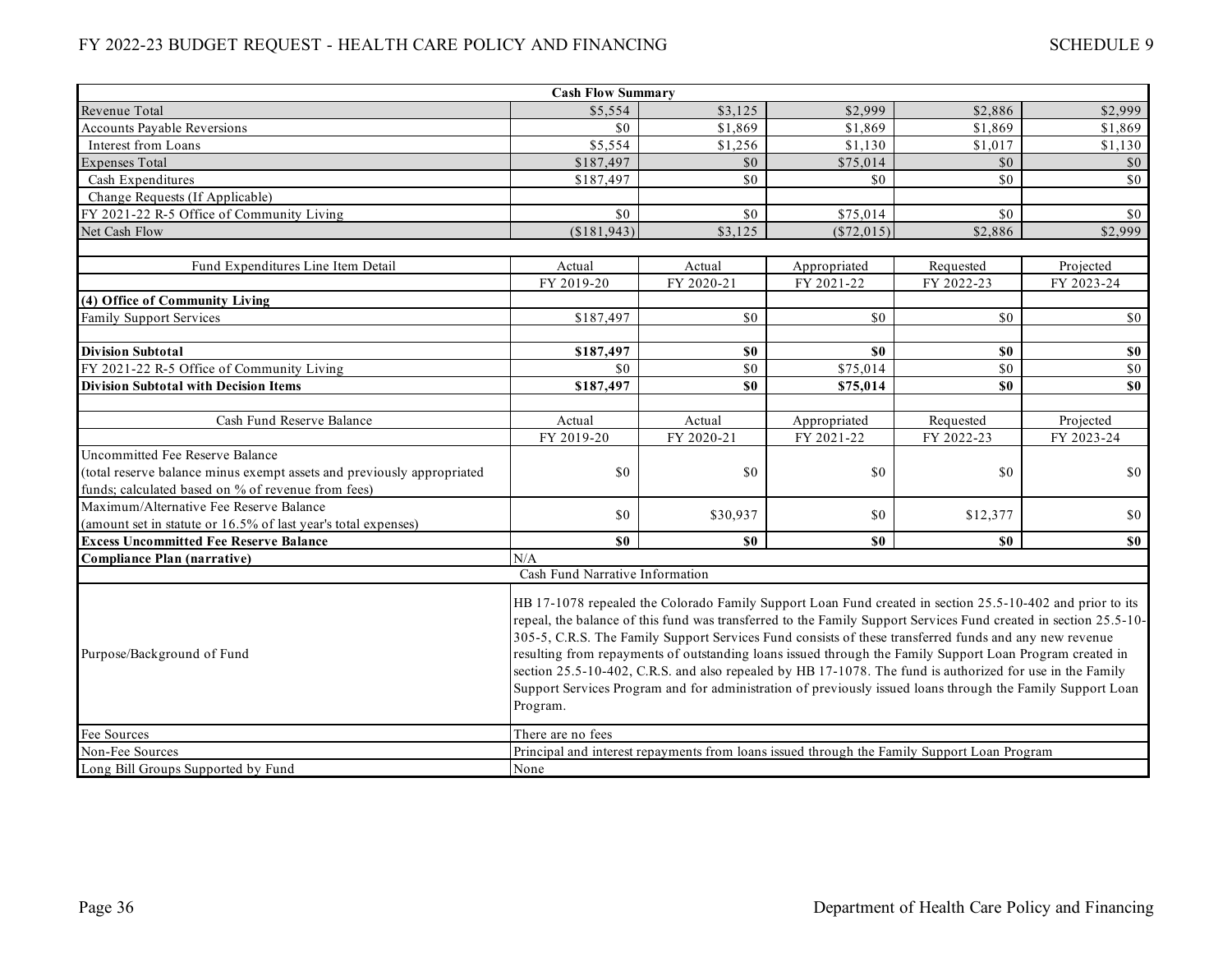| Cash Flow Summary | | | | | |
|---|---|---|---|---|---|
| Revenue Total | $5,554 | $3,125 | $2,999 | $2,886 | $2,999 |
| Accounts Payable Reversions | $0 | $1,869 | $1,869 | $1,869 | $1,869 |
| Interest from Loans | $5,554 | $1,256 | $1,130 | $1,017 | $1,130 |
| Expenses Total | $187,497 | $0 | $75,014 | $0 | $0 |
| Cash Expenditures | $187,497 | $0 | $0 | $0 | $0 |
| Change Requests (If Applicable) | | | | | |
| FY 2021-22 R-5 Office of Community Living | $0 | $0 | $75,014 | $0 | $0 |
| Net Cash Flow | ($181,943) | $3,125 | ($72,015) | $2,886 | $2,999 |

| Fund Expenditures Line Item Detail | Actual | Actual | Appropriated | Requested | Projected |
|---|---|---|---|---|---|
| | FY 2019-20 | FY 2020-21 | FY 2021-22 | FY 2022-23 | FY 2023-24 |
| **(4) Office of Community Living** | | | | | |
| Family Support Services | $187,497 | $0 | $0 | $0 | $0 |
| | | | | | |
| **Division Subtotal** | **$187,497** | **$0** | **$0** | **$0** | **$0** |
| FY 2021-22 R-5 Office of Community Living | $0 | $0 | $75,014 | $0 | $0 |
| **Division Subtotal with Decision Items** | **$187,497** | **$0** | **$75,014** | **$0** | **$0** |

| Cash Fund Reserve Balance | Actual | Actual | Appropriated | Requested | Projected |
|---|---|---|---|---|---|
| | FY 2019-20 | FY 2020-21 | FY 2021-22 | FY 2022-23 | FY 2023-24 |
| Uncommitted Fee Reserve Balance (total reserve balance minus exempt assets and previously appropriated funds; calculated based on % of revenue from fees) | $0 | $0 | $0 | $0 | $0 |
| Maximum/Alternative Fee Reserve Balance (amount set in statute or 16.5% of last year's total expenses) | $0 | $30,937 | $0 | $12,377 | $0 |
| **Excess Uncommitted Fee Reserve Balance** | **$0** | **$0** | **$0** | **$0** | **$0** |
| **Compliance Plan (narrative)** | N/A | | | | |

| | Cash Fund Narrative Information |
|---|---|
| Purpose/Background of Fund | HB 17-1078 repealed the Colorado Family Support Loan Fund created in section 25.5-10-402 and prior to its repeal, the balance of this fund was transferred to the Family Support Services Fund created in section 25.5-10-305-5, C.R.S. The Family Support Services Fund consists of these transferred funds and any new revenue resulting from repayments of outstanding loans issued through the Family Support Loan Program created in section 25.5-10-402, C.R.S. and also repealed by HB 17-1078. The fund is authorized for use in the Family Support Services Program and for administration of previously issued loans through the Family Support Loan Program. |
| Fee Sources | There are no fees |
| Non-Fee Sources | Principal and interest repayments from loans issued through the Family Support Loan Program |
| Long Bill Groups Supported by Fund | None |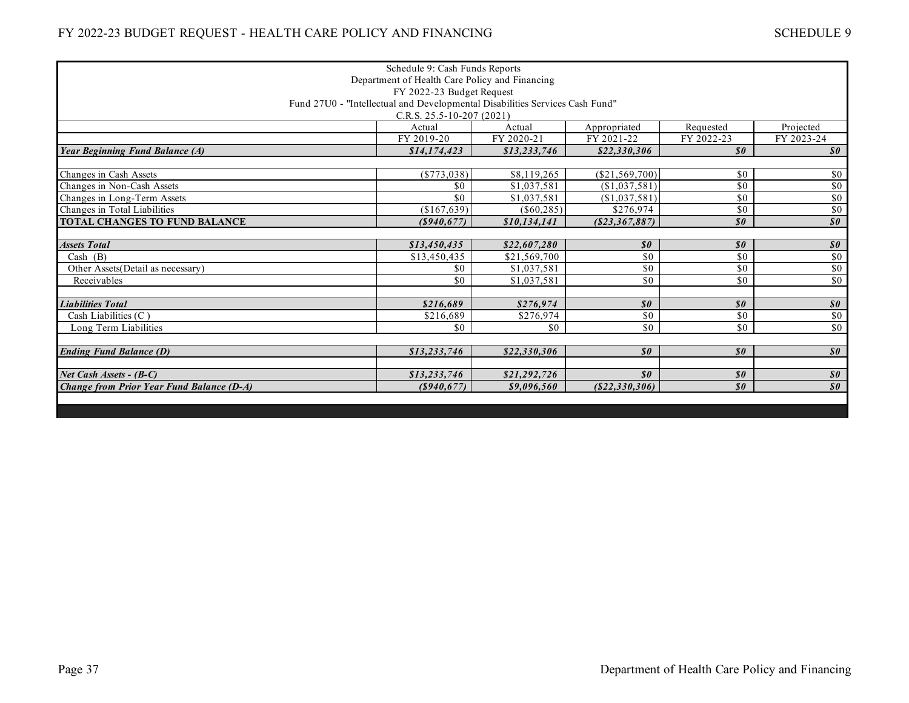| Schedule 9: Cash Funds Reports<br>Department of Health Care Policy and Financing<br>FY 2022-23 Budget Request<br>Fund 27U0 - "Intellectual and Developmental Disabilities Services Cash Fund"<br>C.R.S. 25.5-10-207 (2021) | Actual<br>FY 2019-20 | Actual<br>FY 2020-21 | Appropriated<br>FY 2021-22 | Requested<br>FY 2022-23 | Projected<br>FY 2023-24 |
|---|---|---|---|---|---|
| ***Year Beginning Fund Balance (A)*** | ***$14,174,423*** | ***$13,233,746*** | ***$22,330,306*** | ***$0*** | ***$0*** |
| | | | | | |
| Changes in Cash Assets | ($773,038) | $8,119,265 | ($21,569,700) | $0 | $0 |
| Changes in Non-Cash Assets | $0 | $1,037,581 | ($1,037,581) | $0 | $0 |
| Changes in Long-Term Assets | $0 | $1,037,581 | ($1,037,581) | $0 | $0 |
| Changes in Total Liabilities | ($167,639) | ($60,285) | $276,974 | $0 | $0 |
| **TOTAL CHANGES TO FUND BALANCE** | ***($940,677)*** | ***$10,134,141*** | ***($23,367,887)*** | ***$0*** | ***$0*** |
| | | | | | |
| ***Assets Total*** | ***$13,450,435*** | ***$22,607,280*** | ***$0*** | ***$0*** | ***$0*** |
| Cash (B) | $13,450,435 | $21,569,700 | $0 | $0 | $0 |
| Other Assets(Detail as necessary) | $0 | $1,037,581 | $0 | $0 | $0 |
| Receivables | $0 | $1,037,581 | $0 | $0 | $0 |
| | | | | | |
| ***Liabilities Total*** | ***$216,689*** | ***$276,974*** | ***$0*** | ***$0*** | ***$0*** |
| Cash Liabilities (C ) | $216,689 | $276,974 | $0 | $0 | $0 |
| Long Term Liabilities | $0 | $0 | $0 | $0 | $0 |
| | | | | | |
| ***Ending Fund Balance (D)*** | ***$13,233,746*** | ***$22,330,306*** | ***$0*** | ***$0*** | ***$0*** |
| | | | | | |
| ***Net Cash Assets - (B-C)*** | ***$13,233,746*** | ***$21,292,726*** | ***$0*** | ***$0*** | ***$0*** |
| ***Change from Prior Year Fund Balance (D-A)*** | ***($940,677)*** | ***$9,096,560*** | ***($22,330,306)*** | ***$0*** | ***$0*** |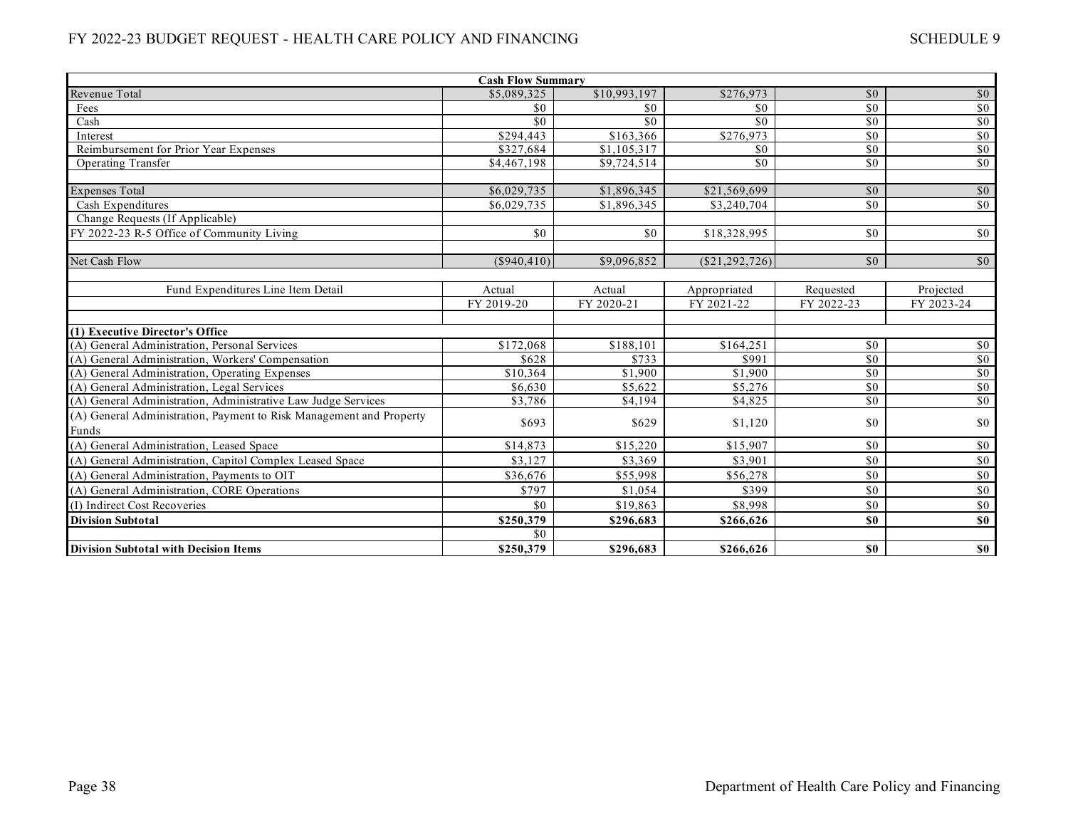| Cash Flow Summary | | | | | |
|---|---|---|---|---|---|
| Revenue Total | $5,089,325 | $10,993,197 | $276,973 | $0 | $0 |
| Fees | $0 | $0 | $0 | $0 | $0 |
| Cash | $0 | $0 | $0 | $0 | $0 |
| Interest | $294,443 | $163,366 | $276,973 | $0 | $0 |
| Reimbursement for Prior Year Expenses | $327,684 | $1,105,317 | $0 | $0 | $0 |
| Operating Transfer | $4,467,198 | $9,724,514 | $0 | $0 | $0 |
| | | | | | |
| Expenses Total | $6,029,735 | $1,896,345 | $21,569,699 | $0 | $0 |
| Cash Expenditures | $6,029,735 | $1,896,345 | $3,240,704 | $0 | $0 |
| Change Requests (If Applicable) | | | | | |
| FY 2022-23 R-5 Office of Community Living | $0 | $0 | $18,328,995 | $0 | $0 |
| | | | | | |
| Net Cash Flow | ($940,410) | $9,096,852 | ($21,292,726) | $0 | $0 |

| Fund Expenditures Line Item Detail | Actual FY 2019-20 | Actual FY 2020-21 | Appropriated FY 2021-22 | Requested FY 2022-23 | Projected FY 2023-24 |
|---|---|---|---|---|---|
| **(1) Executive Director's Office** | | | | | |
| (A) General Administration, Personal Services | $172,068 | $188,101 | $164,251 | $0 | $0 |
| (A) General Administration, Workers' Compensation | $628 | $733 | $991 | $0 | $0 |
| (A) General Administration, Operating Expenses | $10,364 | $1,900 | $1,900 | $0 | $0 |
| (A) General Administration, Legal Services | $6,630 | $5,622 | $5,276 | $0 | $0 |
| (A) General Administration, Administrative Law Judge Services | $3,786 | $4,194 | $4,825 | $0 | $0 |
| (A) General Administration, Payment to Risk Management and Property Funds | $693 | $629 | $1,120 | $0 | $0 |
| (A) General Administration, Leased Space | $14,873 | $15,220 | $15,907 | $0 | $0 |
| (A) General Administration, Capitol Complex Leased Space | $3,127 | $3,369 | $3,901 | $0 | $0 |
| (A) General Administration, Payments to OIT | $36,676 | $55,998 | $56,278 | $0 | $0 |
| (A) General Administration, CORE Operations | $797 | $1,054 | $399 | $0 | $0 |
| (I) Indirect Cost Recoveries | $0 | $19,863 | $8,998 | $0 | $0 |
| **Division Subtotal** | **$250,379** | **$296,683** | **$266,626** | **$0** | **$0** |
| | $0 | | | | |
| **Division Subtotal with Decision Items** | **$250,379** | **$296,683** | **$266,626** | **$0** | **$0** |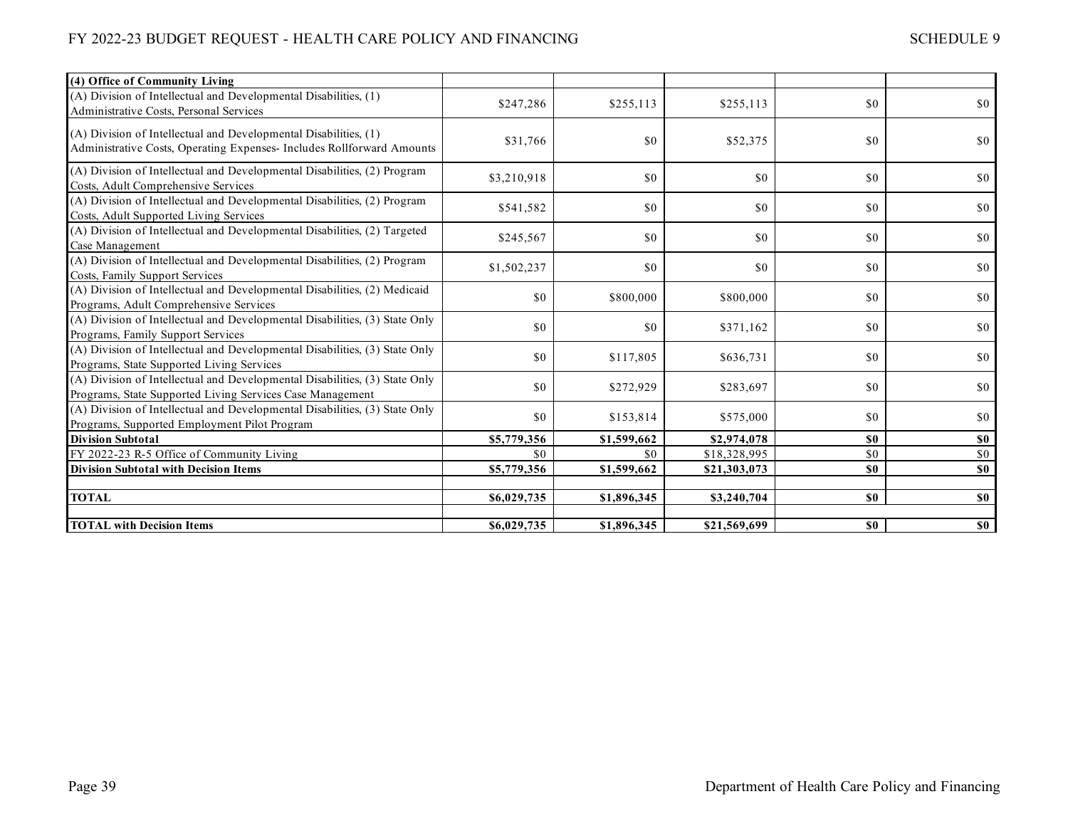| (4) Office of Community Living | | | | | |
|---|---|---|---|---|---|
| (A) Division of Intellectual and Developmental Disabilities, (1) Administrative Costs, Personal Services | $247,286 | $255,113 | $255,113 | $0 | $0 |
| (A) Division of Intellectual and Developmental Disabilities, (1) Administrative Costs, Operating Expenses- Includes Rollforward Amounts | $31,766 | $0 | $52,375 | $0 | $0 |
| (A) Division of Intellectual and Developmental Disabilities, (2) Program Costs, Adult Comprehensive Services | $3,210,918 | $0 | $0 | $0 | $0 |
| (A) Division of Intellectual and Developmental Disabilities, (2) Program Costs, Adult Supported Living Services | $541,582 | $0 | $0 | $0 | $0 |
| (A) Division of Intellectual and Developmental Disabilities, (2) Targeted Case Management | $245,567 | $0 | $0 | $0 | $0 |
| (A) Division of Intellectual and Developmental Disabilities, (2) Program Costs, Family Support Services | $1,502,237 | $0 | $0 | $0 | $0 |
| (A) Division of Intellectual and Developmental Disabilities, (2) Medicaid Programs, Adult Comprehensive Services | $0 | $800,000 | $800,000 | $0 | $0 |
| (A) Division of Intellectual and Developmental Disabilities, (3) State Only Programs, Family Support Services | $0 | $0 | $371,162 | $0 | $0 |
| (A) Division of Intellectual and Developmental Disabilities, (3) State Only Programs, State Supported Living Services | $0 | $117,805 | $636,731 | $0 | $0 |
| (A) Division of Intellectual and Developmental Disabilities, (3) State Only Programs, State Supported Living Services Case Management | $0 | $272,929 | $283,697 | $0 | $0 |
| (A) Division of Intellectual and Developmental Disabilities, (3) State Only Programs, Supported Employment Pilot Program | $0 | $153,814 | $575,000 | $0 | $0 |
| **Division Subtotal** | **$5,779,356** | **$1,599,662** | **$2,974,078** | **$0** | **$0** |
| FY 2022-23 R-5 Office of Community Living | $0 | $0 | $18,328,995 | $0 | $0 |
| **Division Subtotal with Decision Items** | **$5,779,356** | **$1,599,662** | **$21,303,073** | **$0** | **$0** |
| | | | | | |
| **TOTAL** | **$6,029,735** | **$1,896,345** | **$3,240,704** | **$0** | **$0** |
| | | | | | |
| **TOTAL with Decision Items** | **$6,029,735** | **$1,896,345** | **$21,569,699** | **$0** | **$0** |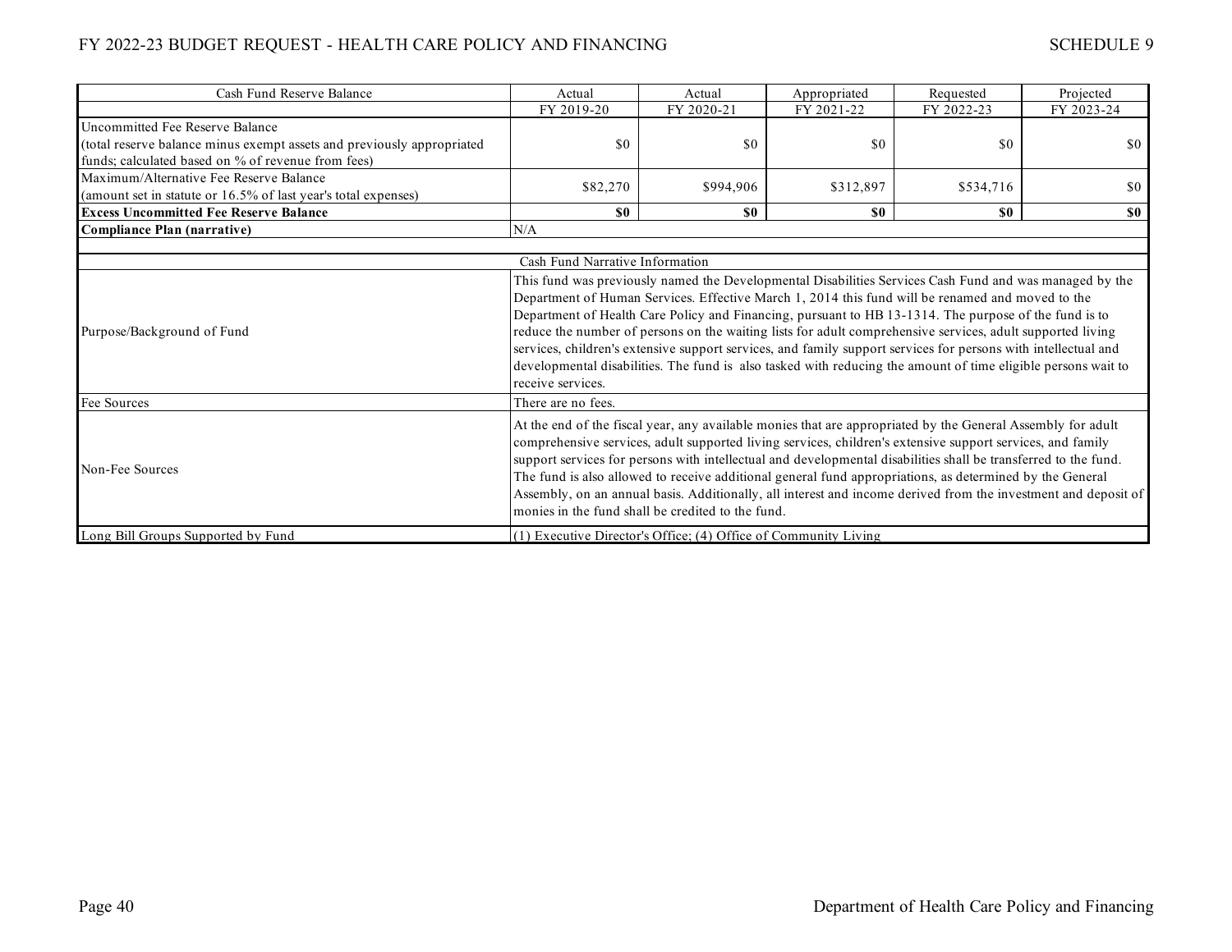| Cash Fund Reserve Balance | Actual | Actual | Appropriated | Requested | Projected |
|---|---|---|---|---|---|
| | FY 2019-20 | FY 2020-21 | FY 2021-22 | FY 2022-23 | FY 2023-24 |
| Uncommitted Fee Reserve Balance (total reserve balance minus exempt assets and previously appropriated funds; calculated based on % of revenue from fees) | $0 | $0 | $0 | $0 | $0 |
| Maximum/Alternative Fee Reserve Balance (amount set in statute or 16.5% of last year's total expenses) | $82,270 | $994,906 | $312,897 | $534,716 | $0 |
| **Excess Uncommitted Fee Reserve Balance** | **$0** | **$0** | **$0** | **$0** | **$0** |
| **Compliance Plan (narrative)** | N/A | | | | |

| | Cash Fund Narrative Information |
|---|---|
| Purpose/Background of Fund | This fund was previously named the Developmental Disabilities Services Cash Fund and was managed by the Department of Human Services. Effective March 1, 2014 this fund will be renamed and moved to the Department of Health Care Policy and Financing, pursuant to HB 13-1314. The purpose of the fund is to reduce the number of persons on the waiting lists for adult comprehensive services, adult supported living services, children's extensive support services, and family support services for persons with intellectual and developmental disabilities. The fund is also tasked with reducing the amount of time eligible persons wait to receive services. |
| Fee Sources | There are no fees. |
| Non-Fee Sources | At the end of the fiscal year, any available monies that are appropriated by the General Assembly for adult comprehensive services, adult supported living services, children's extensive support services, and family support services for persons with intellectual and developmental disabilities shall be transferred to the fund. The fund is also allowed to receive additional general fund appropriations, as determined by the General Assembly, on an annual basis. Additionally, all interest and income derived from the investment and deposit of monies in the fund shall be credited to the fund. |
| Long Bill Groups Supported by Fund | (1) Executive Director's Office; (4) Office of Community Living |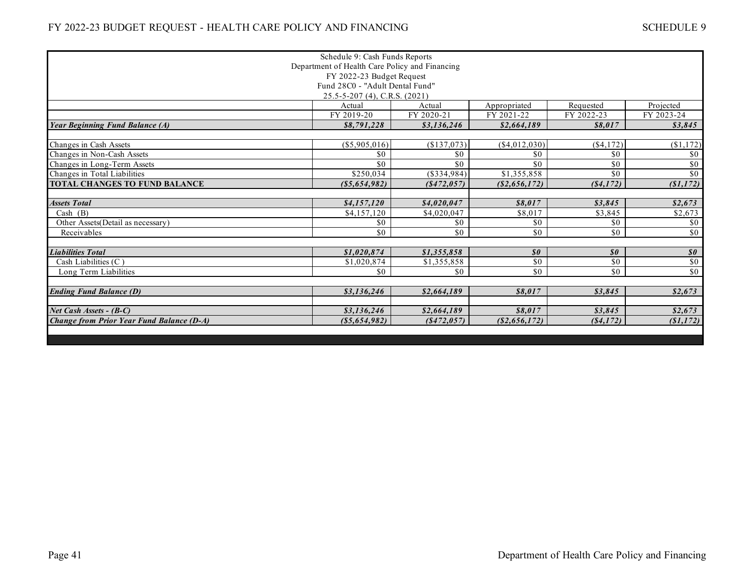Schedule 9: Cash Funds Reports
Department of Health Care Policy and Financing
FY 2022-23 Budget Request
Fund 28C0 - "Adult Dental Fund"
25.5-5-207 (4), C.R.S. (2021)

| | Actual | Actual | Appropriated | Requested | Projected |
|---|---|---|---|---|---|
| | FY 2019-20 | FY 2020-21 | FY 2021-22 | FY 2022-23 | FY 2023-24 |
| ***Year Beginning Fund Balance (A)*** | ***$8,791,228*** | ***$3,136,246*** | ***$2,664,189*** | ***$8,017*** | ***$3,845*** |
| | | | | | |
| Changes in Cash Assets | ($5,905,016) | ($137,073) | ($4,012,030) | ($4,172) | ($1,172) |
| Changes in Non-Cash Assets | $0 | $0 | $0 | $0 | $0 |
| Changes in Long-Term Assets | $0 | $0 | $0 | $0 | $0 |
| Changes in Total Liabilities | $250,034 | ($334,984) | $1,355,858 | $0 | $0 |
| **TOTAL CHANGES TO FUND BALANCE** | ***($5,654,982)*** | ***($472,057)*** | ***($2,656,172)*** | ***($4,172)*** | ***($1,172)*** |
| | | | | | |
| ***Assets Total*** | ***$4,157,120*** | ***$4,020,047*** | ***$8,017*** | ***$3,845*** | ***$2,673*** |
| Cash (B) | $4,157,120 | $4,020,047 | $8,017 | $3,845 | $2,673 |
| Other Assets(Detail as necessary) | $0 | $0 | $0 | $0 | $0 |
| Receivables | $0 | $0 | $0 | $0 | $0 |
| | | | | | |
| ***Liabilities Total*** | ***$1,020,874*** | ***$1,355,858*** | ***$0*** | ***$0*** | ***$0*** |
| Cash Liabilities (C ) | $1,020,874 | $1,355,858 | $0 | $0 | $0 |
| Long Term Liabilities | $0 | $0 | $0 | $0 | $0 |
| | | | | | |
| ***Ending Fund Balance (D)*** | ***$3,136,246*** | ***$2,664,189*** | ***$8,017*** | ***$3,845*** | ***$2,673*** |
| | | | | | |
| ***Net Cash Assets - (B-C)*** | ***$3,136,246*** | ***$2,664,189*** | ***$8,017*** | ***$3,845*** | ***$2,673*** |
| ***Change from Prior Year Fund Balance (D-A)*** | ***($5,654,982)*** | ***($472,057)*** | ***($2,656,172)*** | ***($4,172)*** | ***($1,172)*** |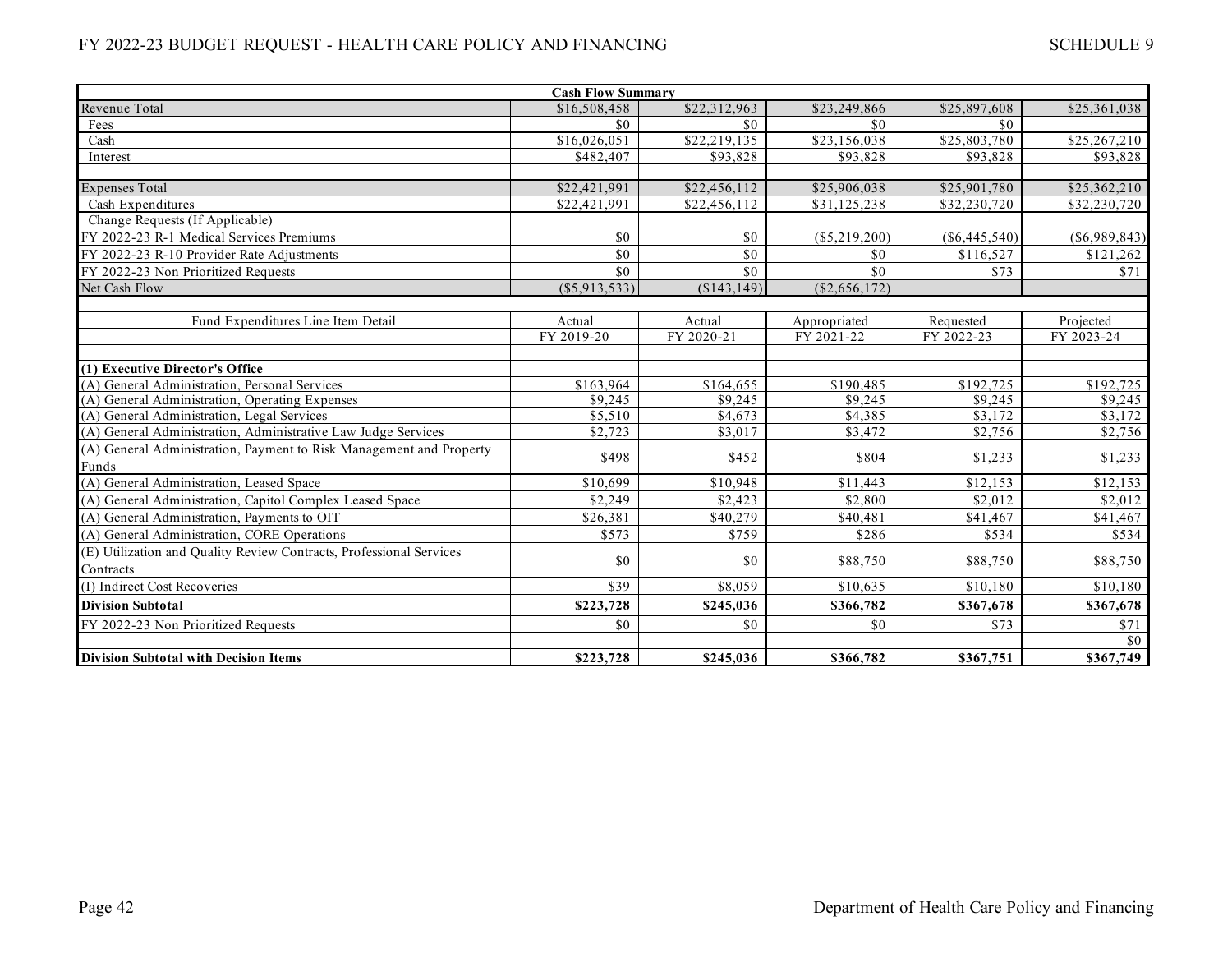| Cash Flow Summary | | | | | |
|---|---|---|---|---|---|
| Revenue Total | $16,508,458 | $22,312,963 | $23,249,866 | $25,897,608 | $25,361,038 |
| Fees | $0 | $0 | $0 | $0 | |
| Cash | $16,026,051 | $22,219,135 | $23,156,038 | $25,803,780 | $25,267,210 |
| Interest | $482,407 | $93,828 | $93,828 | $93,828 | $93,828 |
| | | | | | |
| Expenses Total | $22,421,991 | $22,456,112 | $25,906,038 | $25,901,780 | $25,362,210 |
| Cash Expenditures | $22,421,991 | $22,456,112 | $31,125,238 | $32,230,720 | $32,230,720 |
| Change Requests (If Applicable) | | | | | |
| FY 2022-23 R-1 Medical Services Premiums | $0 | $0 | ($5,219,200) | ($6,445,540) | ($6,989,843) |
| FY 2022-23 R-10 Provider Rate Adjustments | $0 | $0 | $0 | $116,527 | $121,262 |
| FY 2022-23 Non Prioritized Requests | $0 | $0 | $0 | $73 | $71 |
| Net Cash Flow | ($5,913,533) | ($143,149) | ($2,656,172) | | |

| Fund Expenditures Line Item Detail | Actual | Actual | Appropriated | Requested | Projected |
|---|---|---|---|---|---|
| | FY 2019-20 | FY 2020-21 | FY 2021-22 | FY 2022-23 | FY 2023-24 |
| | | | | | |
| **(1) Executive Director's Office** | | | | | |
| (A) General Administration, Personal Services | $163,964 | $164,655 | $190,485 | $192,725 | $192,725 |
| (A) General Administration, Operating Expenses | $9,245 | $9,245 | $9,245 | $9,245 | $9,245 |
| (A) General Administration, Legal Services | $5,510 | $4,673 | $4,385 | $3,172 | $3,172 |
| (A) General Administration, Administrative Law Judge Services | $2,723 | $3,017 | $3,472 | $2,756 | $2,756 |
| (A) General Administration, Payment to Risk Management and Property Funds | $498 | $452 | $804 | $1,233 | $1,233 |
| (A) General Administration, Leased Space | $10,699 | $10,948 | $11,443 | $12,153 | $12,153 |
| (A) General Administration, Capitol Complex Leased Space | $2,249 | $2,423 | $2,800 | $2,012 | $2,012 |
| (A) General Administration, Payments to OIT | $26,381 | $40,279 | $40,481 | $41,467 | $41,467 |
| (A) General Administration, CORE Operations | $573 | $759 | $286 | $534 | $534 |
| (E) Utilization and Quality Review Contracts, Professional Services Contracts | $0 | $0 | $88,750 | $88,750 | $88,750 |
| (I) Indirect Cost Recoveries | $39 | $8,059 | $10,635 | $10,180 | $10,180 |
| **Division Subtotal** | **$223,728** | **$245,036** | **$366,782** | **$367,678** | **$367,678** |
| FY 2022-23 Non Prioritized Requests | $0 | $0 | $0 | $73 | $71 |
| | | | | | $0 |
| **Division Subtotal with Decision Items** | **$223,728** | **$245,036** | **$366,782** | **$367,751** | **$367,749** |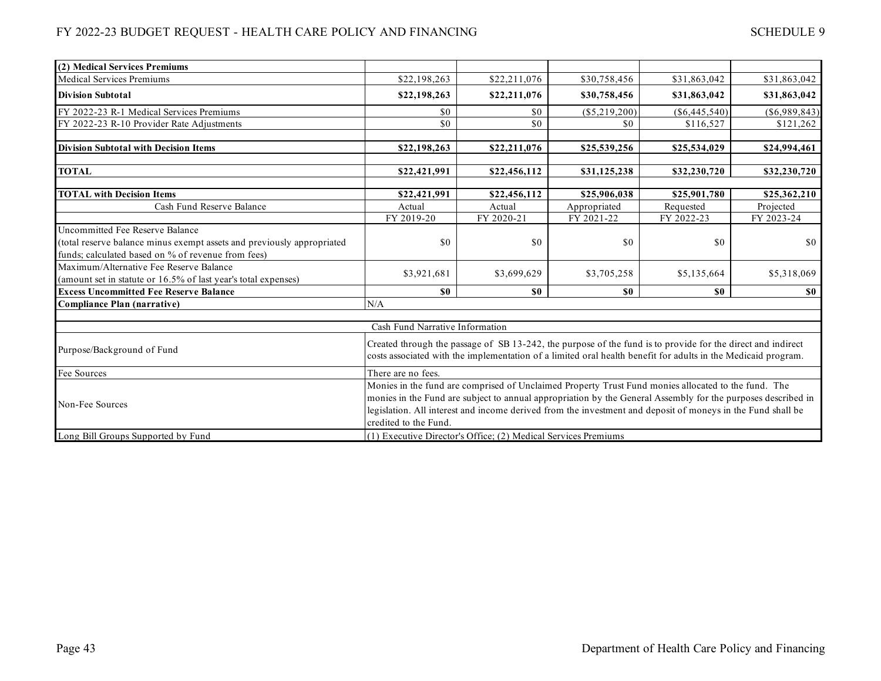| (2) Medical Services Premiums | | | | | |
|---|---|---|---|---|---|
| Medical Services Premiums | $22,198,263 | $22,211,076 | $30,758,456 | $31,863,042 | $31,863,042 |
| **Division Subtotal** | **$22,198,263** | **$22,211,076** | **$30,758,456** | **$31,863,042** | **$31,863,042** |
| FY 2022-23 R-1 Medical Services Premiums | $0 | $0 | ($5,219,200) | ($6,445,540) | ($6,989,843) |
| FY 2022-23 R-10 Provider Rate Adjustments | $0 | $0 | $0 | $116,527 | $121,262 |
| | | | | | |
| **Division Subtotal with Decision Items** | **$22,198,263** | **$22,211,076** | **$25,539,256** | **$25,534,029** | **$24,994,461** |
| | | | | | |
| **TOTAL** | **$22,421,991** | **$22,456,112** | **$31,125,238** | **$32,230,720** | **$32,230,720** |
| | | | | | |
| **TOTAL with Decision Items** | **$22,421,991** | **$22,456,112** | **$25,906,038** | **$25,901,780** | **$25,362,210** |
| Cash Fund Reserve Balance | Actual | Actual | Appropriated | Requested | Projected |
| | FY 2019-20 | FY 2020-21 | FY 2021-22 | FY 2022-23 | FY 2023-24 |
| Uncommitted Fee Reserve Balance (total reserve balance minus exempt assets and previously appropriated funds; calculated based on % of revenue from fees) | $0 | $0 | $0 | $0 | $0 |
| Maximum/Alternative Fee Reserve Balance (amount set in statute or 16.5% of last year's total expenses) | $3,921,681 | $3,699,629 | $3,705,258 | $5,135,664 | $5,318,069 |
| **Excess Uncommitted Fee Reserve Balance** | **$0** | **$0** | **$0** | **$0** | **$0** |
| **Compliance Plan (narrative)** | N/A | | | | |

| | Cash Fund Narrative Information |
|---|---|
| Purpose/Background of Fund | Created through the passage of SB 13-242, the purpose of the fund is to provide for the direct and indirect costs associated with the implementation of a limited oral health benefit for adults in the Medicaid program. |
| Fee Sources | There are no fees. |
| Non-Fee Sources | Monies in the fund are comprised of Unclaimed Property Trust Fund monies allocated to the fund. The monies in the Fund are subject to annual appropriation by the General Assembly for the purposes described in legislation. All interest and income derived from the investment and deposit of moneys in the Fund shall be credited to the Fund. |
| Long Bill Groups Supported by Fund | (1) Executive Director's Office; (2) Medical Services Premiums |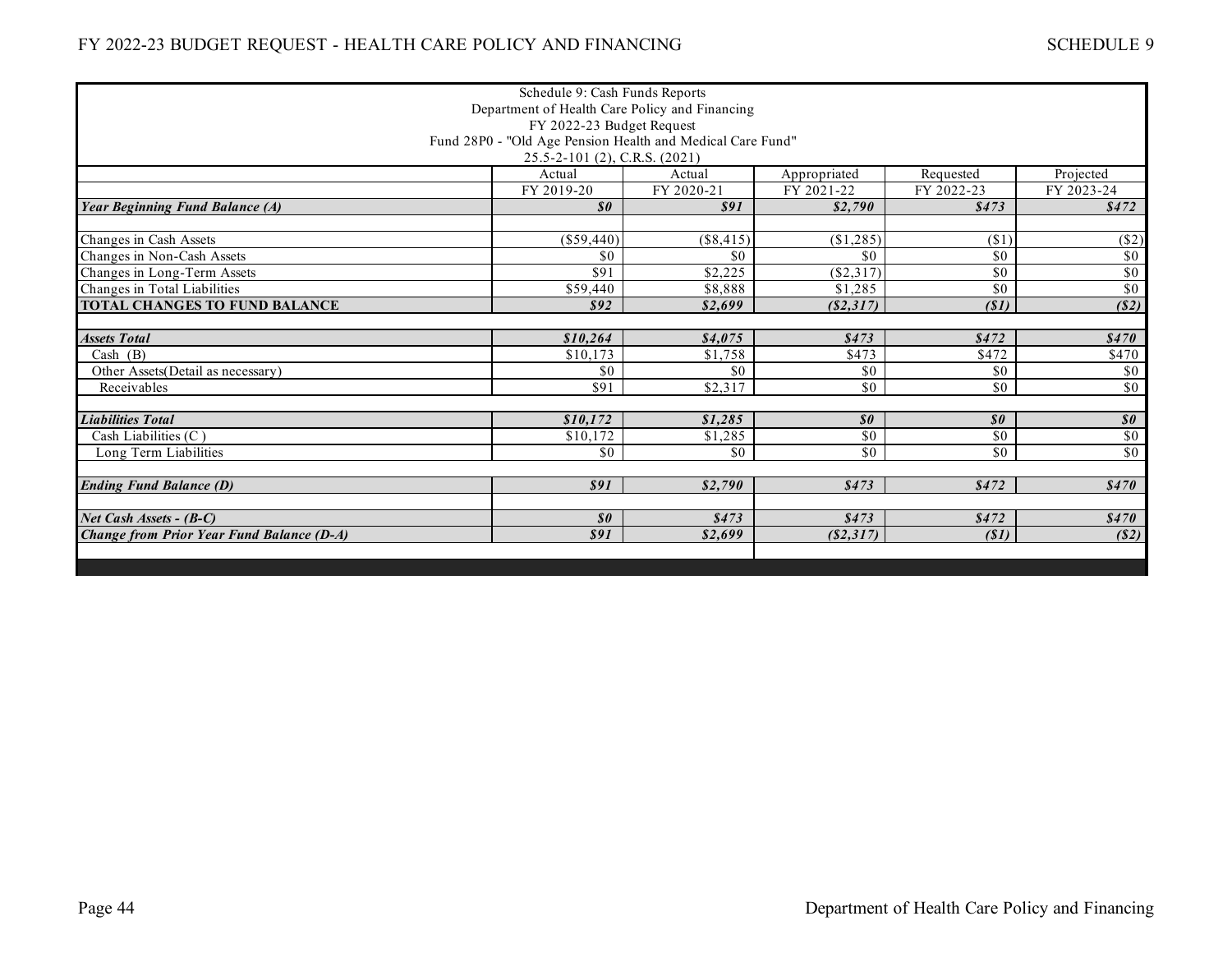Schedule 9: Cash Funds Reports
Department of Health Care Policy and Financing
FY 2022-23 Budget Request
Fund 28P0 - "Old Age Pension Health and Medical Care Fund"
25.5-2-101 (2), C.R.S. (2021)

| | Actual | Actual | Appropriated | Requested | Projected |
|---|---|---|---|---|---|
| | FY 2019-20 | FY 2020-21 | FY 2021-22 | FY 2022-23 | FY 2023-24 |
| ***Year Beginning Fund Balance (A)*** | ***$0*** | ***$91*** | ***$2,790*** | ***$473*** | ***$472*** |
| | | | | | |
| Changes in Cash Assets | ($59,440) | ($8,415) | ($1,285) | ($1) | ($2) |
| Changes in Non-Cash Assets | $0 | $0 | $0 | $0 | $0 |
| Changes in Long-Term Assets | $91 | $2,225 | ($2,317) | $0 | $0 |
| Changes in Total Liabilities | $59,440 | $8,888 | $1,285 | $0 | $0 |
| **TOTAL CHANGES TO FUND BALANCE** | ***$92*** | ***$2,699*** | ***($2,317)*** | ***($1)*** | ***($2)*** |
| | | | | | |
| ***Assets Total*** | ***$10,264*** | ***$4,075*** | ***$473*** | ***$472*** | ***$470*** |
| Cash (B) | $10,173 | $1,758 | $473 | $472 | $470 |
| Other Assets(Detail as necessary) | $0 | $0 | $0 | $0 | $0 |
| Receivables | $91 | $2,317 | $0 | $0 | $0 |
| | | | | | |
| ***Liabilities Total*** | ***$10,172*** | ***$1,285*** | ***$0*** | ***$0*** | ***$0*** |
| Cash Liabilities (C ) | $10,172 | $1,285 | $0 | $0 | $0 |
| Long Term Liabilities | $0 | $0 | $0 | $0 | $0 |
| | | | | | |
| ***Ending Fund Balance (D)*** | ***$91*** | ***$2,790*** | ***$473*** | ***$472*** | ***$470*** |
| | | | | | |
| ***Net Cash Assets - (B-C)*** | ***$0*** | ***$473*** | ***$473*** | ***$472*** | ***$470*** |
| ***Change from Prior Year Fund Balance (D-A)*** | ***$91*** | ***$2,699*** | ***($2,317)*** | ***($1)*** | ***($2)*** |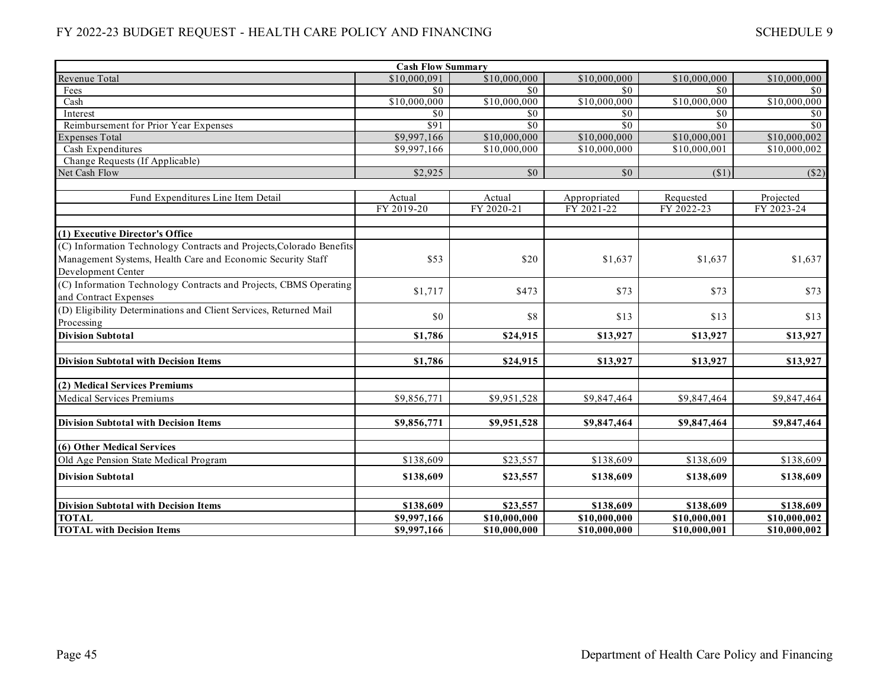| Cash Flow Summary | | | | | |
|---|---|---|---|---|---|
| Revenue Total | $10,000,091 | $10,000,000 | $10,000,000 | $10,000,000 | $10,000,000 |
| Fees | $0 | $0 | $0 | $0 | $0 |
| Cash | $10,000,000 | $10,000,000 | $10,000,000 | $10,000,000 | $10,000,000 |
| Interest | $0 | $0 | $0 | $0 | $0 |
| Reimbursement for Prior Year Expenses | $91 | $0 | $0 | $0 | $0 |
| Expenses Total | $9,997,166 | $10,000,000 | $10,000,000 | $10,000,001 | $10,000,002 |
| Cash Expenditures | $9,997,166 | $10,000,000 | $10,000,000 | $10,000,001 | $10,000,002 |
| Change Requests (If Applicable) | | | | | |
| Net Cash Flow | $2,925 | $0 | $0 | ($1) | ($2) |

| Fund Expenditures Line Item Detail | Actual FY 2019-20 | Actual FY 2020-21 | Appropriated FY 2021-22 | Requested FY 2022-23 | Projected FY 2023-24 |
|---|---|---|---|---|---|
| **(1) Executive Director's Office** | | | | | |
| (C) Information Technology Contracts and Projects,Colorado Benefits Management Systems, Health Care and Economic Security Staff Development Center | $53 | $20 | $1,637 | $1,637 | $1,637 |
| (C) Information Technology Contracts and Projects, CBMS Operating and Contract Expenses | $1,717 | $473 | $73 | $73 | $73 |
| (D) Eligibility Determinations and Client Services, Returned Mail Processing | $0 | $8 | $13 | $13 | $13 |
| **Division Subtotal** | **$1,786** | **$24,915** | **$13,927** | **$13,927** | **$13,927** |
| **Division Subtotal with Decision Items** | **$1,786** | **$24,915** | **$13,927** | **$13,927** | **$13,927** |
| **(2) Medical Services Premiums** | | | | | |
| Medical Services Premiums | $9,856,771 | $9,951,528 | $9,847,464 | $9,847,464 | $9,847,464 |
| **Division Subtotal with Decision Items** | **$9,856,771** | **$9,951,528** | **$9,847,464** | **$9,847,464** | **$9,847,464** |
| **(6) Other Medical Services** | | | | | |
| Old Age Pension State Medical Program | $138,609 | $23,557 | $138,609 | $138,609 | $138,609 |
| **Division Subtotal** | **$138,609** | **$23,557** | **$138,609** | **$138,609** | **$138,609** |
| **Division Subtotal with Decision Items** | **$138,609** | **$23,557** | **$138,609** | **$138,609** | **$138,609** |
| **TOTAL** | **$9,997,166** | **$10,000,000** | **$10,000,000** | **$10,000,001** | **$10,000,002** |
| **TOTAL with Decision Items** | **$9,997,166** | **$10,000,000** | **$10,000,000** | **$10,000,001** | **$10,000,002** |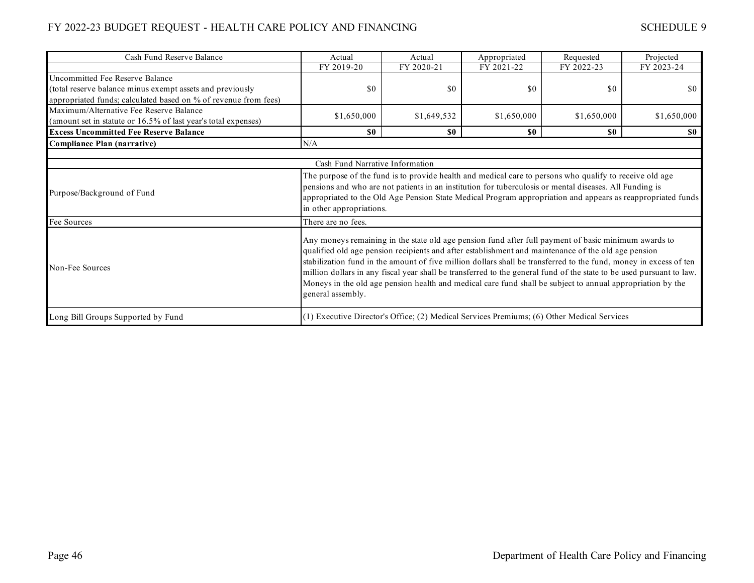| Cash Fund Reserve Balance | Actual FY 2019-20 | Actual FY 2020-21 | Appropriated FY 2021-22 | Requested FY 2022-23 | Projected FY 2023-24 |
|---|---|---|---|---|---|
| Uncommitted Fee Reserve Balance (total reserve balance minus exempt assets and previously appropriated funds; calculated based on % of revenue from fees) | $0 | $0 | $0 | $0 | $0 |
| Maximum/Alternative Fee Reserve Balance (amount set in statute or 16.5% of last year's total expenses) | $1,650,000 | $1,649,532 | $1,650,000 | $1,650,000 | $1,650,000 |
| **Excess Uncommitted Fee Reserve Balance** | **$0** | **$0** | **$0** | **$0** | **$0** |
| **Compliance Plan (narrative)** | N/A | | | | |

| | Cash Fund Narrative Information |
|---|---|
| Purpose/Background of Fund | The purpose of the fund is to provide health and medical care to persons who qualify to receive old age pensions and who are not patients in an institution for tuberculosis or mental diseases. All Funding is appropriated to the Old Age Pension State Medical Program appropriation and appears as reappropriated funds in other appropriations. |
| Fee Sources | There are no fees. |
| Non-Fee Sources | Any moneys remaining in the state old age pension fund after full payment of basic minimum awards to qualified old age pension recipients and after establishment and maintenance of the old age pension stabilization fund in the amount of five million dollars shall be transferred to the fund, money in excess of ten million dollars in any fiscal year shall be transferred to the general fund of the state to be used pursuant to law. Moneys in the old age pension health and medical care fund shall be subject to annual appropriation by the general assembly. |
| Long Bill Groups Supported by Fund | (1) Executive Director's Office; (2) Medical Services Premiums; (6) Other Medical Services |